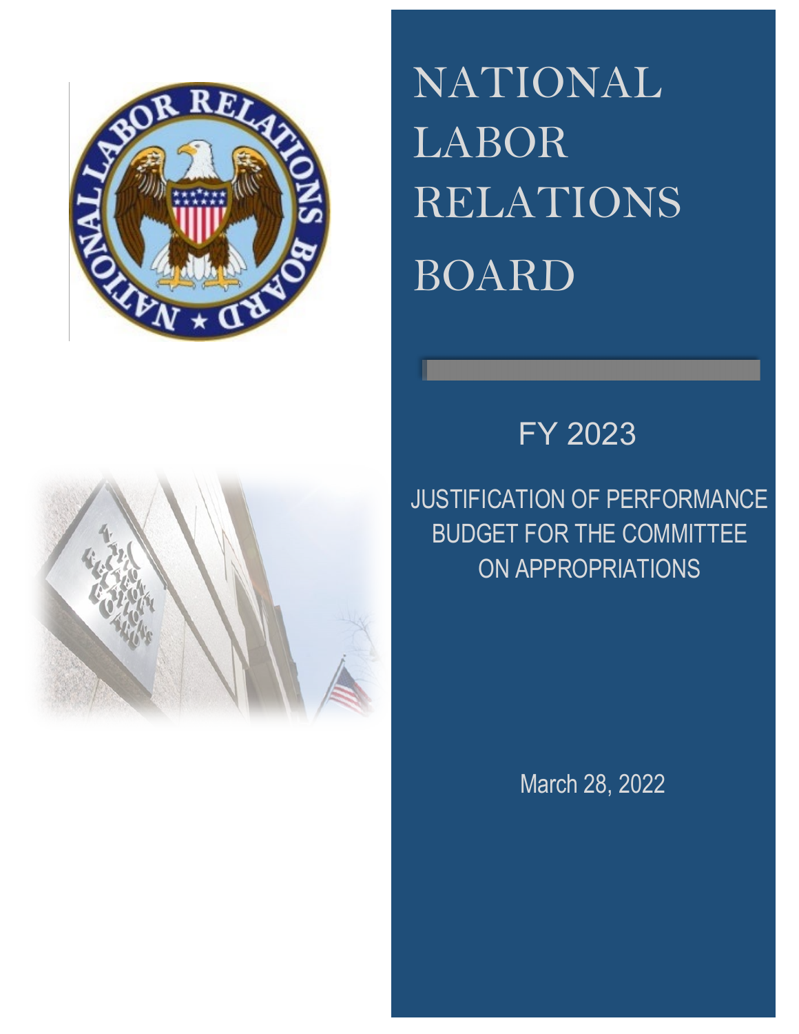# NATIONAL LABOR RELATIONS BOARD

FY 2023

JUSTIFICATION OF PERFORMANCE BUDGET FOR THE COMMITTEE ON APPROPRIATIONS

March 28, 2022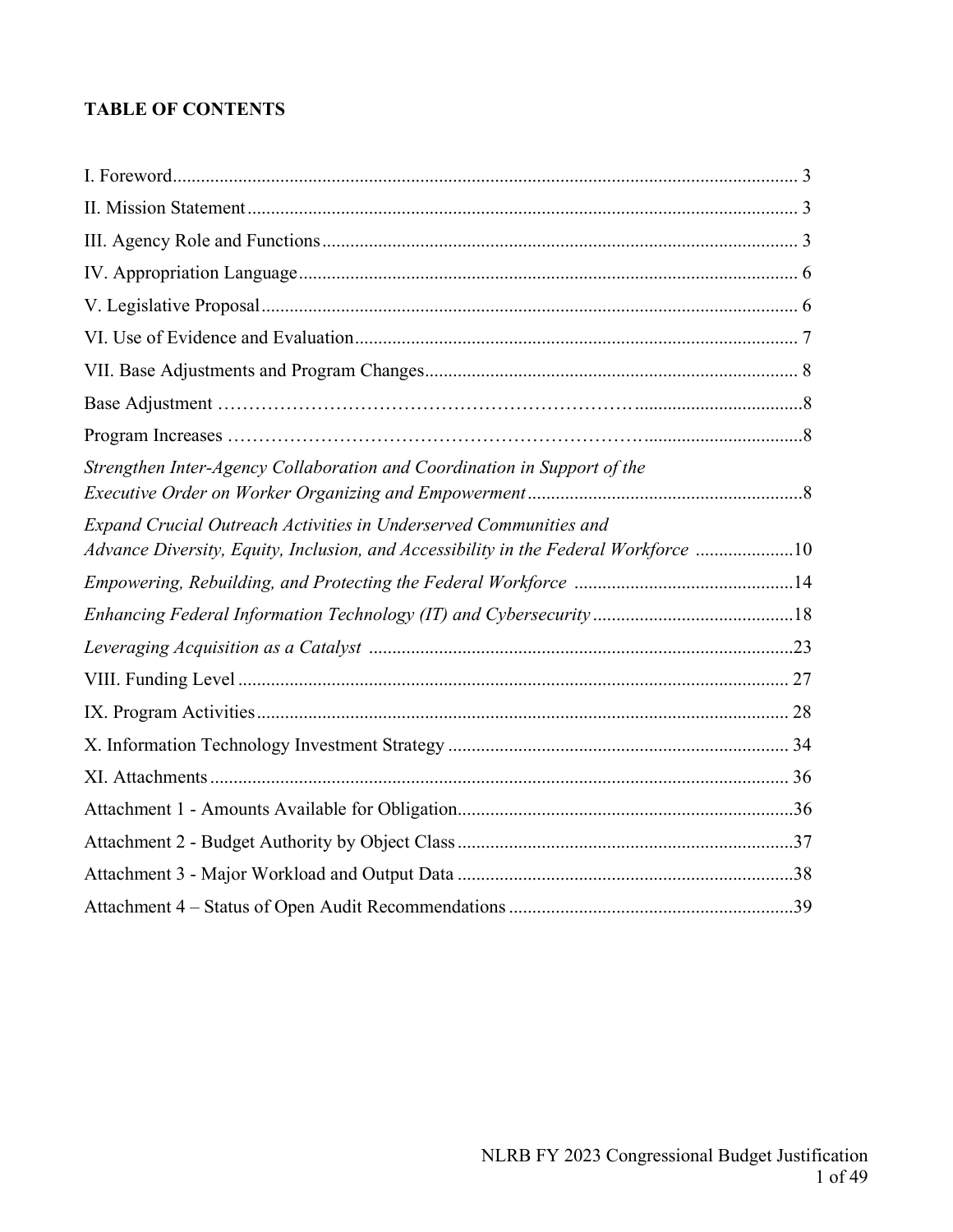**TABLE OF CONTENTS**

I. Foreword ..... 3

II. Mission Statement ..... 3

III. Agency Role and Functions ..... 3

IV. Appropriation Language ..... 6

V. Legislative Proposal ..... 6

VI. Use of Evidence and Evaluation ..... 7

VII. Base Adjustments and Program Changes ..... 8

Base Adjustment ..... 8

Program Increases ..... 8

*Strengthen Inter-Agency Collaboration and Coordination in Support of the Executive Order on Worker Organizing and Empowerment* ..... 8

*Expand Crucial Outreach Activities in Underserved Communities and Advance Diversity, Equity, Inclusion, and Accessibility in the Federal Workforce* ..... 10

*Empowering, Rebuilding, and Protecting the Federal Workforce* ..... 14

*Enhancing Federal Information Technology (IT) and Cybersecurity* ..... 18

*Leveraging Acquisition as a Catalyst* ..... 23

VIII. Funding Level ..... 27

IX. Program Activities ..... 28

X. Information Technology Investment Strategy ..... 34

XI. Attachments ..... 36

Attachment 1 - Amounts Available for Obligation ..... 36

Attachment 2 - Budget Authority by Object Class ..... 37

Attachment 3 - Major Workload and Output Data ..... 38

Attachment 4 – Status of Open Audit Recommendations ..... 39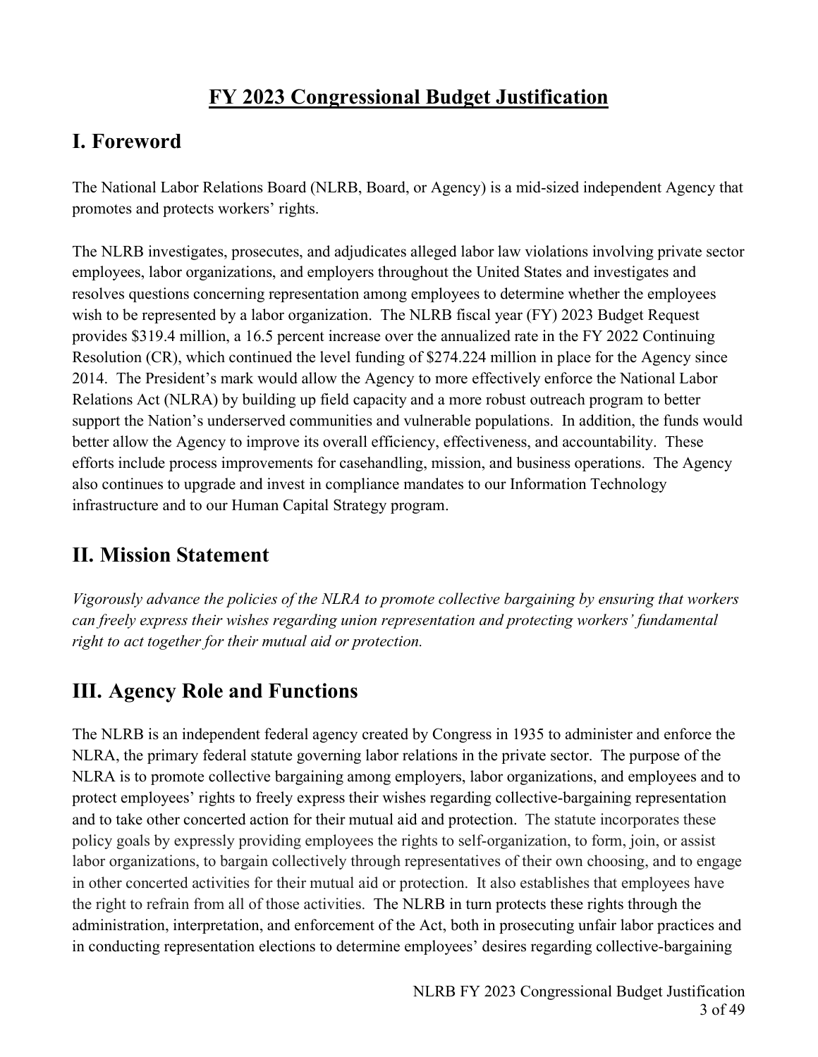# FY 2023 Congressional Budget Justification

## I. Foreword

The National Labor Relations Board (NLRB, Board, or Agency) is a mid-sized independent Agency that promotes and protects workers' rights.

The NLRB investigates, prosecutes, and adjudicates alleged labor law violations involving private sector employees, labor organizations, and employers throughout the United States and investigates and resolves questions concerning representation among employees to determine whether the employees wish to be represented by a labor organization. The NLRB fiscal year (FY) 2023 Budget Request provides $319.4 million, a 16.5 percent increase over the annualized rate in the FY 2022 Continuing Resolution (CR), which continued the level funding of $274.224 million in place for the Agency since 2014. The President's mark would allow the Agency to more effectively enforce the National Labor Relations Act (NLRA) by building up field capacity and a more robust outreach program to better support the Nation's underserved communities and vulnerable populations. In addition, the funds would better allow the Agency to improve its overall efficiency, effectiveness, and accountability. These efforts include process improvements for casehandling, mission, and business operations. The Agency also continues to upgrade and invest in compliance mandates to our Information Technology infrastructure and to our Human Capital Strategy program.

## II. Mission Statement

*Vigorously advance the policies of the NLRA to promote collective bargaining by ensuring that workers can freely express their wishes regarding union representation and protecting workers' fundamental right to act together for their mutual aid or protection.*

## III. Agency Role and Functions

The NLRB is an independent federal agency created by Congress in 1935 to administer and enforce the NLRA, the primary federal statute governing labor relations in the private sector. The purpose of the NLRA is to promote collective bargaining among employers, labor organizations, and employees and to protect employees' rights to freely express their wishes regarding collective-bargaining representation and to take other concerted action for their mutual aid and protection. The statute incorporates these policy goals by expressly providing employees the rights to self-organization, to form, join, or assist labor organizations, to bargain collectively through representatives of their own choosing, and to engage in other concerted activities for their mutual aid or protection. It also establishes that employees have the right to refrain from all of those activities. The NLRB in turn protects these rights through the administration, interpretation, and enforcement of the Act, both in prosecuting unfair labor practices and in conducting representation elections to determine employees' desires regarding collective-bargaining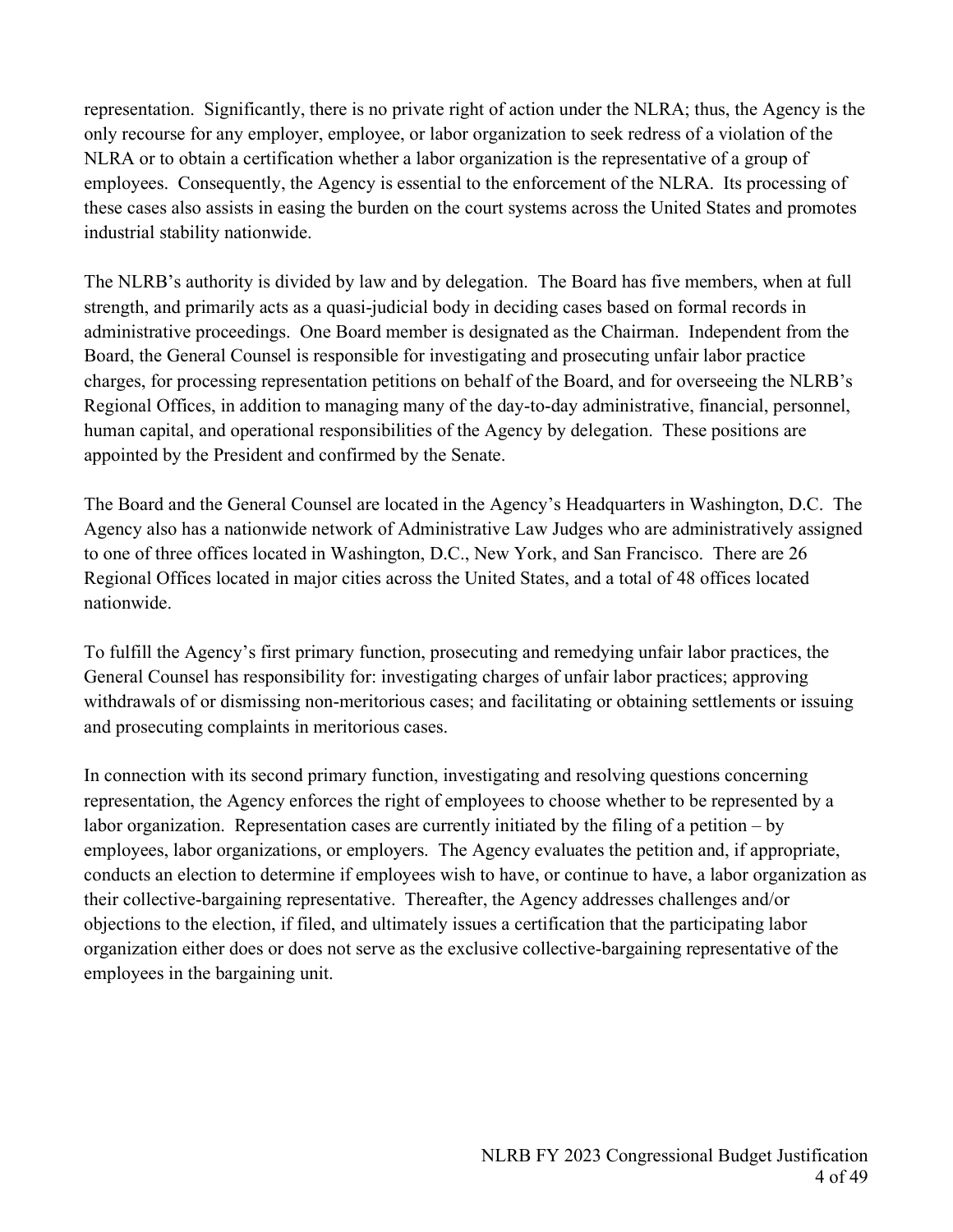representation. Significantly, there is no private right of action under the NLRA; thus, the Agency is the only recourse for any employer, employee, or labor organization to seek redress of a violation of the NLRA or to obtain a certification whether a labor organization is the representative of a group of employees. Consequently, the Agency is essential to the enforcement of the NLRA. Its processing of these cases also assists in easing the burden on the court systems across the United States and promotes industrial stability nationwide.

The NLRB's authority is divided by law and by delegation. The Board has five members, when at full strength, and primarily acts as a quasi-judicial body in deciding cases based on formal records in administrative proceedings. One Board member is designated as the Chairman. Independent from the Board, the General Counsel is responsible for investigating and prosecuting unfair labor practice charges, for processing representation petitions on behalf of the Board, and for overseeing the NLRB's Regional Offices, in addition to managing many of the day-to-day administrative, financial, personnel, human capital, and operational responsibilities of the Agency by delegation. These positions are appointed by the President and confirmed by the Senate.

The Board and the General Counsel are located in the Agency's Headquarters in Washington, D.C. The Agency also has a nationwide network of Administrative Law Judges who are administratively assigned to one of three offices located in Washington, D.C., New York, and San Francisco. There are 26 Regional Offices located in major cities across the United States, and a total of 48 offices located nationwide.

To fulfill the Agency's first primary function, prosecuting and remedying unfair labor practices, the General Counsel has responsibility for: investigating charges of unfair labor practices; approving withdrawals of or dismissing non-meritorious cases; and facilitating or obtaining settlements or issuing and prosecuting complaints in meritorious cases.

In connection with its second primary function, investigating and resolving questions concerning representation, the Agency enforces the right of employees to choose whether to be represented by a labor organization. Representation cases are currently initiated by the filing of a petition – by employees, labor organizations, or employers. The Agency evaluates the petition and, if appropriate, conducts an election to determine if employees wish to have, or continue to have, a labor organization as their collective-bargaining representative. Thereafter, the Agency addresses challenges and/or objections to the election, if filed, and ultimately issues a certification that the participating labor organization either does or does not serve as the exclusive collective-bargaining representative of the employees in the bargaining unit.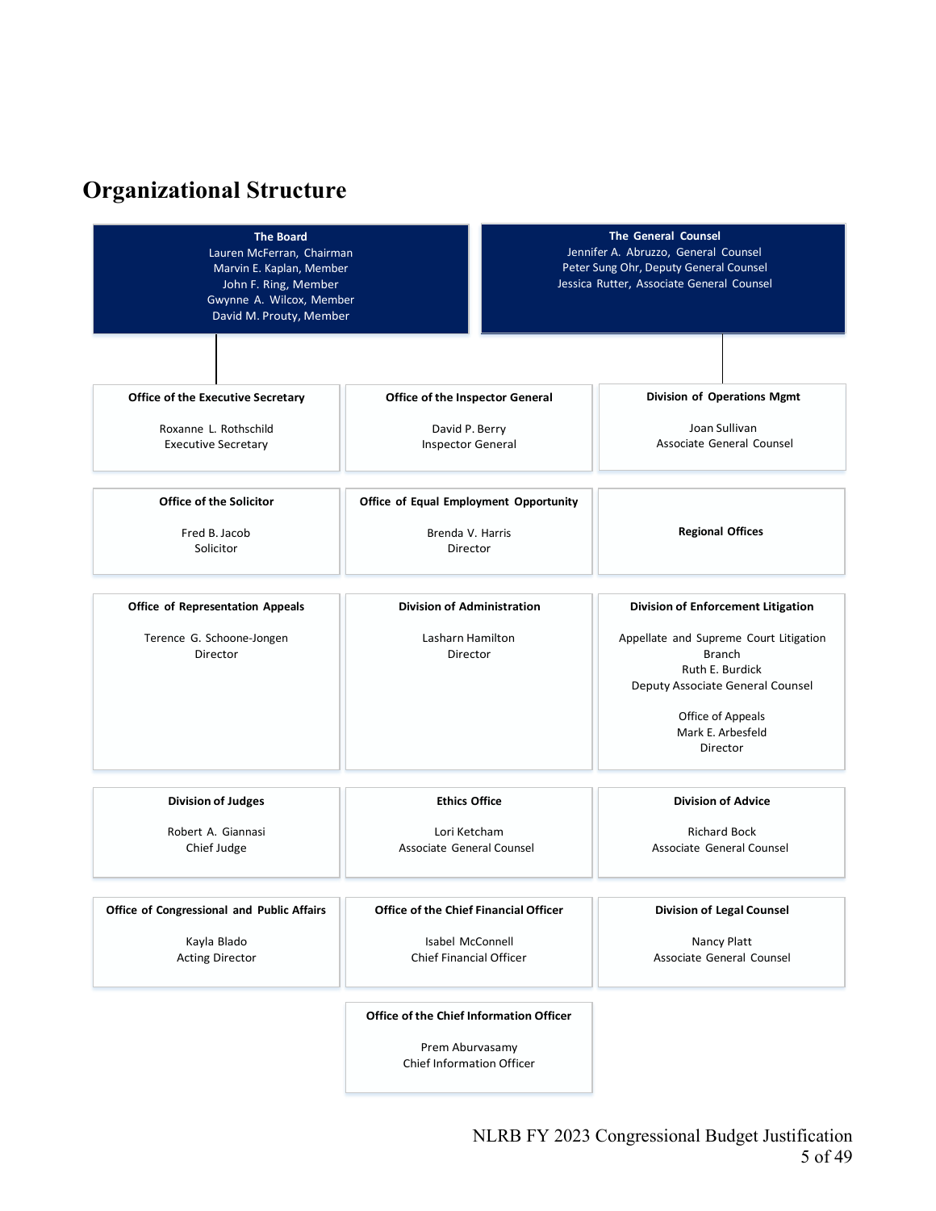# Organizational Structure

**The Board**
Lauren McFerran, Chairman
Marvin E. Kaplan, Member
John F. Ring, Member
Gwynne A. Wilcox, Member
David M. Prouty, Member

**The General Counsel**
Jennifer A. Abruzzo, General Counsel
Peter Sung Ohr, Deputy General Counsel
Jessica Rutter, Associate General Counsel

**Office of the Executive Secretary**
Roxanne L. Rothschild
Executive Secretary

**Office of the Inspector General**
David P. Berry
Inspector General

**Division of Operations Mgmt**
Joan Sullivan
Associate General Counsel

**Office of the Solicitor**
Fred B. Jacob
Solicitor

**Office of Equal Employment Opportunity**
Brenda V. Harris
Director

**Regional Offices**

**Office of Representation Appeals**
Terence G. Schoone-Jongen
Director

**Division of Administration**
Lasharn Hamilton
Director

**Division of Enforcement Litigation**
Appellate and Supreme Court Litigation Branch
Ruth E. Burdick
Deputy Associate General Counsel

Office of Appeals
Mark E. Arbesfeld
Director

**Division of Judges**
Robert A. Giannasi
Chief Judge

**Ethics Office**
Lori Ketcham
Associate General Counsel

**Division of Advice**
Richard Bock
Associate General Counsel

**Office of Congressional and Public Affairs**
Kayla Blado
Acting Director

**Office of the Chief Financial Officer**
Isabel McConnell
Chief Financial Officer

**Division of Legal Counsel**
Nancy Platt
Associate General Counsel

**Office of the Chief Information Officer**
Prem Aburvasamy
Chief Information Officer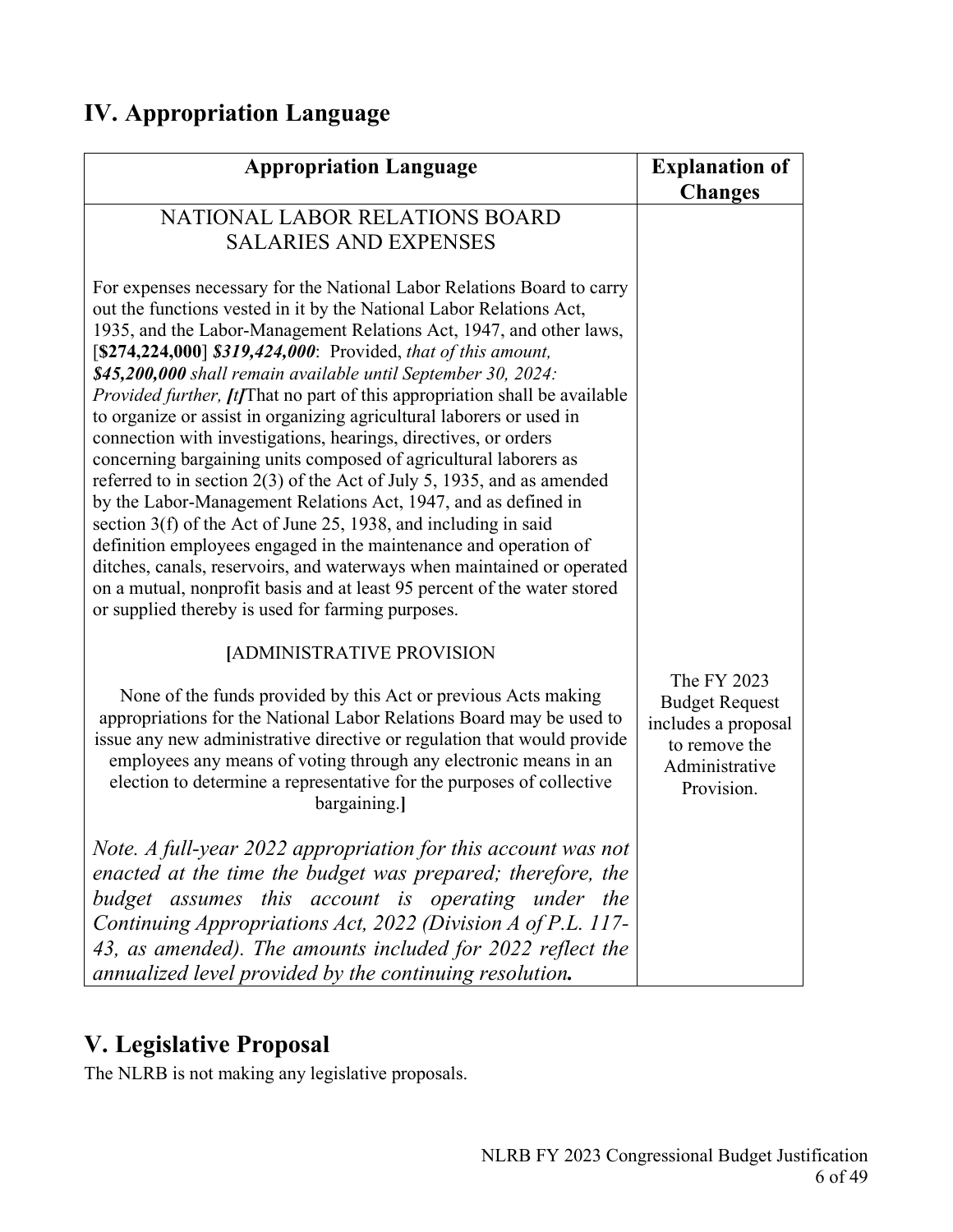## IV. Appropriation Language

| Appropriation Language | Explanation of Changes |
| --- | --- |
| NATIONAL LABOR RELATIONS BOARD<br>SALARIES AND EXPENSES<br><br>For expenses necessary for the National Labor Relations Board to carry out the functions vested in it by the National Labor Relations Act, 1935, and the Labor-Management Relations Act, 1947, and other laws, [**$274,224,000**] ***$319,424,000***: Provided, *that of this amount, **$45,200,000** shall remain available until September 30, 2024: Provided further,* ***[t]***That no part of this appropriation shall be available to organize or assist in organizing agricultural laborers or used in connection with investigations, hearings, directives, or orders concerning bargaining units composed of agricultural laborers as referred to in section 2(3) of the Act of July 5, 1935, and as amended by the Labor-Management Relations Act, 1947, and as defined in section 3(f) of the Act of June 25, 1938, and including in said definition employees engaged in the maintenance and operation of ditches, canals, reservoirs, and waterways when maintained or operated on a mutual, nonprofit basis and at least 95 percent of the water stored or supplied thereby is used for farming purposes.<br><br>**[**ADMINISTRATIVE PROVISION<br><br>None of the funds provided by this Act or previous Acts making appropriations for the National Labor Relations Board may be used to issue any new administrative directive or regulation that would provide employees any means of voting through any electronic means in an election to determine a representative for the purposes of collective bargaining.**]**<br><br>*Note. A full-year 2022 appropriation for this account was not enacted at the time the budget was prepared; therefore, the budget assumes this account is operating under the Continuing Appropriations Act, 2022 (Division A of P.L. 117-43, as amended). The amounts included for 2022 reflect the annualized level provided by the continuing resolution.* | The FY 2023 Budget Request includes a proposal to remove the Administrative Provision. |

## V. Legislative Proposal

The NLRB is not making any legislative proposals.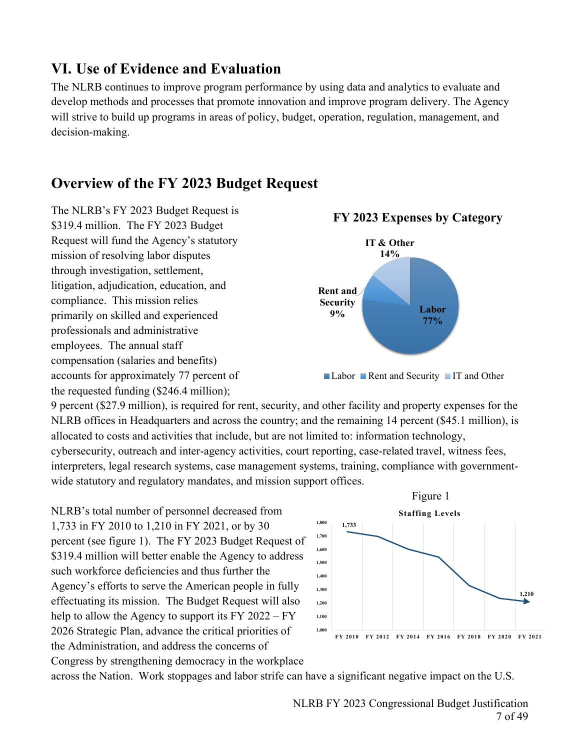## VI. Use of Evidence and Evaluation

The NLRB continues to improve program performance by using data and analytics to evaluate and develop methods and processes that promote innovation and improve program delivery. The Agency will strive to build up programs in areas of policy, budget, operation, regulation, management, and decision-making.

## Overview of the FY 2023 Budget Request

The NLRB's FY 2023 Budget Request is $319.4 million. The FY 2023 Budget Request will fund the Agency's statutory mission of resolving labor disputes through investigation, settlement, litigation, adjudication, education, and compliance. This mission relies primarily on skilled and experienced professionals and administrative employees. The annual staff compensation (salaries and benefits) accounts for approximately 77 percent of the requested funding ($246.4 million); 9 percent ($27.9 million), is required for rent, security, and other facility and property expenses for the NLRB offices in Headquarters and across the country; and the remaining 14 percent ($45.1 million), is allocated to costs and activities that include, but are not limited to: information technology, cybersecurity, outreach and inter-agency activities, court reporting, case-related travel, witness fees, interpreters, legal research systems, case management systems, training, compliance with government-wide statutory and regulatory mandates, and mission support offices.

**FY 2023 Expenses by Category**

| Category | Percent |
|---|---|
| Labor | 77% |
| Rent and Security | 9% |
| IT & Other | 14% |

NLRB's total number of personnel decreased from 1,733 in FY 2010 to 1,210 in FY 2021, or by 30 percent (see figure 1). The FY 2023 Budget Request of $319.4 million will better enable the Agency to address such workforce deficiencies and thus further the Agency's efforts to serve the American people in fully effectuating its mission. The Budget Request will also help to allow the Agency to support its FY 2022 – FY 2026 Strategic Plan, advance the critical priorities of the Administration, and address the concerns of Congress by strengthening democracy in the workplace across the Nation. Work stoppages and labor strife can have a significant negative impact on the U.S.

Figure 1

**Staffing Levels**

| Fiscal Year | Staffing |
|---|---|
| FY 2010 | 1,733 |
| FY 2021 | 1,210 |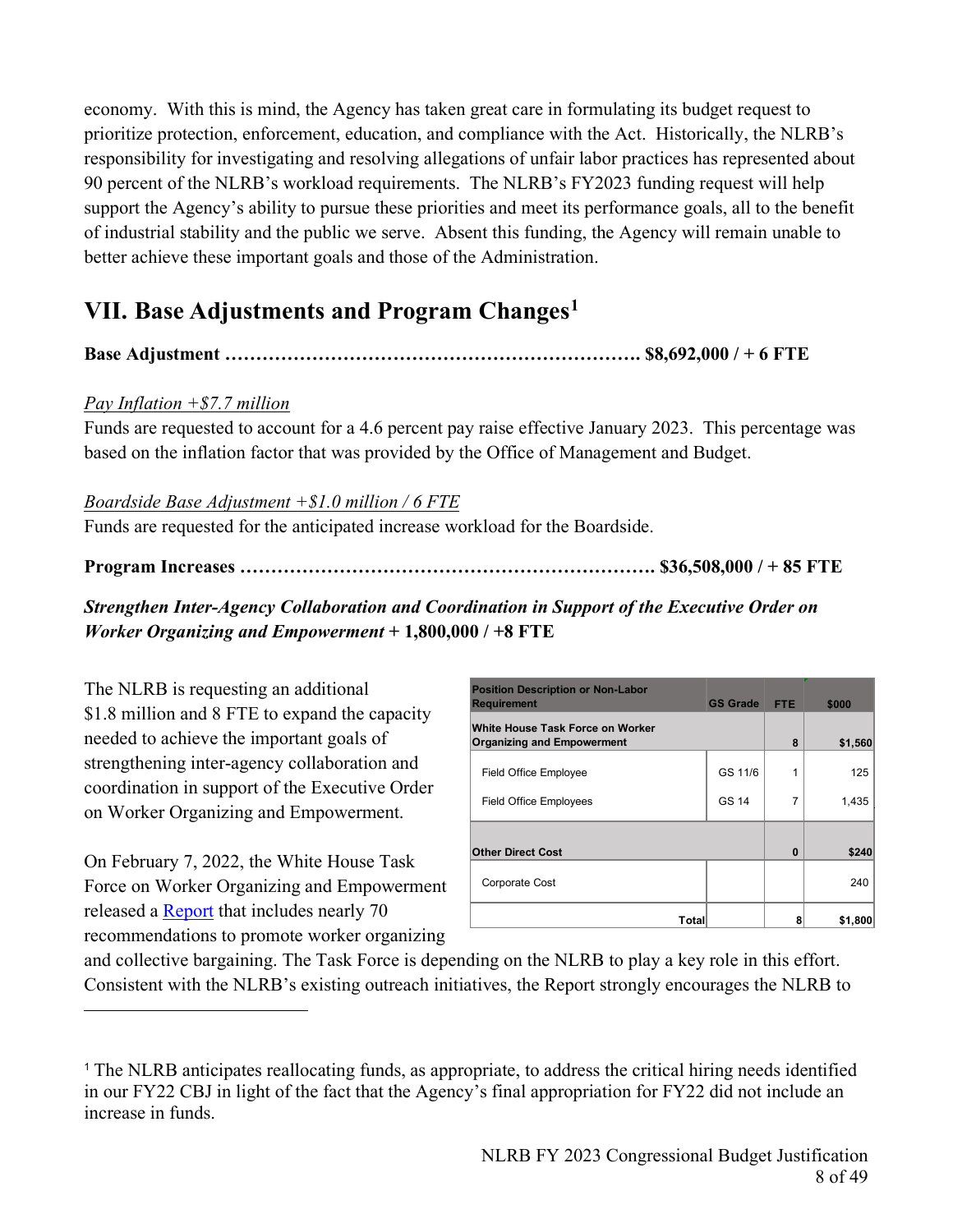economy. With this is mind, the Agency has taken great care in formulating its budget request to prioritize protection, enforcement, education, and compliance with the Act. Historically, the NLRB's responsibility for investigating and resolving allegations of unfair labor practices has represented about 90 percent of the NLRB's workload requirements. The NLRB's FY2023 funding request will help support the Agency's ability to pursue these priorities and meet its performance goals, all to the benefit of industrial stability and the public we serve. Absent this funding, the Agency will remain unable to better achieve these important goals and those of the Administration.

## VII. Base Adjustments and Program Changes[1]

**Base Adjustment …………………………………………………………. $8,692,000 / + 6 FTE**

*Pay Inflation +$7.7 million*

Funds are requested to account for a 4.6 percent pay raise effective January 2023. This percentage was based on the inflation factor that was provided by the Office of Management and Budget.

*Boardside Base Adjustment +$1.0 million / 6 FTE*

Funds are requested for the anticipated increase workload for the Boardside.

**Program Increases …………………………………………………………. $36,508,000 / + 85 FTE**

***Strengthen Inter-Agency Collaboration and Coordination in Support of the Executive Order on Worker Organizing and Empowerment* + 1,800,000 / +8 FTE**

The NLRB is requesting an additional $1.8 million and 8 FTE to expand the capacity needed to achieve the important goals of strengthening inter-agency collaboration and coordination in support of the Executive Order on Worker Organizing and Empowerment.

| Position Description or Non-Labor Requirement | GS Grade | FTE | $000 |
|---|---|---|---|
| **White House Task Force on Worker Organizing and Empowerment** | | **8** | **$1,560** |
| Field Office Employee | GS 11/6 | 1 | 125 |
| Field Office Employees | GS 14 | 7 | 1,435 |
| **Other Direct Cost** | | **0** | **$240** |
| Corporate Cost | | | 240 |
| **Total** | | **8** | **$1,800** |

On February 7, 2022, the White House Task Force on Worker Organizing and Empowerment released a Report that includes nearly 70 recommendations to promote worker organizing and collective bargaining. The Task Force is depending on the NLRB to play a key role in this effort. Consistent with the NLRB's existing outreach initiatives, the Report strongly encourages the NLRB to

[1] The NLRB anticipates reallocating funds, as appropriate, to address the critical hiring needs identified in our FY22 CBJ in light of the fact that the Agency's final appropriation for FY22 did not include an increase in funds.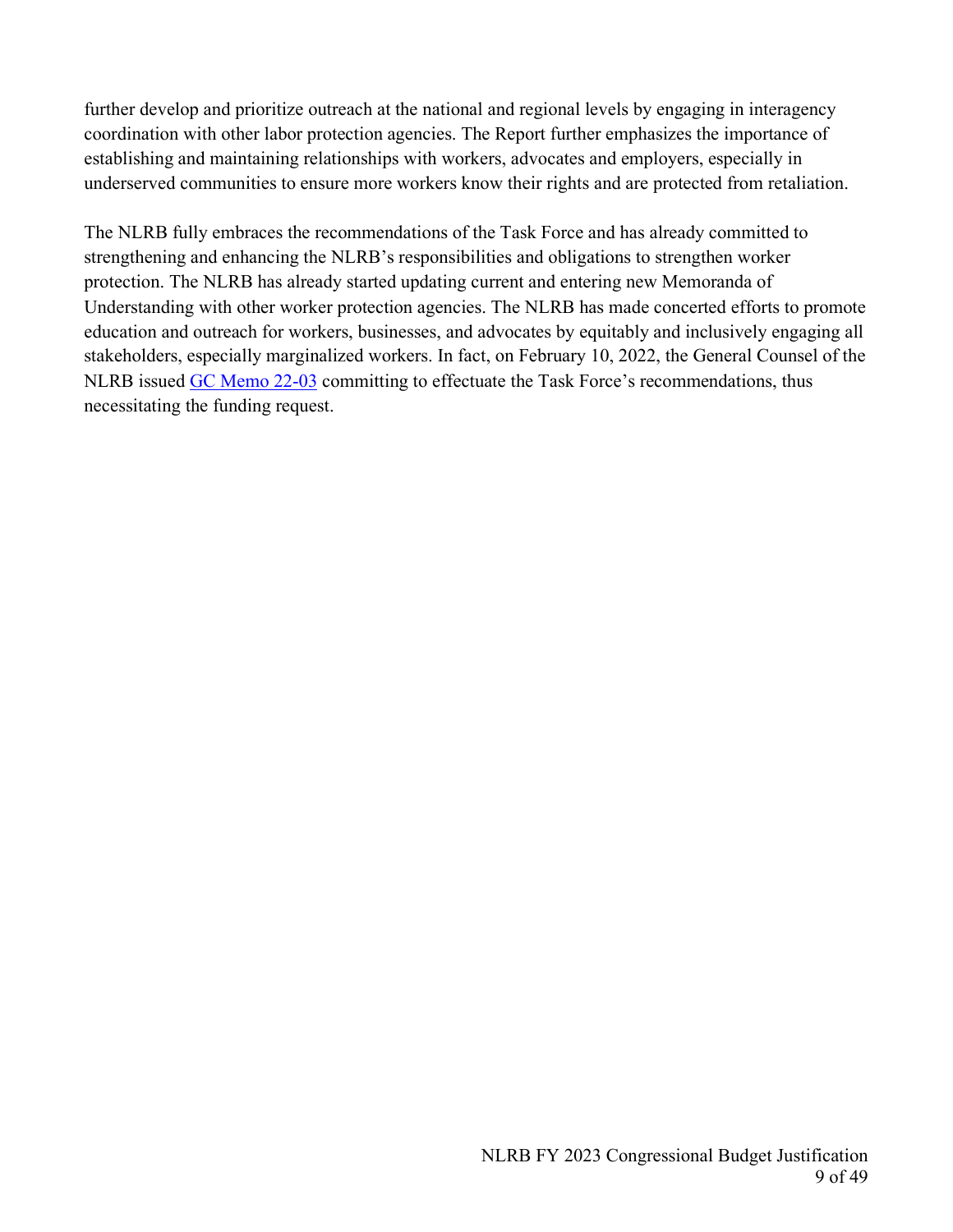further develop and prioritize outreach at the national and regional levels by engaging in interagency coordination with other labor protection agencies. The Report further emphasizes the importance of establishing and maintaining relationships with workers, advocates and employers, especially in underserved communities to ensure more workers know their rights and are protected from retaliation.

The NLRB fully embraces the recommendations of the Task Force and has already committed to strengthening and enhancing the NLRB's responsibilities and obligations to strengthen worker protection. The NLRB has already started updating current and entering new Memoranda of Understanding with other worker protection agencies. The NLRB has made concerted efforts to promote education and outreach for workers, businesses, and advocates by equitably and inclusively engaging all stakeholders, especially marginalized workers. In fact, on February 10, 2022, the General Counsel of the NLRB issued GC Memo 22-03 committing to effectuate the Task Force's recommendations, thus necessitating the funding request.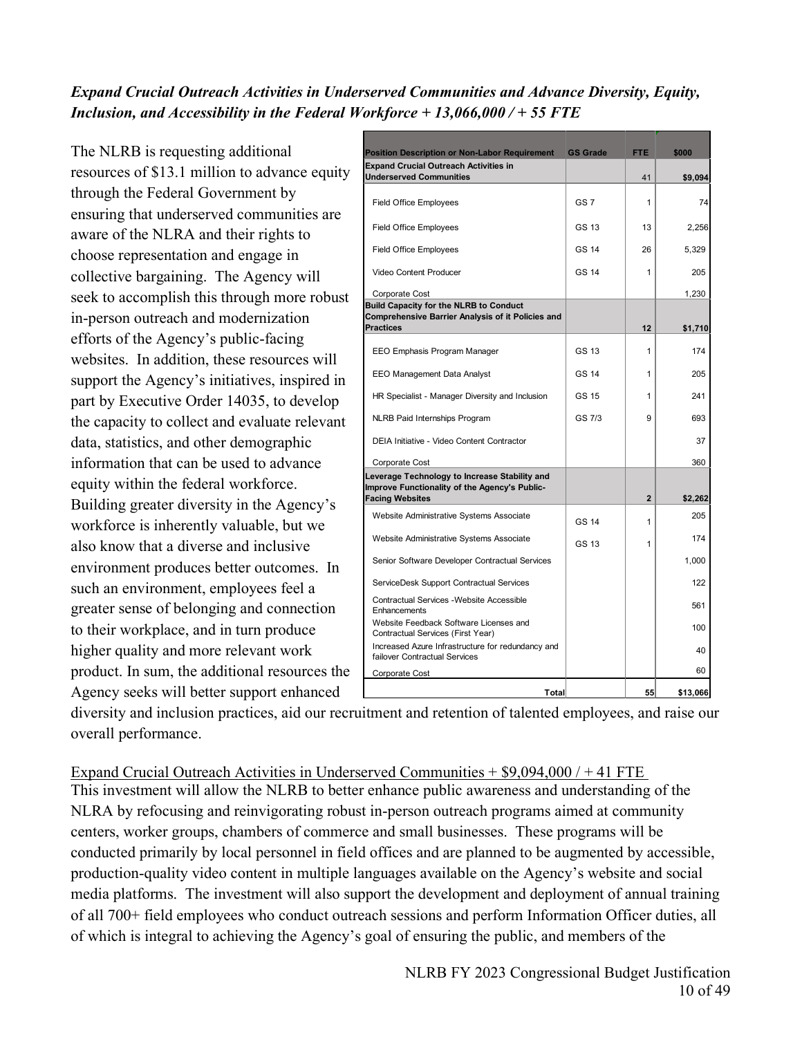***Expand Crucial Outreach Activities in Underserved Communities and Advance Diversity, Equity, Inclusion, and Accessibility in the Federal Workforce + 13,066,000 / + 55 FTE***

| Position Description or Non-Labor Requirement | GS Grade | FTE | $000 |
|---|---|---|---|
| **Expand Crucial Outreach Activities in Underserved Communities** | | **41** | **$9,094** |
| Field Office Employees | GS 7 | 1 | 74 |
| Field Office Employees | GS 13 | 13 | 2,256 |
| Field Office Employees | GS 14 | 26 | 5,329 |
| Video Content Producer | GS 14 | 1 | 205 |
| Corporate Cost | | | 1,230 |
| **Build Capacity for the NLRB to Conduct Comprehensive Barrier Analysis of it Policies and Practices** | | **12** | **$1,710** |
| EEO Emphasis Program Manager | GS 13 | 1 | 174 |
| EEO Management Data Analyst | GS 14 | 1 | 205 |
| HR Specialist - Manager Diversity and Inclusion | GS 15 | 1 | 241 |
| NLRB Paid Internships Program | GS 7/3 | 9 | 693 |
| DEIA Initiative - Video Content Contractor | | | 37 |
| Corporate Cost | | | 360 |
| **Leverage Technology to Increase Stability and Improve Functionality of the Agency's Public-Facing Websites** | | **2** | **$2,262** |
| Website Administrative Systems Associate | GS 14 | 1 | 205 |
| Website Administrative Systems Associate | GS 13 | 1 | 174 |
| Senior Software Developer Contractual Services | | | 1,000 |
| ServiceDesk Support Contractual Services | | | 122 |
| Contractual Services -Website Accessible Enhancements | | | 561 |
| Website Feedback Software Licenses and Contractual Services (First Year) | | | 100 |
| Increased Azure Infrastructure for redundancy and failover Contractual Services | | | 40 |
| Corporate Cost | | | 60 |
| **Total** | | **55** | **$13,066** |

The NLRB is requesting additional resources of $13.1 million to advance equity through the Federal Government by ensuring that underserved communities are aware of the NLRA and their rights to choose representation and engage in collective bargaining. The Agency will seek to accomplish this through more robust in-person outreach and modernization efforts of the Agency's public-facing websites. In addition, these resources will support the Agency's initiatives, inspired in part by Executive Order 14035, to develop the capacity to collect and evaluate relevant data, statistics, and other demographic information that can be used to advance equity within the federal workforce. Building greater diversity in the Agency's workforce is inherently valuable, but we also know that a diverse and inclusive environment produces better outcomes. In such an environment, employees feel a greater sense of belonging and connection to their workplace, and in turn produce higher quality and more relevant work product. In sum, the additional resources the Agency seeks will better support enhanced diversity and inclusion practices, aid our recruitment and retention of talented employees, and raise our overall performance.

<u>Expand Crucial Outreach Activities in Underserved Communities + $9,094,000 / + 41 FTE</u>

This investment will allow the NLRB to better enhance public awareness and understanding of the NLRA by refocusing and reinvigorating robust in-person outreach programs aimed at community centers, worker groups, chambers of commerce and small businesses. These programs will be conducted primarily by local personnel in field offices and are planned to be augmented by accessible, production-quality video content in multiple languages available on the Agency's website and social media platforms. The investment will also support the development and deployment of annual training of all 700+ field employees who conduct outreach sessions and perform Information Officer duties, all of which is integral to achieving the Agency's goal of ensuring the public, and members of the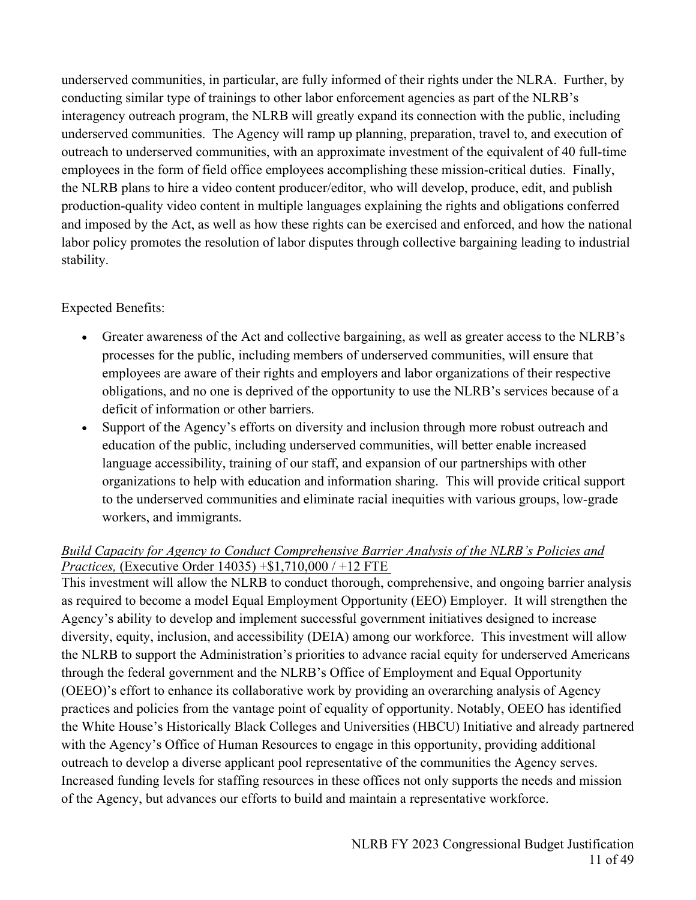underserved communities, in particular, are fully informed of their rights under the NLRA. Further, by conducting similar type of trainings to other labor enforcement agencies as part of the NLRB's interagency outreach program, the NLRB will greatly expand its connection with the public, including underserved communities. The Agency will ramp up planning, preparation, travel to, and execution of outreach to underserved communities, with an approximate investment of the equivalent of 40 full-time employees in the form of field office employees accomplishing these mission-critical duties. Finally, the NLRB plans to hire a video content producer/editor, who will develop, produce, edit, and publish production-quality video content in multiple languages explaining the rights and obligations conferred and imposed by the Act, as well as how these rights can be exercised and enforced, and how the national labor policy promotes the resolution of labor disputes through collective bargaining leading to industrial stability.

Expected Benefits:

- Greater awareness of the Act and collective bargaining, as well as greater access to the NLRB's processes for the public, including members of underserved communities, will ensure that employees are aware of their rights and employers and labor organizations of their respective obligations, and no one is deprived of the opportunity to use the NLRB's services because of a deficit of information or other barriers.
- Support of the Agency's efforts on diversity and inclusion through more robust outreach and education of the public, including underserved communities, will better enable increased language accessibility, training of our staff, and expansion of our partnerships with other organizations to help with education and information sharing. This will provide critical support to the underserved communities and eliminate racial inequities with various groups, low-grade workers, and immigrants.

*Build Capacity for Agency to Conduct Comprehensive Barrier Analysis of the NLRB's Policies and Practices,* (Executive Order 14035) +$1,710,000 / +12 FTE

This investment will allow the NLRB to conduct thorough, comprehensive, and ongoing barrier analysis as required to become a model Equal Employment Opportunity (EEO) Employer. It will strengthen the Agency's ability to develop and implement successful government initiatives designed to increase diversity, equity, inclusion, and accessibility (DEIA) among our workforce. This investment will allow the NLRB to support the Administration's priorities to advance racial equity for underserved Americans through the federal government and the NLRB's Office of Employment and Equal Opportunity (OEEO)'s effort to enhance its collaborative work by providing an overarching analysis of Agency practices and policies from the vantage point of equality of opportunity. Notably, OEEO has identified the White House's Historically Black Colleges and Universities (HBCU) Initiative and already partnered with the Agency's Office of Human Resources to engage in this opportunity, providing additional outreach to develop a diverse applicant pool representative of the communities the Agency serves. Increased funding levels for staffing resources in these offices not only supports the needs and mission of the Agency, but advances our efforts to build and maintain a representative workforce.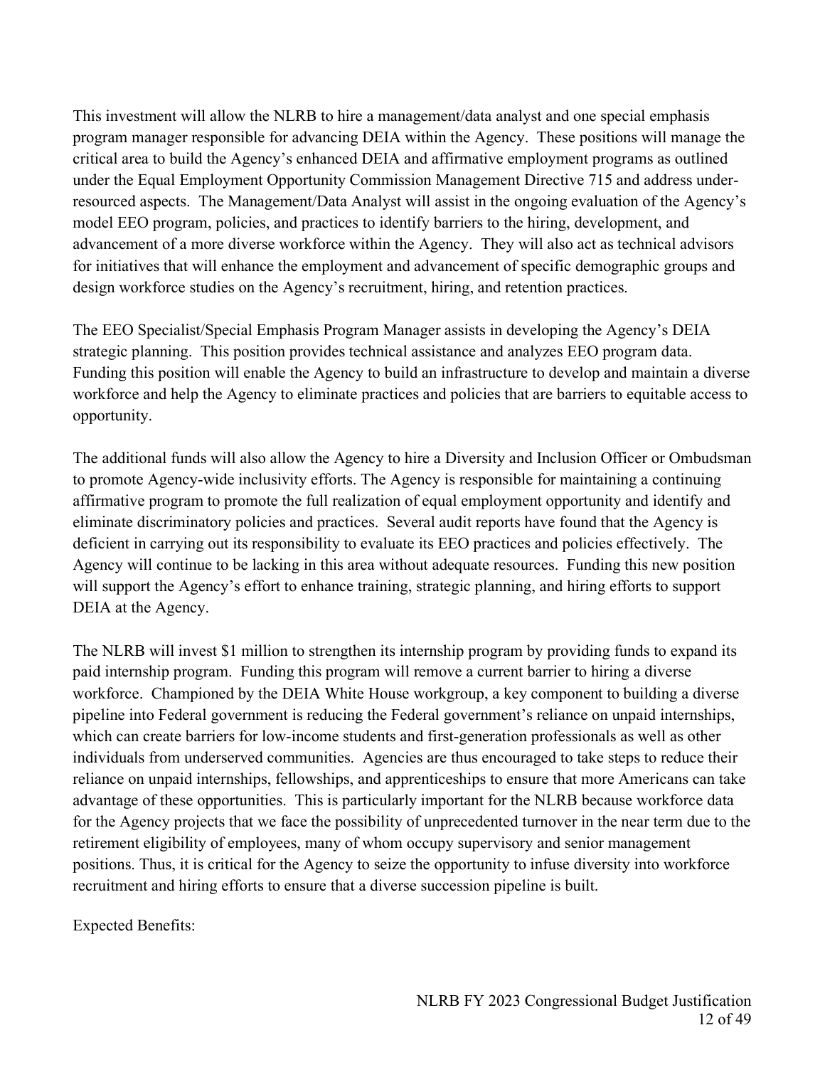This investment will allow the NLRB to hire a management/data analyst and one special emphasis program manager responsible for advancing DEIA within the Agency. These positions will manage the critical area to build the Agency's enhanced DEIA and affirmative employment programs as outlined under the Equal Employment Opportunity Commission Management Directive 715 and address under-resourced aspects. The Management/Data Analyst will assist in the ongoing evaluation of the Agency's model EEO program, policies, and practices to identify barriers to the hiring, development, and advancement of a more diverse workforce within the Agency. They will also act as technical advisors for initiatives that will enhance the employment and advancement of specific demographic groups and design workforce studies on the Agency's recruitment, hiring, and retention practices.

The EEO Specialist/Special Emphasis Program Manager assists in developing the Agency's DEIA strategic planning. This position provides technical assistance and analyzes EEO program data. Funding this position will enable the Agency to build an infrastructure to develop and maintain a diverse workforce and help the Agency to eliminate practices and policies that are barriers to equitable access to opportunity.

The additional funds will also allow the Agency to hire a Diversity and Inclusion Officer or Ombudsman to promote Agency-wide inclusivity efforts. The Agency is responsible for maintaining a continuing affirmative program to promote the full realization of equal employment opportunity and identify and eliminate discriminatory policies and practices. Several audit reports have found that the Agency is deficient in carrying out its responsibility to evaluate its EEO practices and policies effectively. The Agency will continue to be lacking in this area without adequate resources. Funding this new position will support the Agency's effort to enhance training, strategic planning, and hiring efforts to support DEIA at the Agency.

The NLRB will invest $1 million to strengthen its internship program by providing funds to expand its paid internship program. Funding this program will remove a current barrier to hiring a diverse workforce. Championed by the DEIA White House workgroup, a key component to building a diverse pipeline into Federal government is reducing the Federal government's reliance on unpaid internships, which can create barriers for low-income students and first-generation professionals as well as other individuals from underserved communities. Agencies are thus encouraged to take steps to reduce their reliance on unpaid internships, fellowships, and apprenticeships to ensure that more Americans can take advantage of these opportunities. This is particularly important for the NLRB because workforce data for the Agency projects that we face the possibility of unprecedented turnover in the near term due to the retirement eligibility of employees, many of whom occupy supervisory and senior management positions. Thus, it is critical for the Agency to seize the opportunity to infuse diversity into workforce recruitment and hiring efforts to ensure that a diverse succession pipeline is built.

Expected Benefits: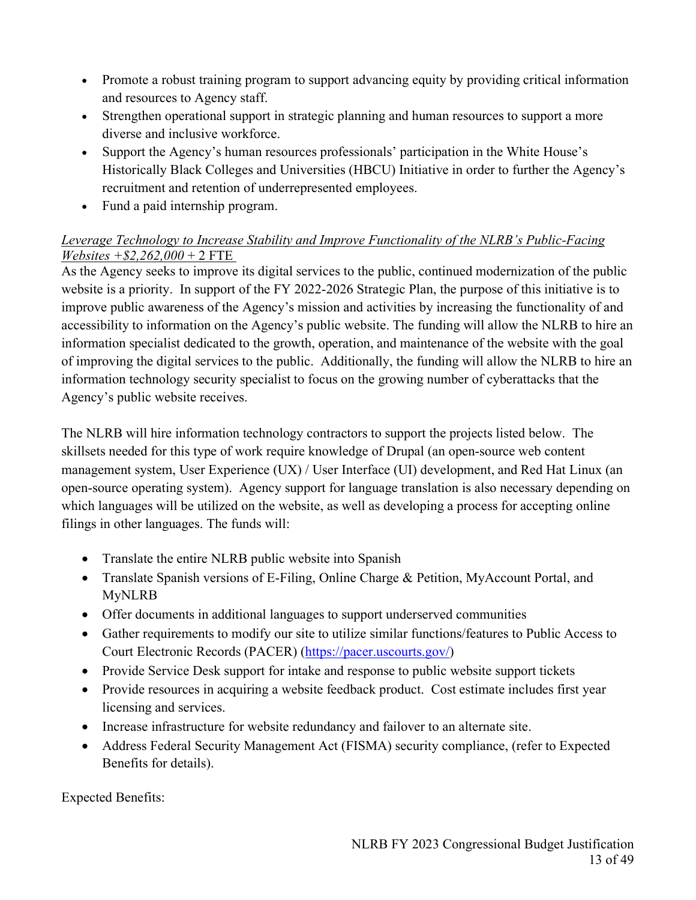- Promote a robust training program to support advancing equity by providing critical information and resources to Agency staff.
- Strengthen operational support in strategic planning and human resources to support a more diverse and inclusive workforce.
- Support the Agency's human resources professionals' participation in the White House's Historically Black Colleges and Universities (HBCU) Initiative in order to further the Agency's recruitment and retention of underrepresented employees.
- Fund a paid internship program.

*Leverage Technology to Increase Stability and Improve Functionality of the NLRB's Public-Facing Websites +$2,262,000* + 2 FTE

As the Agency seeks to improve its digital services to the public, continued modernization of the public website is a priority. In support of the FY 2022-2026 Strategic Plan, the purpose of this initiative is to improve public awareness of the Agency's mission and activities by increasing the functionality of and accessibility to information on the Agency's public website. The funding will allow the NLRB to hire an information specialist dedicated to the growth, operation, and maintenance of the website with the goal of improving the digital services to the public. Additionally, the funding will allow the NLRB to hire an information technology security specialist to focus on the growing number of cyberattacks that the Agency's public website receives.

The NLRB will hire information technology contractors to support the projects listed below. The skillsets needed for this type of work require knowledge of Drupal (an open-source web content management system, User Experience (UX) / User Interface (UI) development, and Red Hat Linux (an open-source operating system). Agency support for language translation is also necessary depending on which languages will be utilized on the website, as well as developing a process for accepting online filings in other languages. The funds will:

- Translate the entire NLRB public website into Spanish
- Translate Spanish versions of E-Filing, Online Charge & Petition, MyAccount Portal, and MyNLRB
- Offer documents in additional languages to support underserved communities
- Gather requirements to modify our site to utilize similar functions/features to Public Access to Court Electronic Records (PACER) (https://pacer.uscourts.gov/)
- Provide Service Desk support for intake and response to public website support tickets
- Provide resources in acquiring a website feedback product. Cost estimate includes first year licensing and services.
- Increase infrastructure for website redundancy and failover to an alternate site.
- Address Federal Security Management Act (FISMA) security compliance, (refer to Expected Benefits for details).

Expected Benefits: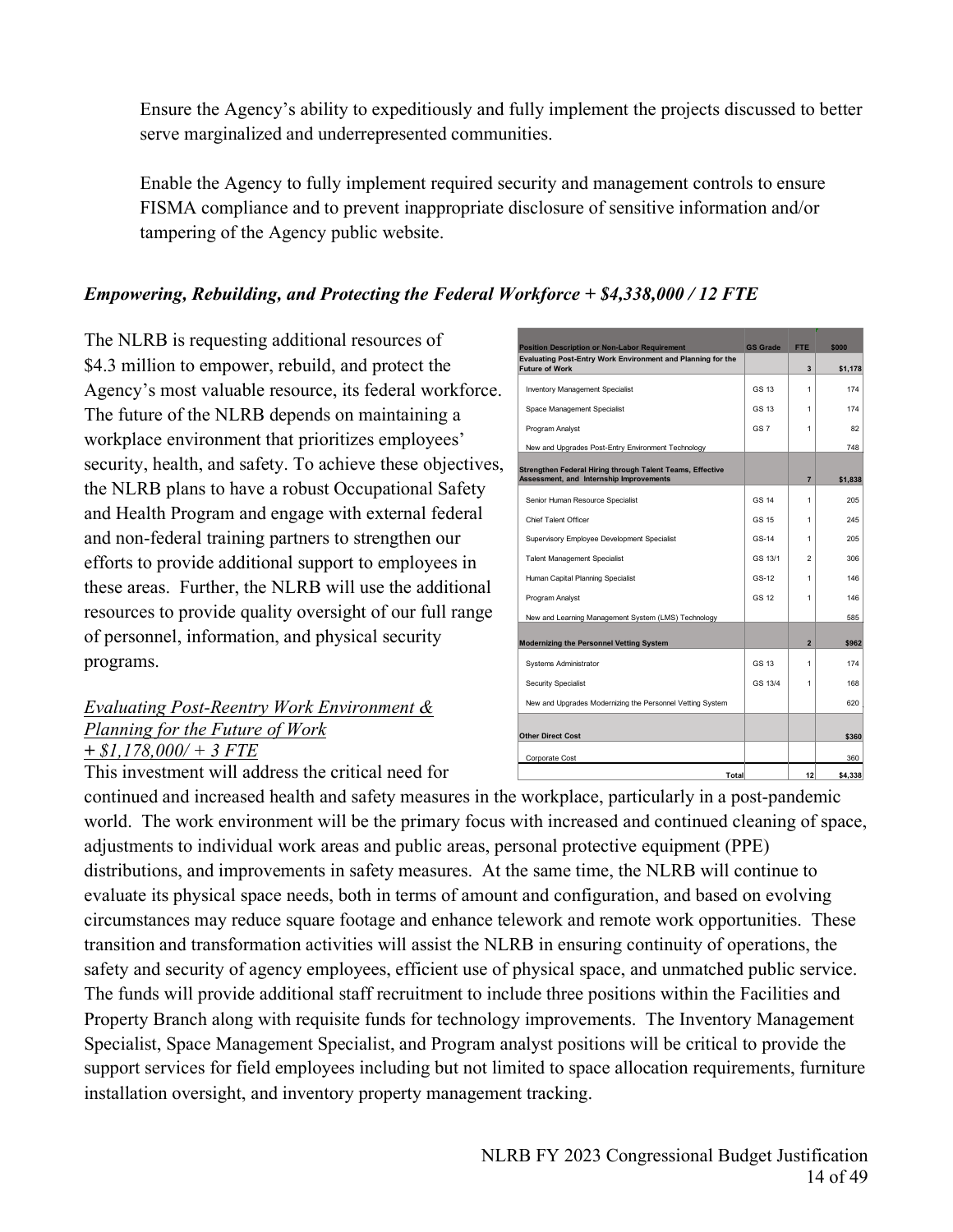Ensure the Agency's ability to expeditiously and fully implement the projects discussed to better serve marginalized and underrepresented communities.

Enable the Agency to fully implement required security and management controls to ensure FISMA compliance and to prevent inappropriate disclosure of sensitive information and/or tampering of the Agency public website.

***Empowering, Rebuilding, and Protecting the Federal Workforce + $4,338,000 / 12 FTE***

The NLRB is requesting additional resources of $4.3 million to empower, rebuild, and protect the Agency's most valuable resource, its federal workforce. The future of the NLRB depends on maintaining a workplace environment that prioritizes employees' security, health, and safety. To achieve these objectives, the NLRB plans to have a robust Occupational Safety and Health Program and engage with external federal and non-federal training partners to strengthen our efforts to provide additional support to employees in these areas. Further, the NLRB will use the additional resources to provide quality oversight of our full range of personnel, information, and physical security programs.

| Position Description or Non-Labor Requirement | GS Grade | FTE | $000 |
|---|---|---|---|
| **Evaluating Post-Entry Work Environment and Planning for the Future of Work** | | **3** | **$1,178** |
| Inventory Management Specialist | GS 13 | 1 | 174 |
| Space Management Specialist | GS 13 | 1 | 174 |
| Program Analyst | GS 7 | 1 | 82 |
| New and Upgrades Post-Entry Environment Technology | | | 748 |
| **Strengthen Federal Hiring through Talent Teams, Effective Assessment, and Internship Improvements** | | **7** | **$1,838** |
| Senior Human Resource Specialist | GS 14 | 1 | 205 |
| Chief Talent Officer | GS 15 | 1 | 245 |
| Supervisory Employee Development Specialist | GS-14 | 1 | 205 |
| Talent Management Specialist | GS 13/1 | 2 | 306 |
| Human Capital Planning Specialist | GS-12 | 1 | 146 |
| Program Analyst | GS 12 | 1 | 146 |
| New and Learning Management System (LMS) Technology | | | 585 |
| **Modernizing the Personnel Vetting System** | | **2** | **$962** |
| Systems Administrator | GS 13 | 1 | 174 |
| Security Specialist | GS 13/4 | 1 | 168 |
| New and Upgrades Modernizing the Personnel Vetting System | | | 620 |
| **Other Direct Cost** | | | **$360** |
| Corporate Cost | | | 360 |
| **Total** | | **12** | **$4,338** |

<u>*Evaluating Post-Reentry Work Environment & Planning for the Future of Work + $1,178,000/ + 3 FTE*</u>

This investment will address the critical need for continued and increased health and safety measures in the workplace, particularly in a post-pandemic world. The work environment will be the primary focus with increased and continued cleaning of space, adjustments to individual work areas and public areas, personal protective equipment (PPE) distributions, and improvements in safety measures. At the same time, the NLRB will continue to evaluate its physical space needs, both in terms of amount and configuration, and based on evolving circumstances may reduce square footage and enhance telework and remote work opportunities. These transition and transformation activities will assist the NLRB in ensuring continuity of operations, the safety and security of agency employees, efficient use of physical space, and unmatched public service. The funds will provide additional staff recruitment to include three positions within the Facilities and Property Branch along with requisite funds for technology improvements. The Inventory Management Specialist, Space Management Specialist, and Program analyst positions will be critical to provide the support services for field employees including but not limited to space allocation requirements, furniture installation oversight, and inventory property management tracking.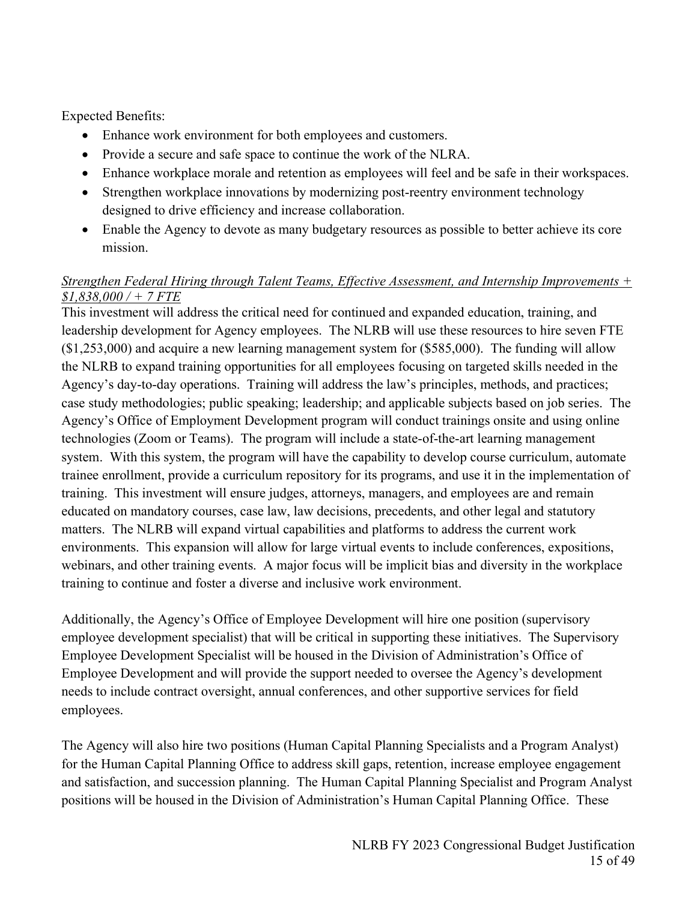Expected Benefits:

- Enhance work environment for both employees and customers.
- Provide a secure and safe space to continue the work of the NLRA.
- Enhance workplace morale and retention as employees will feel and be safe in their workspaces.
- Strengthen workplace innovations by modernizing post-reentry environment technology designed to drive efficiency and increase collaboration.
- Enable the Agency to devote as many budgetary resources as possible to better achieve its core mission.

*Strengthen Federal Hiring through Talent Teams, Effective Assessment, and Internship Improvements + $1,838,000 / + 7 FTE*

This investment will address the critical need for continued and expanded education, training, and leadership development for Agency employees. The NLRB will use these resources to hire seven FTE ($1,253,000) and acquire a new learning management system for ($585,000). The funding will allow the NLRB to expand training opportunities for all employees focusing on targeted skills needed in the Agency's day-to-day operations. Training will address the law's principles, methods, and practices; case study methodologies; public speaking; leadership; and applicable subjects based on job series. The Agency's Office of Employment Development program will conduct trainings onsite and using online technologies (Zoom or Teams). The program will include a state-of-the-art learning management system. With this system, the program will have the capability to develop course curriculum, automate trainee enrollment, provide a curriculum repository for its programs, and use it in the implementation of training. This investment will ensure judges, attorneys, managers, and employees are and remain educated on mandatory courses, case law, law decisions, precedents, and other legal and statutory matters. The NLRB will expand virtual capabilities and platforms to address the current work environments. This expansion will allow for large virtual events to include conferences, expositions, webinars, and other training events. A major focus will be implicit bias and diversity in the workplace training to continue and foster a diverse and inclusive work environment.

Additionally, the Agency's Office of Employee Development will hire one position (supervisory employee development specialist) that will be critical in supporting these initiatives. The Supervisory Employee Development Specialist will be housed in the Division of Administration's Office of Employee Development and will provide the support needed to oversee the Agency's development needs to include contract oversight, annual conferences, and other supportive services for field employees.

The Agency will also hire two positions (Human Capital Planning Specialists and a Program Analyst) for the Human Capital Planning Office to address skill gaps, retention, increase employee engagement and satisfaction, and succession planning. The Human Capital Planning Specialist and Program Analyst positions will be housed in the Division of Administration's Human Capital Planning Office. These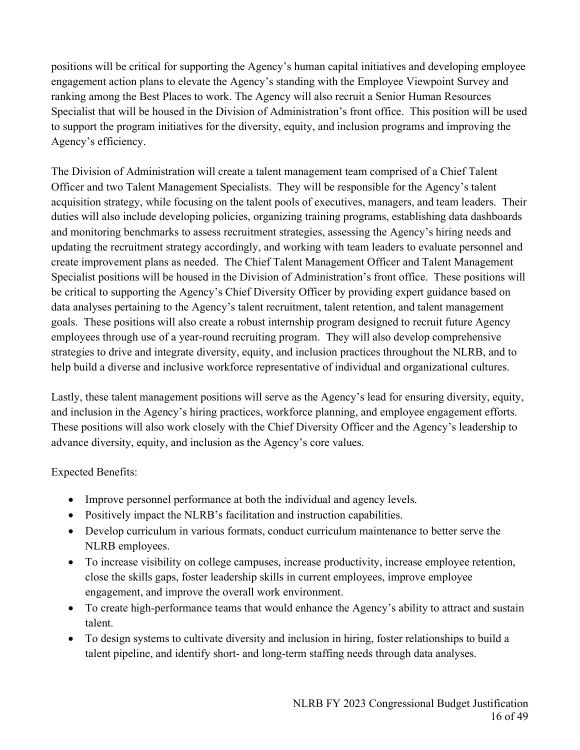positions will be critical for supporting the Agency's human capital initiatives and developing employee engagement action plans to elevate the Agency's standing with the Employee Viewpoint Survey and ranking among the Best Places to work. The Agency will also recruit a Senior Human Resources Specialist that will be housed in the Division of Administration's front office. This position will be used to support the program initiatives for the diversity, equity, and inclusion programs and improving the Agency's efficiency.

The Division of Administration will create a talent management team comprised of a Chief Talent Officer and two Talent Management Specialists. They will be responsible for the Agency's talent acquisition strategy, while focusing on the talent pools of executives, managers, and team leaders. Their duties will also include developing policies, organizing training programs, establishing data dashboards and monitoring benchmarks to assess recruitment strategies, assessing the Agency's hiring needs and updating the recruitment strategy accordingly, and working with team leaders to evaluate personnel and create improvement plans as needed. The Chief Talent Management Officer and Talent Management Specialist positions will be housed in the Division of Administration's front office. These positions will be critical to supporting the Agency's Chief Diversity Officer by providing expert guidance based on data analyses pertaining to the Agency's talent recruitment, talent retention, and talent management goals. These positions will also create a robust internship program designed to recruit future Agency employees through use of a year-round recruiting program. They will also develop comprehensive strategies to drive and integrate diversity, equity, and inclusion practices throughout the NLRB, and to help build a diverse and inclusive workforce representative of individual and organizational cultures.

Lastly, these talent management positions will serve as the Agency's lead for ensuring diversity, equity, and inclusion in the Agency's hiring practices, workforce planning, and employee engagement efforts. These positions will also work closely with the Chief Diversity Officer and the Agency's leadership to advance diversity, equity, and inclusion as the Agency's core values.

Expected Benefits:

- Improve personnel performance at both the individual and agency levels.
- Positively impact the NLRB's facilitation and instruction capabilities.
- Develop curriculum in various formats, conduct curriculum maintenance to better serve the NLRB employees.
- To increase visibility on college campuses, increase productivity, increase employee retention, close the skills gaps, foster leadership skills in current employees, improve employee engagement, and improve the overall work environment.
- To create high-performance teams that would enhance the Agency's ability to attract and sustain talent.
- To design systems to cultivate diversity and inclusion in hiring, foster relationships to build a talent pipeline, and identify short- and long-term staffing needs through data analyses.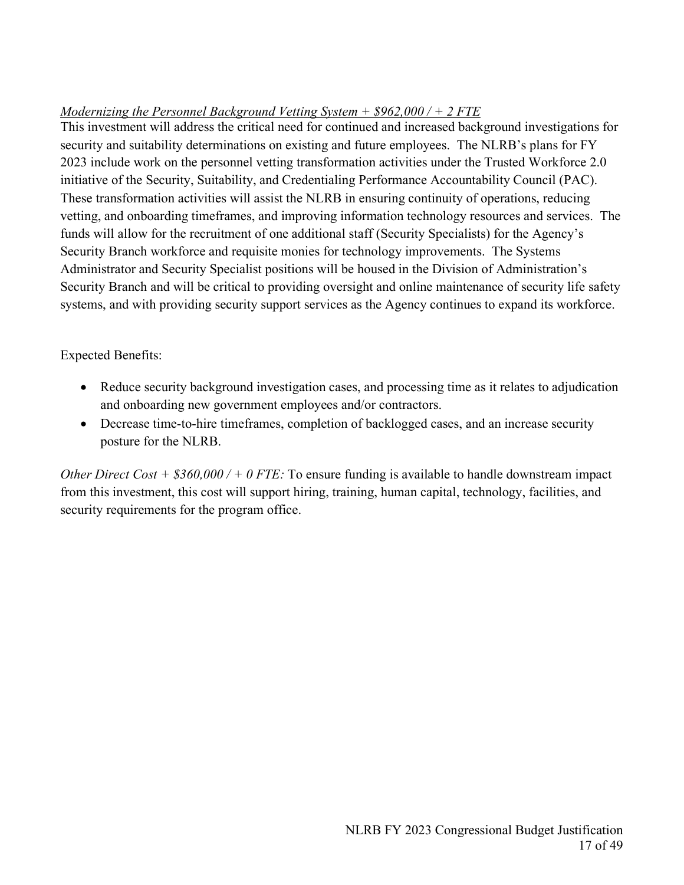*Modernizing the Personnel Background Vetting System + $962,000 / + 2 FTE*

This investment will address the critical need for continued and increased background investigations for security and suitability determinations on existing and future employees. The NLRB's plans for FY 2023 include work on the personnel vetting transformation activities under the Trusted Workforce 2.0 initiative of the Security, Suitability, and Credentialing Performance Accountability Council (PAC). These transformation activities will assist the NLRB in ensuring continuity of operations, reducing vetting, and onboarding timeframes, and improving information technology resources and services. The funds will allow for the recruitment of one additional staff (Security Specialists) for the Agency's Security Branch workforce and requisite monies for technology improvements. The Systems Administrator and Security Specialist positions will be housed in the Division of Administration's Security Branch and will be critical to providing oversight and online maintenance of security life safety systems, and with providing security support services as the Agency continues to expand its workforce.

Expected Benefits:

- Reduce security background investigation cases, and processing time as it relates to adjudication and onboarding new government employees and/or contractors.
- Decrease time-to-hire timeframes, completion of backlogged cases, and an increase security posture for the NLRB.

*Other Direct Cost + $360,000 / + 0 FTE:* To ensure funding is available to handle downstream impact from this investment, this cost will support hiring, training, human capital, technology, facilities, and security requirements for the program office.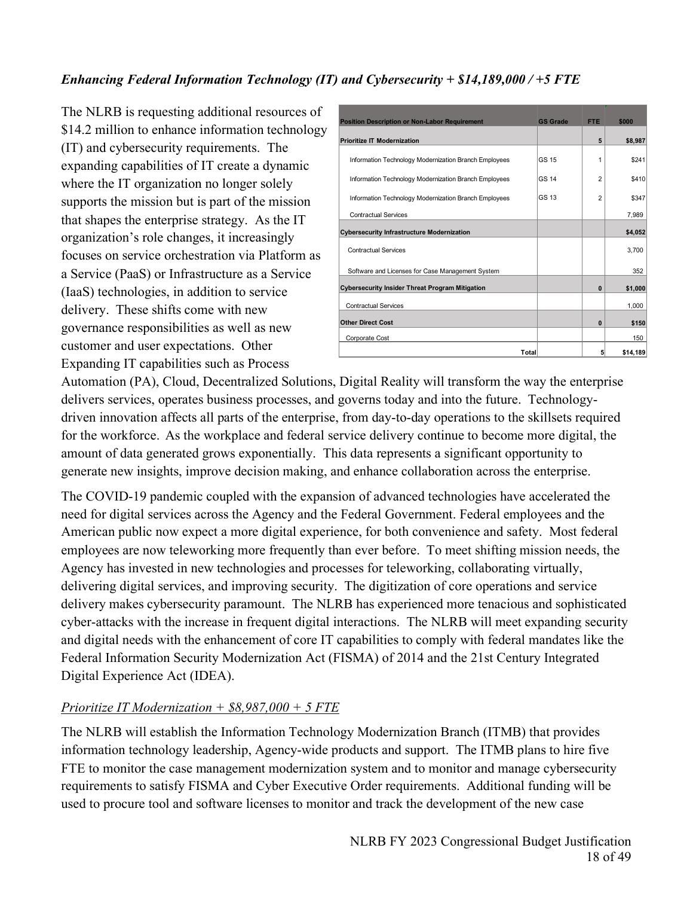***Enhancing Federal Information Technology (IT) and Cybersecurity + $14,189,000 / +5 FTE***

| Position Description or Non-Labor Requirement | GS Grade | FTE | $000 |
|---|---|---|---|
| **Prioritize IT Modernization** | | **5** | **$8,987** |
| Information Technology Modernization Branch Employees | GS 15 | 1 | $241 |
| Information Technology Modernization Branch Employees | GS 14 | 2 | $410 |
| Information Technology Modernization Branch Employees | GS 13 | 2 | $347 |
| Contractual Services | | | 7,989 |
| **Cybersecurity Infrastructure Modernization** | | | **$4,052** |
| Contractual Services | | | 3,700 |
| Software and Licenses for Case Management System | | | 352 |
| **Cybersecurity Insider Threat Program Mitigation** | | **0** | **$1,000** |
| Contractual Services | | | 1,000 |
| **Other Direct Cost** | | **0** | **$150** |
| Corporate Cost | | | 150 |
| **Total** | | **5** | **$14,189** |

The NLRB is requesting additional resources of $14.2 million to enhance information technology (IT) and cybersecurity requirements. The expanding capabilities of IT create a dynamic where the IT organization no longer solely supports the mission but is part of the mission that shapes the enterprise strategy. As the IT organization's role changes, it increasingly focuses on service orchestration via Platform as a Service (PaaS) or Infrastructure as a Service (IaaS) technologies, in addition to service delivery. These shifts come with new governance responsibilities as well as new customer and user expectations. Other Expanding IT capabilities such as Process Automation (PA), Cloud, Decentralized Solutions, Digital Reality will transform the way the enterprise delivers services, operates business processes, and governs today and into the future. Technology-driven innovation affects all parts of the enterprise, from day-to-day operations to the skillsets required for the workforce. As the workplace and federal service delivery continue to become more digital, the amount of data generated grows exponentially. This data represents a significant opportunity to generate new insights, improve decision making, and enhance collaboration across the enterprise.

The COVID-19 pandemic coupled with the expansion of advanced technologies have accelerated the need for digital services across the Agency and the Federal Government. Federal employees and the American public now expect a more digital experience, for both convenience and safety. Most federal employees are now teleworking more frequently than ever before. To meet shifting mission needs, the Agency has invested in new technologies and processes for teleworking, collaborating virtually, delivering digital services, and improving security. The digitization of core operations and service delivery makes cybersecurity paramount. The NLRB has experienced more tenacious and sophisticated cyber-attacks with the increase in frequent digital interactions. The NLRB will meet expanding security and digital needs with the enhancement of core IT capabilities to comply with federal mandates like the Federal Information Security Modernization Act (FISMA) of 2014 and the 21st Century Integrated Digital Experience Act (IDEA).

*Prioritize IT Modernization + $8,987,000 + 5 FTE*

The NLRB will establish the Information Technology Modernization Branch (ITMB) that provides information technology leadership, Agency-wide products and support. The ITMB plans to hire five FTE to monitor the case management modernization system and to monitor and manage cybersecurity requirements to satisfy FISMA and Cyber Executive Order requirements. Additional funding will be used to procure tool and software licenses to monitor and track the development of the new case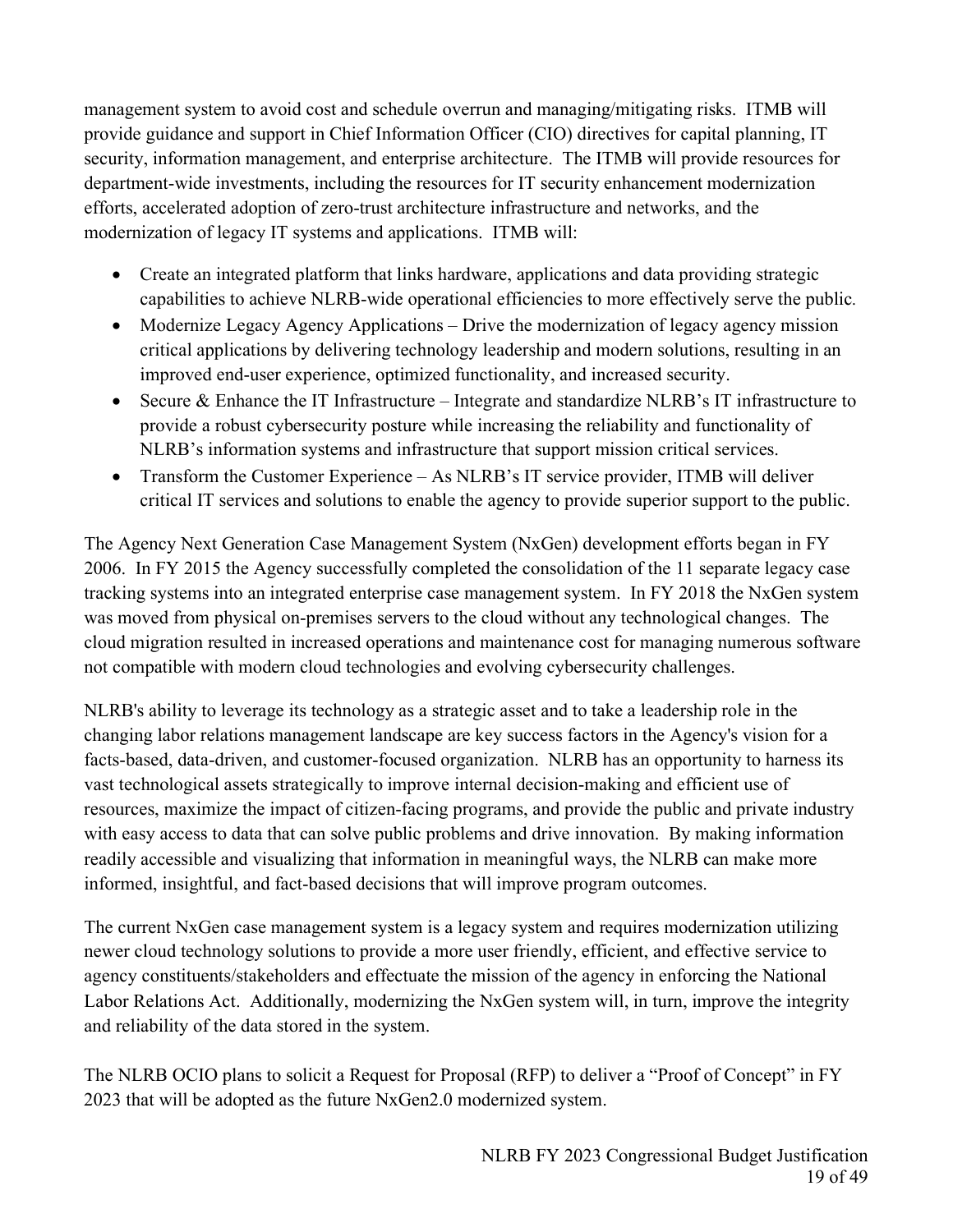management system to avoid cost and schedule overrun and managing/mitigating risks. ITMB will provide guidance and support in Chief Information Officer (CIO) directives for capital planning, IT security, information management, and enterprise architecture. The ITMB will provide resources for department-wide investments, including the resources for IT security enhancement modernization efforts, accelerated adoption of zero-trust architecture infrastructure and networks, and the modernization of legacy IT systems and applications. ITMB will:

- Create an integrated platform that links hardware, applications and data providing strategic capabilities to achieve NLRB-wide operational efficiencies to more effectively serve the public.
- Modernize Legacy Agency Applications – Drive the modernization of legacy agency mission critical applications by delivering technology leadership and modern solutions, resulting in an improved end-user experience, optimized functionality, and increased security.
- Secure & Enhance the IT Infrastructure – Integrate and standardize NLRB's IT infrastructure to provide a robust cybersecurity posture while increasing the reliability and functionality of NLRB's information systems and infrastructure that support mission critical services.
- Transform the Customer Experience – As NLRB's IT service provider, ITMB will deliver critical IT services and solutions to enable the agency to provide superior support to the public.

The Agency Next Generation Case Management System (NxGen) development efforts began in FY 2006. In FY 2015 the Agency successfully completed the consolidation of the 11 separate legacy case tracking systems into an integrated enterprise case management system. In FY 2018 the NxGen system was moved from physical on-premises servers to the cloud without any technological changes. The cloud migration resulted in increased operations and maintenance cost for managing numerous software not compatible with modern cloud technologies and evolving cybersecurity challenges.

NLRB's ability to leverage its technology as a strategic asset and to take a leadership role in the changing labor relations management landscape are key success factors in the Agency's vision for a facts-based, data-driven, and customer-focused organization. NLRB has an opportunity to harness its vast technological assets strategically to improve internal decision-making and efficient use of resources, maximize the impact of citizen-facing programs, and provide the public and private industry with easy access to data that can solve public problems and drive innovation. By making information readily accessible and visualizing that information in meaningful ways, the NLRB can make more informed, insightful, and fact-based decisions that will improve program outcomes.

The current NxGen case management system is a legacy system and requires modernization utilizing newer cloud technology solutions to provide a more user friendly, efficient, and effective service to agency constituents/stakeholders and effectuate the mission of the agency in enforcing the National Labor Relations Act. Additionally, modernizing the NxGen system will, in turn, improve the integrity and reliability of the data stored in the system.

The NLRB OCIO plans to solicit a Request for Proposal (RFP) to deliver a "Proof of Concept" in FY 2023 that will be adopted as the future NxGen2.0 modernized system.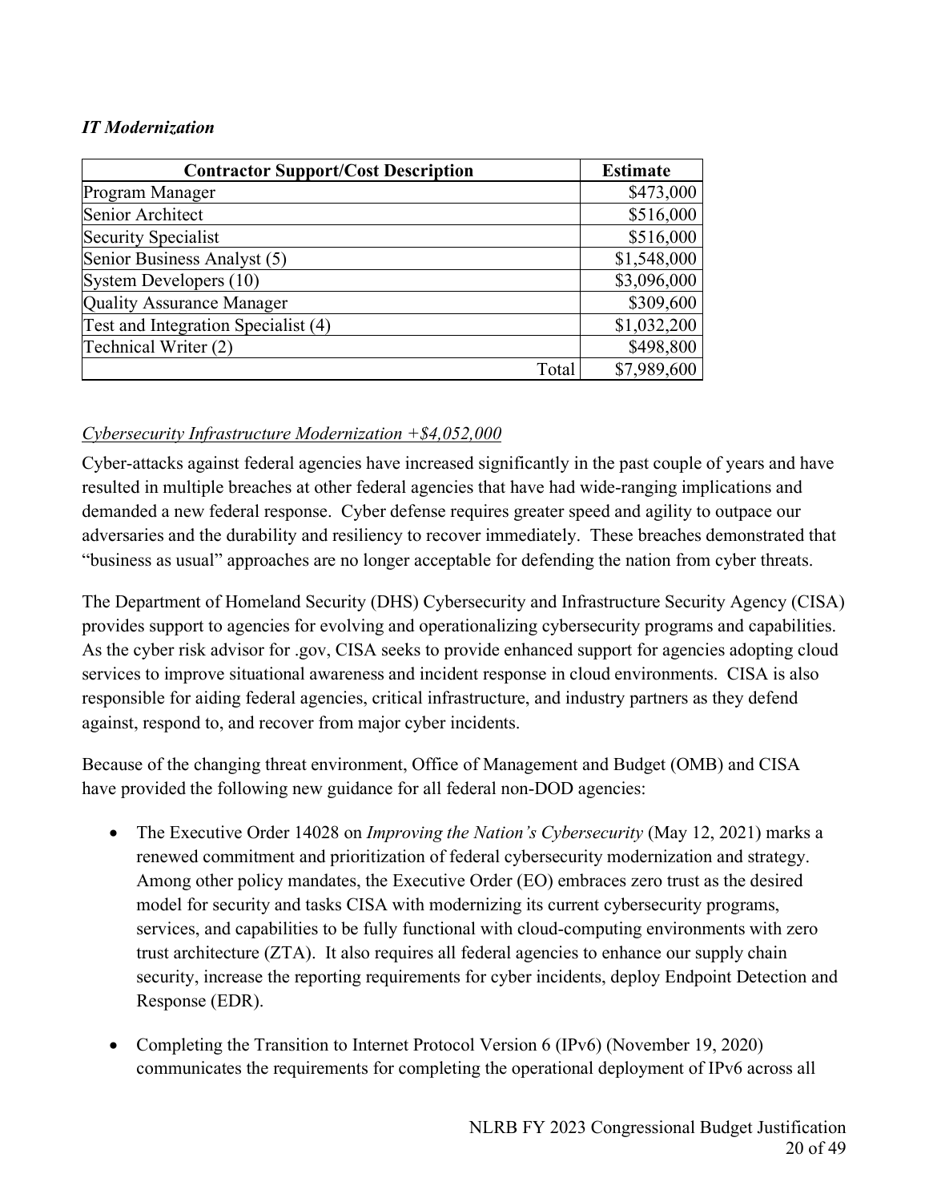***IT Modernization***

| Contractor Support/Cost Description | Estimate |
|---|---|
| Program Manager | \$473,000 |
| Senior Architect | \$516,000 |
| Security Specialist | \$516,000 |
| Senior Business Analyst (5) | \$1,548,000 |
| System Developers (10) | \$3,096,000 |
| Quality Assurance Manager | \$309,600 |
| Test and Integration Specialist (4) | \$1,032,200 |
| Technical Writer (2) | \$498,800 |
| Total | \$7,989,600 |

<u>*Cybersecurity Infrastructure Modernization +\$4,052,000*</u>

Cyber-attacks against federal agencies have increased significantly in the past couple of years and have resulted in multiple breaches at other federal agencies that have had wide-ranging implications and demanded a new federal response. Cyber defense requires greater speed and agility to outpace our adversaries and the durability and resiliency to recover immediately. These breaches demonstrated that "business as usual" approaches are no longer acceptable for defending the nation from cyber threats.

The Department of Homeland Security (DHS) Cybersecurity and Infrastructure Security Agency (CISA) provides support to agencies for evolving and operationalizing cybersecurity programs and capabilities. As the cyber risk advisor for .gov, CISA seeks to provide enhanced support for agencies adopting cloud services to improve situational awareness and incident response in cloud environments. CISA is also responsible for aiding federal agencies, critical infrastructure, and industry partners as they defend against, respond to, and recover from major cyber incidents.

Because of the changing threat environment, Office of Management and Budget (OMB) and CISA have provided the following new guidance for all federal non-DOD agencies:

- The Executive Order 14028 on *Improving the Nation's Cybersecurity* (May 12, 2021) marks a renewed commitment and prioritization of federal cybersecurity modernization and strategy. Among other policy mandates, the Executive Order (EO) embraces zero trust as the desired model for security and tasks CISA with modernizing its current cybersecurity programs, services, and capabilities to be fully functional with cloud-computing environments with zero trust architecture (ZTA). It also requires all federal agencies to enhance our supply chain security, increase the reporting requirements for cyber incidents, deploy Endpoint Detection and Response (EDR).

- Completing the Transition to Internet Protocol Version 6 (IPv6) (November 19, 2020) communicates the requirements for completing the operational deployment of IPv6 across all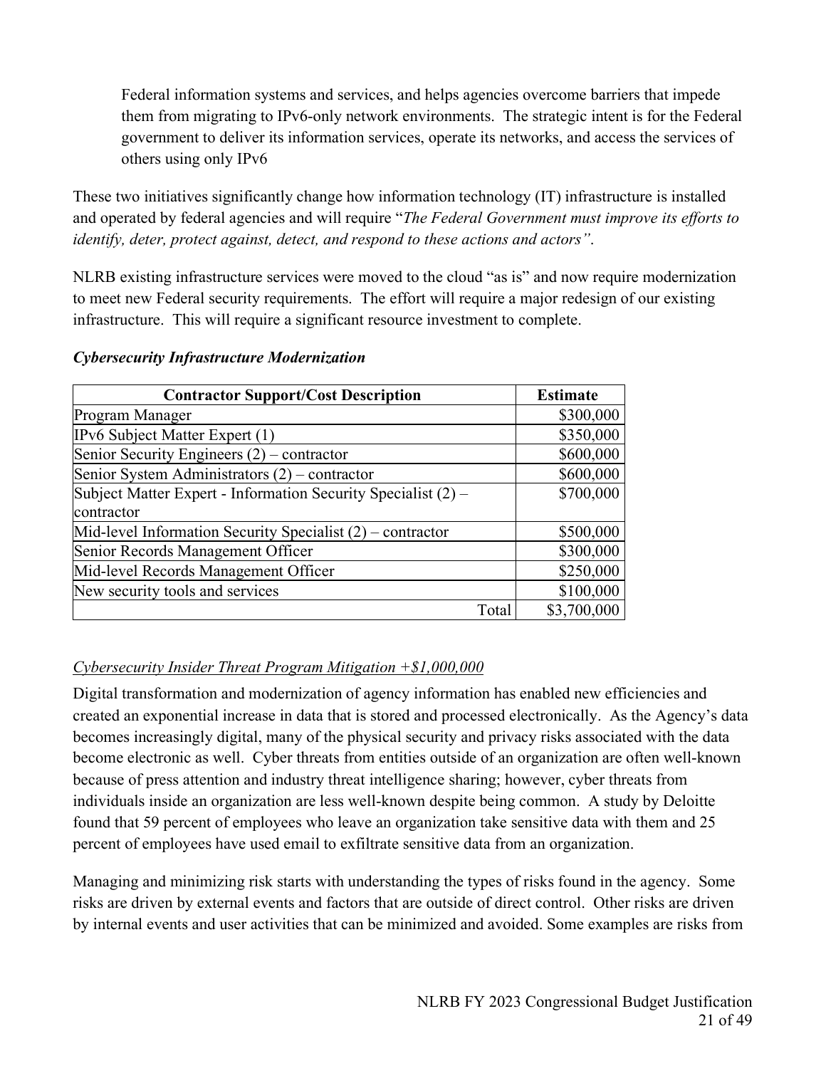Federal information systems and services, and helps agencies overcome barriers that impede them from migrating to IPv6-only network environments. The strategic intent is for the Federal government to deliver its information services, operate its networks, and access the services of others using only IPv6

These two initiatives significantly change how information technology (IT) infrastructure is installed and operated by federal agencies and will require "*The Federal Government must improve its efforts to identify, deter, protect against, detect, and respond to these actions and actors"*.

NLRB existing infrastructure services were moved to the cloud "as is" and now require modernization to meet new Federal security requirements. The effort will require a major redesign of our existing infrastructure. This will require a significant resource investment to complete.

***Cybersecurity Infrastructure Modernization***

| Contractor Support/Cost Description | Estimate |
|---|---|
| Program Manager | $300,000 |
| IPv6 Subject Matter Expert (1) | $350,000 |
| Senior Security Engineers (2) – contractor | $600,000 |
| Senior System Administrators (2) – contractor | $600,000 |
| Subject Matter Expert - Information Security Specialist (2) – contractor | $700,000 |
| Mid-level Information Security Specialist (2) – contractor | $500,000 |
| Senior Records Management Officer | $300,000 |
| Mid-level Records Management Officer | $250,000 |
| New security tools and services | $100,000 |
| Total | $3,700,000 |

*Cybersecurity Insider Threat Program Mitigation +$1,000,000*

Digital transformation and modernization of agency information has enabled new efficiencies and created an exponential increase in data that is stored and processed electronically. As the Agency's data becomes increasingly digital, many of the physical security and privacy risks associated with the data become electronic as well. Cyber threats from entities outside of an organization are often well-known because of press attention and industry threat intelligence sharing; however, cyber threats from individuals inside an organization are less well-known despite being common. A study by Deloitte found that 59 percent of employees who leave an organization take sensitive data with them and 25 percent of employees have used email to exfiltrate sensitive data from an organization.

Managing and minimizing risk starts with understanding the types of risks found in the agency. Some risks are driven by external events and factors that are outside of direct control. Other risks are driven by internal events and user activities that can be minimized and avoided. Some examples are risks from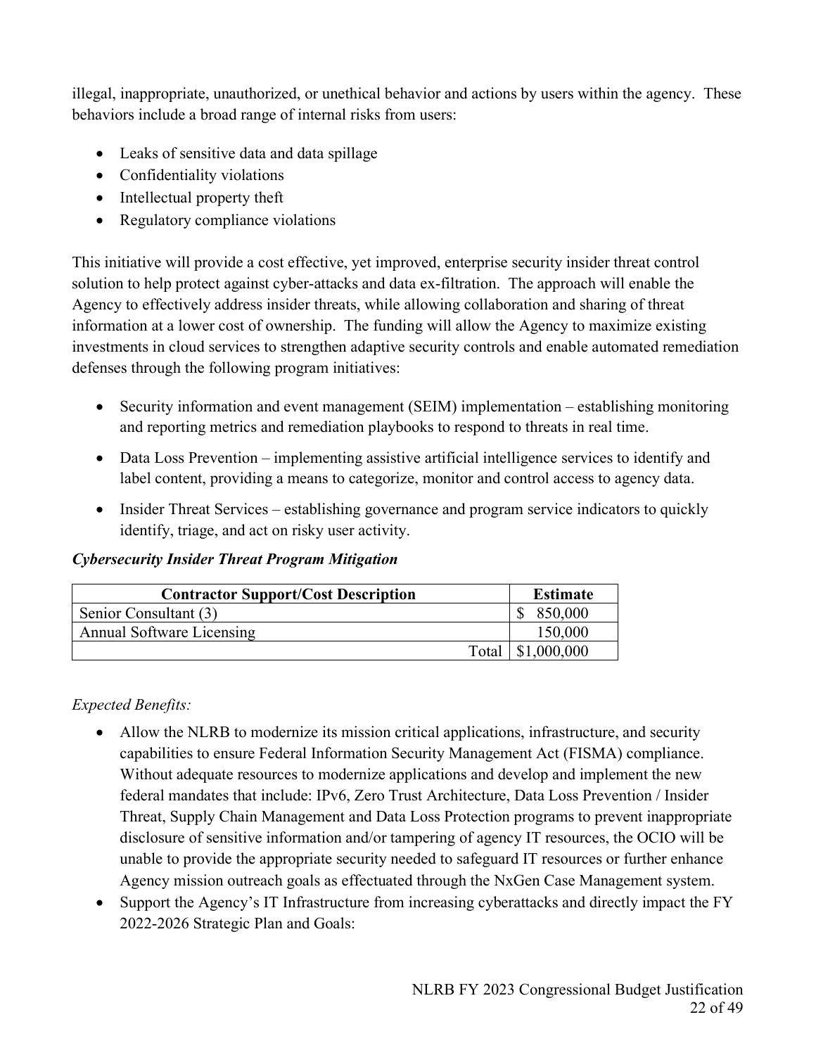illegal, inappropriate, unauthorized, or unethical behavior and actions by users within the agency. These behaviors include a broad range of internal risks from users:

- Leaks of sensitive data and data spillage
- Confidentiality violations
- Intellectual property theft
- Regulatory compliance violations

This initiative will provide a cost effective, yet improved, enterprise security insider threat control solution to help protect against cyber-attacks and data ex-filtration. The approach will enable the Agency to effectively address insider threats, while allowing collaboration and sharing of threat information at a lower cost of ownership. The funding will allow the Agency to maximize existing investments in cloud services to strengthen adaptive security controls and enable automated remediation defenses through the following program initiatives:

- Security information and event management (SEIM) implementation – establishing monitoring and reporting metrics and remediation playbooks to respond to threats in real time.
- Data Loss Prevention – implementing assistive artificial intelligence services to identify and label content, providing a means to categorize, monitor and control access to agency data.
- Insider Threat Services – establishing governance and program service indicators to quickly identify, triage, and act on risky user activity.

***Cybersecurity Insider Threat Program Mitigation***

| Contractor Support/Cost Description | Estimate |
|---|---|
| Senior Consultant (3) | $ 850,000 |
| Annual Software Licensing | 150,000 |
| Total | $1,000,000 |

*Expected Benefits:*

- Allow the NLRB to modernize its mission critical applications, infrastructure, and security capabilities to ensure Federal Information Security Management Act (FISMA) compliance. Without adequate resources to modernize applications and develop and implement the new federal mandates that include: IPv6, Zero Trust Architecture, Data Loss Prevention / Insider Threat, Supply Chain Management and Data Loss Protection programs to prevent inappropriate disclosure of sensitive information and/or tampering of agency IT resources, the OCIO will be unable to provide the appropriate security needed to safeguard IT resources or further enhance Agency mission outreach goals as effectuated through the NxGen Case Management system.
- Support the Agency's IT Infrastructure from increasing cyberattacks and directly impact the FY 2022-2026 Strategic Plan and Goals: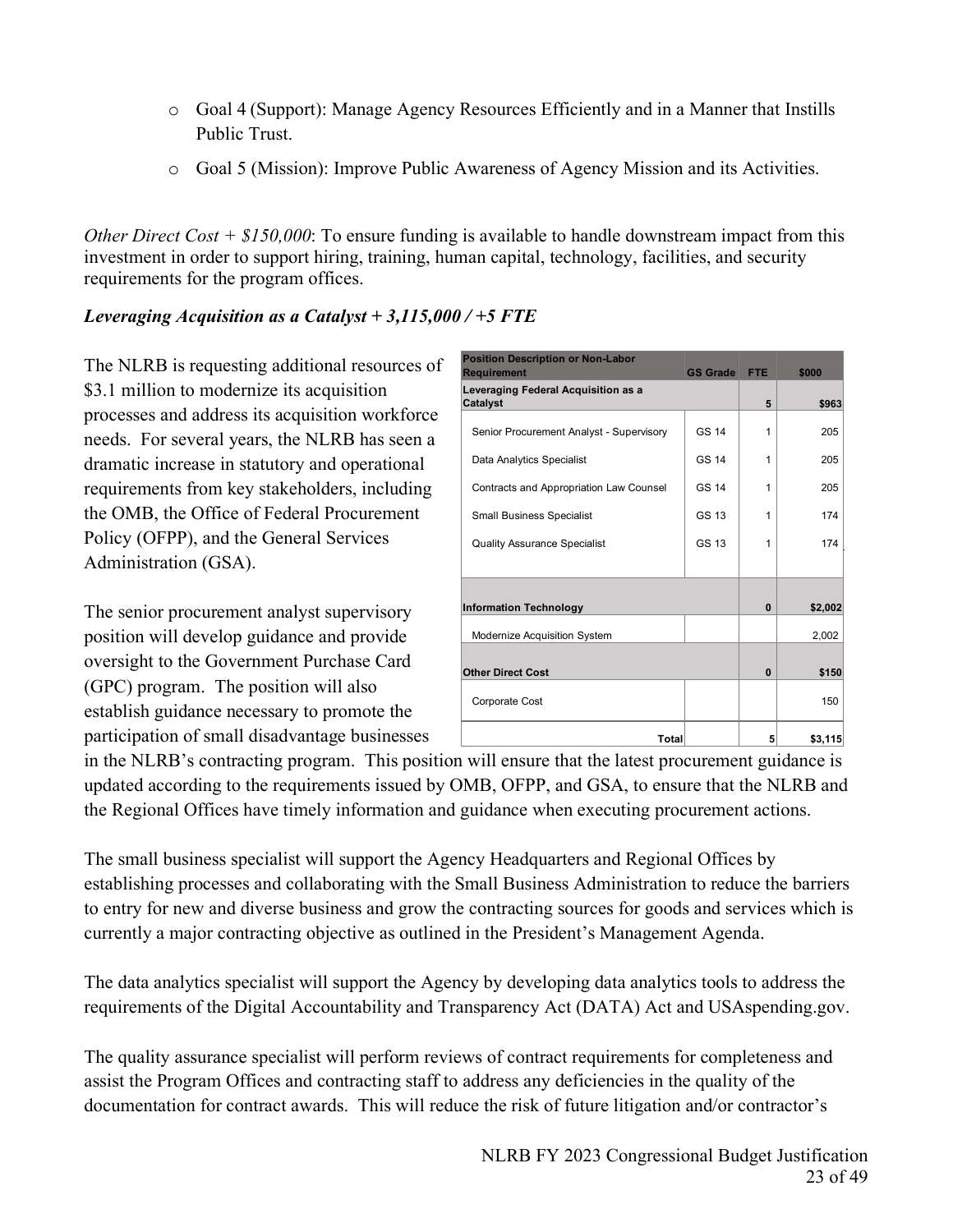- Goal 4 (Support): Manage Agency Resources Efficiently and in a Manner that Instills Public Trust.
- Goal 5 (Mission): Improve Public Awareness of Agency Mission and its Activities.

*Other Direct Cost + $150,000*: To ensure funding is available to handle downstream impact from this investment in order to support hiring, training, human capital, technology, facilities, and security requirements for the program offices.

***Leveraging Acquisition as a Catalyst + 3,115,000 / +5 FTE***

The NLRB is requesting additional resources of $3.1 million to modernize its acquisition processes and address its acquisition workforce needs. For several years, the NLRB has seen a dramatic increase in statutory and operational requirements from key stakeholders, including the OMB, the Office of Federal Procurement Policy (OFPP), and the General Services Administration (GSA).

| Position Description or Non-Labor Requirement | GS Grade | FTE | $000 |
|---|---|---|---|
| **Leveraging Federal Acquisition as a Catalyst** | | **5** | **$963** |
| Senior Procurement Analyst - Supervisory | GS 14 | 1 | 205 |
| Data Analytics Specialist | GS 14 | 1 | 205 |
| Contracts and Appropriation Law Counsel | GS 14 | 1 | 205 |
| Small Business Specialist | GS 13 | 1 | 174 |
| Quality Assurance Specialist | GS 13 | 1 | 174 |
| **Information Technology** | | **0** | **$2,002** |
| Modernize Acquisition System | | | 2,002 |
| **Other Direct Cost** | | **0** | **$150** |
| Corporate Cost | | | 150 |
| **Total** | | **5** | **$3,115** |

The senior procurement analyst supervisory position will develop guidance and provide oversight to the Government Purchase Card (GPC) program. The position will also establish guidance necessary to promote the participation of small disadvantage businesses in the NLRB's contracting program. This position will ensure that the latest procurement guidance is updated according to the requirements issued by OMB, OFPP, and GSA, to ensure that the NLRB and the Regional Offices have timely information and guidance when executing procurement actions.

The small business specialist will support the Agency Headquarters and Regional Offices by establishing processes and collaborating with the Small Business Administration to reduce the barriers to entry for new and diverse business and grow the contracting sources for goods and services which is currently a major contracting objective as outlined in the President's Management Agenda.

The data analytics specialist will support the Agency by developing data analytics tools to address the requirements of the Digital Accountability and Transparency Act (DATA) Act and USAspending.gov.

The quality assurance specialist will perform reviews of contract requirements for completeness and assist the Program Offices and contracting staff to address any deficiencies in the quality of the documentation for contract awards. This will reduce the risk of future litigation and/or contractor's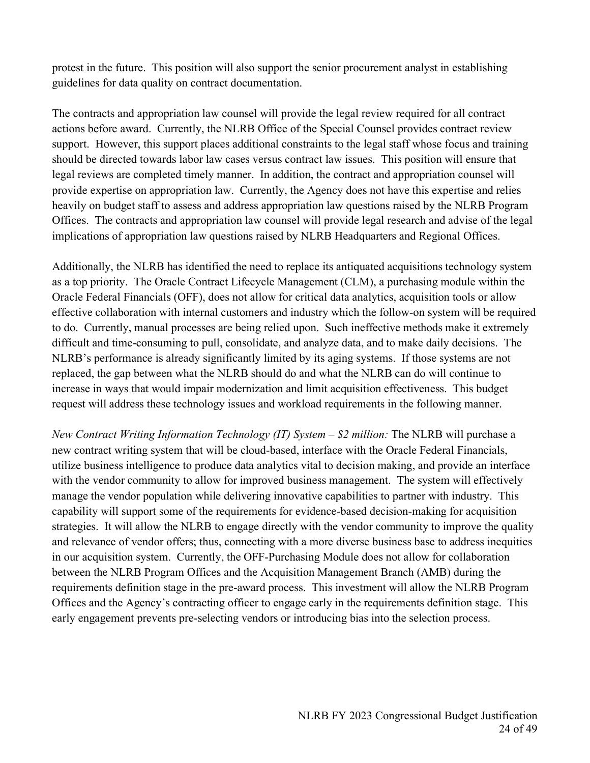protest in the future. This position will also support the senior procurement analyst in establishing guidelines for data quality on contract documentation.

The contracts and appropriation law counsel will provide the legal review required for all contract actions before award. Currently, the NLRB Office of the Special Counsel provides contract review support. However, this support places additional constraints to the legal staff whose focus and training should be directed towards labor law cases versus contract law issues. This position will ensure that legal reviews are completed timely manner. In addition, the contract and appropriation counsel will provide expertise on appropriation law. Currently, the Agency does not have this expertise and relies heavily on budget staff to assess and address appropriation law questions raised by the NLRB Program Offices. The contracts and appropriation law counsel will provide legal research and advise of the legal implications of appropriation law questions raised by NLRB Headquarters and Regional Offices.

Additionally, the NLRB has identified the need to replace its antiquated acquisitions technology system as a top priority. The Oracle Contract Lifecycle Management (CLM), a purchasing module within the Oracle Federal Financials (OFF), does not allow for critical data analytics, acquisition tools or allow effective collaboration with internal customers and industry which the follow-on system will be required to do. Currently, manual processes are being relied upon. Such ineffective methods make it extremely difficult and time-consuming to pull, consolidate, and analyze data, and to make daily decisions. The NLRB's performance is already significantly limited by its aging systems. If those systems are not replaced, the gap between what the NLRB should do and what the NLRB can do will continue to increase in ways that would impair modernization and limit acquisition effectiveness. This budget request will address these technology issues and workload requirements in the following manner.

*New Contract Writing Information Technology (IT) System – $2 million:* The NLRB will purchase a new contract writing system that will be cloud-based, interface with the Oracle Federal Financials, utilize business intelligence to produce data analytics vital to decision making, and provide an interface with the vendor community to allow for improved business management. The system will effectively manage the vendor population while delivering innovative capabilities to partner with industry. This capability will support some of the requirements for evidence-based decision-making for acquisition strategies. It will allow the NLRB to engage directly with the vendor community to improve the quality and relevance of vendor offers; thus, connecting with a more diverse business base to address inequities in our acquisition system. Currently, the OFF-Purchasing Module does not allow for collaboration between the NLRB Program Offices and the Acquisition Management Branch (AMB) during the requirements definition stage in the pre-award process. This investment will allow the NLRB Program Offices and the Agency's contracting officer to engage early in the requirements definition stage. This early engagement prevents pre-selecting vendors or introducing bias into the selection process.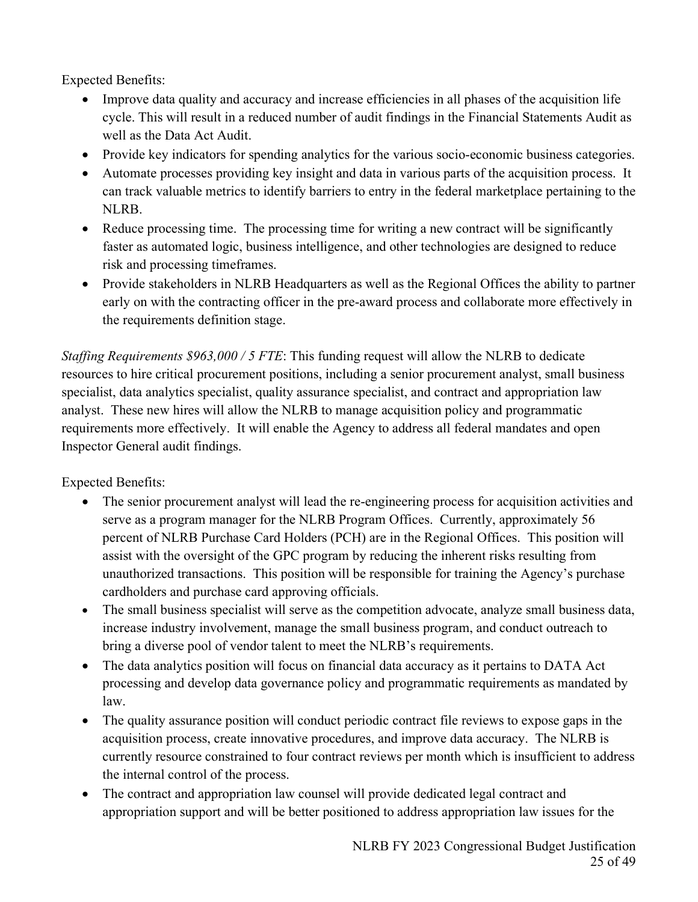Expected Benefits:

- Improve data quality and accuracy and increase efficiencies in all phases of the acquisition life cycle. This will result in a reduced number of audit findings in the Financial Statements Audit as well as the Data Act Audit.
- Provide key indicators for spending analytics for the various socio-economic business categories.
- Automate processes providing key insight and data in various parts of the acquisition process. It can track valuable metrics to identify barriers to entry in the federal marketplace pertaining to the NLRB.
- Reduce processing time. The processing time for writing a new contract will be significantly faster as automated logic, business intelligence, and other technologies are designed to reduce risk and processing timeframes.
- Provide stakeholders in NLRB Headquarters as well as the Regional Offices the ability to partner early on with the contracting officer in the pre-award process and collaborate more effectively in the requirements definition stage.

*Staffing Requirements $963,000 / 5 FTE*: This funding request will allow the NLRB to dedicate resources to hire critical procurement positions, including a senior procurement analyst, small business specialist, data analytics specialist, quality assurance specialist, and contract and appropriation law analyst. These new hires will allow the NLRB to manage acquisition policy and programmatic requirements more effectively. It will enable the Agency to address all federal mandates and open Inspector General audit findings.

Expected Benefits:

- The senior procurement analyst will lead the re-engineering process for acquisition activities and serve as a program manager for the NLRB Program Offices. Currently, approximately 56 percent of NLRB Purchase Card Holders (PCH) are in the Regional Offices. This position will assist with the oversight of the GPC program by reducing the inherent risks resulting from unauthorized transactions. This position will be responsible for training the Agency's purchase cardholders and purchase card approving officials.
- The small business specialist will serve as the competition advocate, analyze small business data, increase industry involvement, manage the small business program, and conduct outreach to bring a diverse pool of vendor talent to meet the NLRB's requirements.
- The data analytics position will focus on financial data accuracy as it pertains to DATA Act processing and develop data governance policy and programmatic requirements as mandated by law.
- The quality assurance position will conduct periodic contract file reviews to expose gaps in the acquisition process, create innovative procedures, and improve data accuracy. The NLRB is currently resource constrained to four contract reviews per month which is insufficient to address the internal control of the process.
- The contract and appropriation law counsel will provide dedicated legal contract and appropriation support and will be better positioned to address appropriation law issues for the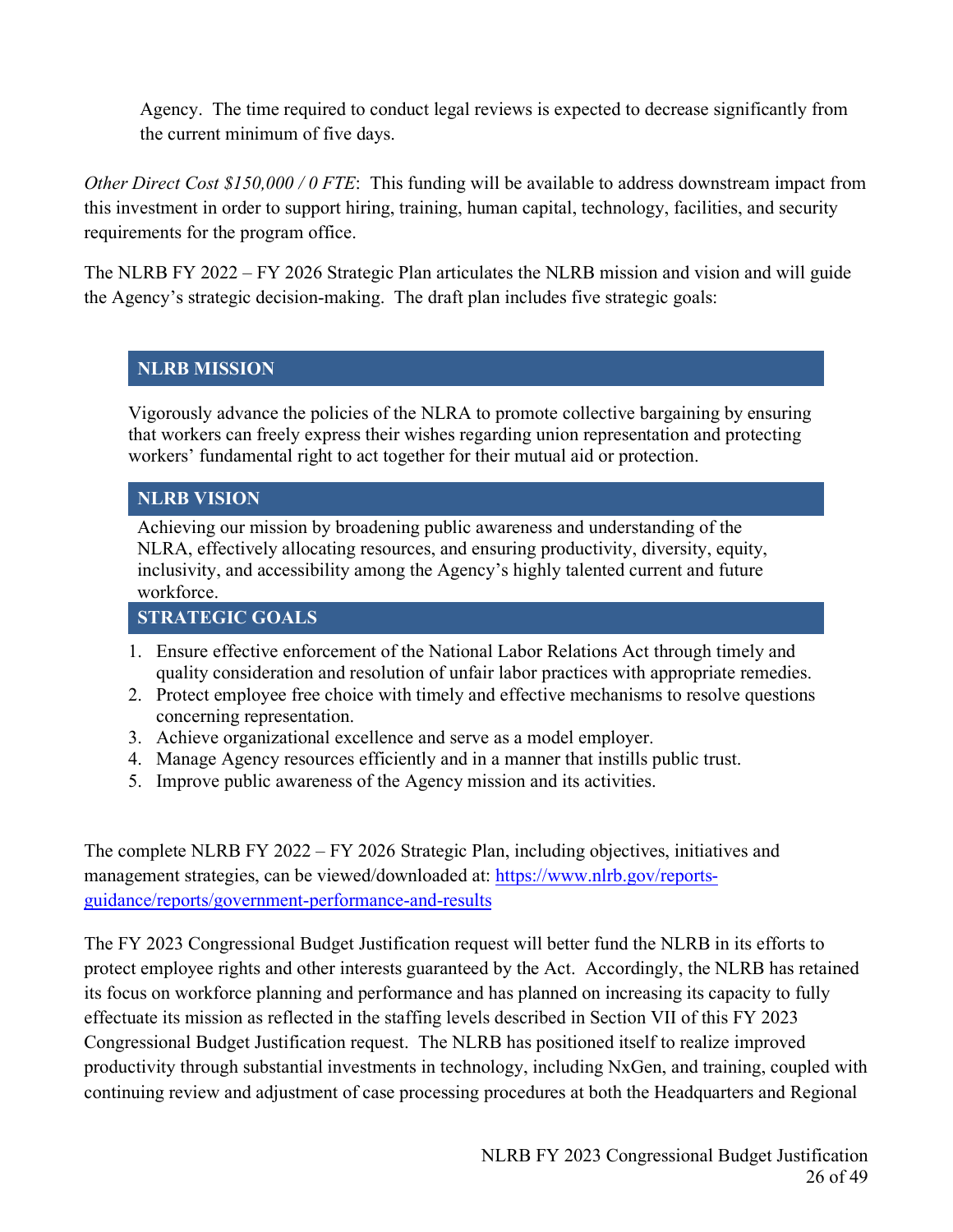Agency. The time required to conduct legal reviews is expected to decrease significantly from the current minimum of five days.

*Other Direct Cost $150,000 / 0 FTE*: This funding will be available to address downstream impact from this investment in order to support hiring, training, human capital, technology, facilities, and security requirements for the program office.

The NLRB FY 2022 – FY 2026 Strategic Plan articulates the NLRB mission and vision and will guide the Agency's strategic decision-making. The draft plan includes five strategic goals:

**NLRB MISSION**

Vigorously advance the policies of the NLRA to promote collective bargaining by ensuring that workers can freely express their wishes regarding union representation and protecting workers' fundamental right to act together for their mutual aid or protection.

**NLRB VISION**

Achieving our mission by broadening public awareness and understanding of the NLRA, effectively allocating resources, and ensuring productivity, diversity, equity, inclusivity, and accessibility among the Agency's highly talented current and future workforce.

**STRATEGIC GOALS**

1. Ensure effective enforcement of the National Labor Relations Act through timely and quality consideration and resolution of unfair labor practices with appropriate remedies.
2. Protect employee free choice with timely and effective mechanisms to resolve questions concerning representation.
3. Achieve organizational excellence and serve as a model employer.
4. Manage Agency resources efficiently and in a manner that instills public trust.
5. Improve public awareness of the Agency mission and its activities.

The complete NLRB FY 2022 – FY 2026 Strategic Plan, including objectives, initiatives and management strategies, can be viewed/downloaded at: https://www.nlrb.gov/reports-guidance/reports/government-performance-and-results

The FY 2023 Congressional Budget Justification request will better fund the NLRB in its efforts to protect employee rights and other interests guaranteed by the Act. Accordingly, the NLRB has retained its focus on workforce planning and performance and has planned on increasing its capacity to fully effectuate its mission as reflected in the staffing levels described in Section VII of this FY 2023 Congressional Budget Justification request. The NLRB has positioned itself to realize improved productivity through substantial investments in technology, including NxGen, and training, coupled with continuing review and adjustment of case processing procedures at both the Headquarters and Regional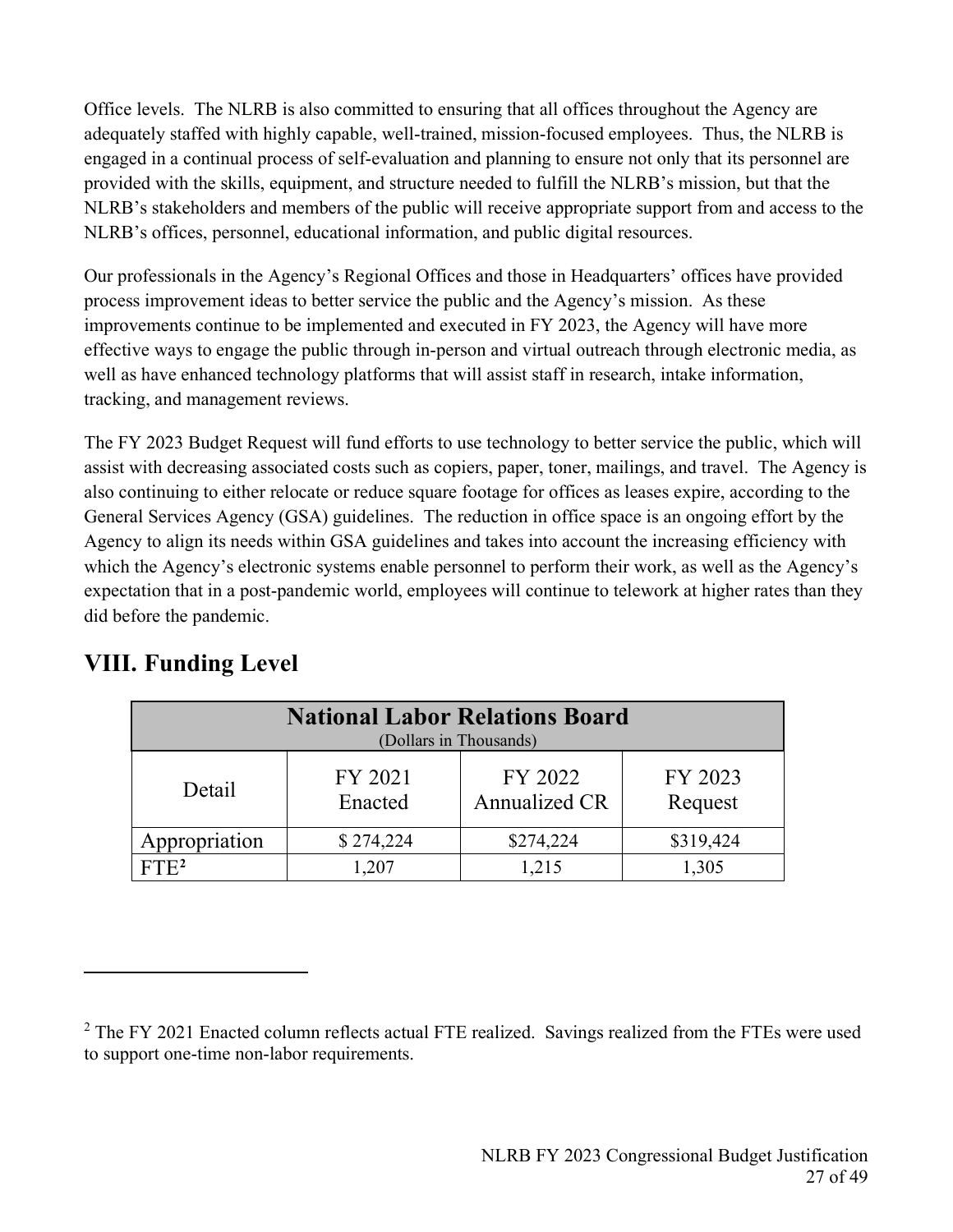Office levels. The NLRB is also committed to ensuring that all offices throughout the Agency are adequately staffed with highly capable, well-trained, mission-focused employees. Thus, the NLRB is engaged in a continual process of self-evaluation and planning to ensure not only that its personnel are provided with the skills, equipment, and structure needed to fulfill the NLRB's mission, but that the NLRB's stakeholders and members of the public will receive appropriate support from and access to the NLRB's offices, personnel, educational information, and public digital resources.

Our professionals in the Agency's Regional Offices and those in Headquarters' offices have provided process improvement ideas to better service the public and the Agency's mission. As these improvements continue to be implemented and executed in FY 2023, the Agency will have more effective ways to engage the public through in-person and virtual outreach through electronic media, as well as have enhanced technology platforms that will assist staff in research, intake information, tracking, and management reviews.

The FY 2023 Budget Request will fund efforts to use technology to better service the public, which will assist with decreasing associated costs such as copiers, paper, toner, mailings, and travel. The Agency is also continuing to either relocate or reduce square footage for offices as leases expire, according to the General Services Agency (GSA) guidelines. The reduction in office space is an ongoing effort by the Agency to align its needs within GSA guidelines and takes into account the increasing efficiency with which the Agency's electronic systems enable personnel to perform their work, as well as the Agency's expectation that in a post-pandemic world, employees will continue to telework at higher rates than they did before the pandemic.

# VIII. Funding Level

| **National Labor Relations Board** (Dollars in Thousands) | | | |
|---|---|---|---|
| Detail | FY 2021 Enacted | FY 2022 Annualized CR | FY 2023 Request |
| Appropriation | $ 274,224 | $274,224 | $319,424 |
| FTE[2] | 1,207 | 1,215 | 1,305 |

[2] The FY 2021 Enacted column reflects actual FTE realized. Savings realized from the FTEs were used to support one-time non-labor requirements.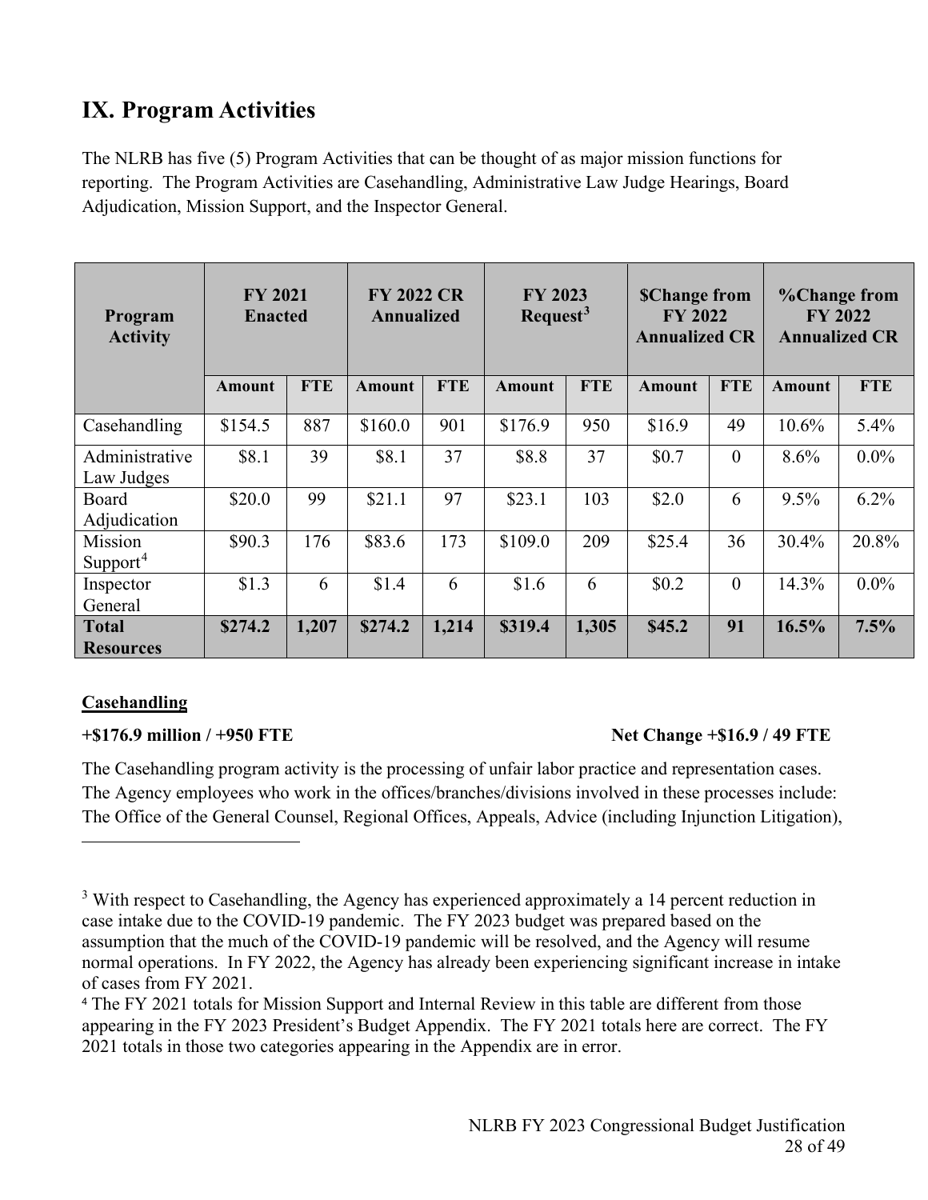## IX. Program Activities

The NLRB has five (5) Program Activities that can be thought of as major mission functions for reporting. The Program Activities are Casehandling, Administrative Law Judge Hearings, Board Adjudication, Mission Support, and the Inspector General.

| Program Activity | FY 2021 Enacted | | FY 2022 CR Annualized | | FY 2023 Request[3] | | $Change from FY 2022 Annualized CR | | %Change from FY 2022 Annualized CR | |
|---|---|---|---|---|---|---|---|---|---|---|
| | Amount | FTE | Amount | FTE | Amount | FTE | Amount | FTE | Amount | FTE |
| Casehandling | $154.5 | 887 | $160.0 | 901 | $176.9 | 950 | $16.9 | 49 | 10.6% | 5.4% |
| Administrative Law Judges | $8.1 | 39 | $8.1 | 37 | $8.8 | 37 | $0.7 | 0 | 8.6% | 0.0% |
| Board Adjudication | $20.0 | 99 | $21.1 | 97 | $23.1 | 103 | $2.0 | 6 | 9.5% | 6.2% |
| Mission Support[4] | $90.3 | 176 | $83.6 | 173 | $109.0 | 209 | $25.4 | 36 | 30.4% | 20.8% |
| Inspector General | $1.3 | 6 | $1.4 | 6 | $1.6 | 6 | $0.2 | 0 | 14.3% | 0.0% |
| **Total Resources** | **$274.2** | **1,207** | **$274.2** | **1,214** | **$319.4** | **1,305** | **$45.2** | **91** | **16.5%** | **7.5%** |

**Casehandling**

**+$176.9 million / +950 FTE** **Net Change +$16.9 / 49 FTE**

The Casehandling program activity is the processing of unfair labor practice and representation cases. The Agency employees who work in the offices/branches/divisions involved in these processes include: The Office of the General Counsel, Regional Offices, Appeals, Advice (including Injunction Litigation),

---

[3] With respect to Casehandling, the Agency has experienced approximately a 14 percent reduction in case intake due to the COVID-19 pandemic. The FY 2023 budget was prepared based on the assumption that the much of the COVID-19 pandemic will be resolved, and the Agency will resume normal operations. In FY 2022, the Agency has already been experiencing significant increase in intake of cases from FY 2021.

[4] The FY 2021 totals for Mission Support and Internal Review in this table are different from those appearing in the FY 2023 President's Budget Appendix. The FY 2021 totals here are correct. The FY 2021 totals in those two categories appearing in the Appendix are in error.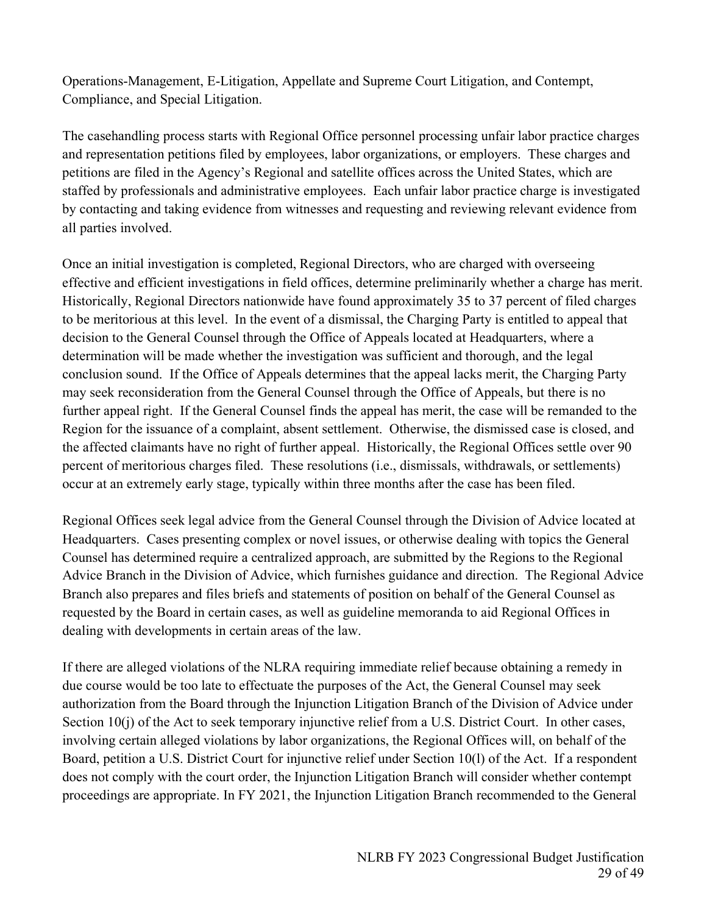Operations-Management, E-Litigation, Appellate and Supreme Court Litigation, and Contempt, Compliance, and Special Litigation.

The casehandling process starts with Regional Office personnel processing unfair labor practice charges and representation petitions filed by employees, labor organizations, or employers. These charges and petitions are filed in the Agency's Regional and satellite offices across the United States, which are staffed by professionals and administrative employees. Each unfair labor practice charge is investigated by contacting and taking evidence from witnesses and requesting and reviewing relevant evidence from all parties involved.

Once an initial investigation is completed, Regional Directors, who are charged with overseeing effective and efficient investigations in field offices, determine preliminarily whether a charge has merit. Historically, Regional Directors nationwide have found approximately 35 to 37 percent of filed charges to be meritorious at this level. In the event of a dismissal, the Charging Party is entitled to appeal that decision to the General Counsel through the Office of Appeals located at Headquarters, where a determination will be made whether the investigation was sufficient and thorough, and the legal conclusion sound. If the Office of Appeals determines that the appeal lacks merit, the Charging Party may seek reconsideration from the General Counsel through the Office of Appeals, but there is no further appeal right. If the General Counsel finds the appeal has merit, the case will be remanded to the Region for the issuance of a complaint, absent settlement. Otherwise, the dismissed case is closed, and the affected claimants have no right of further appeal. Historically, the Regional Offices settle over 90 percent of meritorious charges filed. These resolutions (i.e., dismissals, withdrawals, or settlements) occur at an extremely early stage, typically within three months after the case has been filed.

Regional Offices seek legal advice from the General Counsel through the Division of Advice located at Headquarters. Cases presenting complex or novel issues, or otherwise dealing with topics the General Counsel has determined require a centralized approach, are submitted by the Regions to the Regional Advice Branch in the Division of Advice, which furnishes guidance and direction. The Regional Advice Branch also prepares and files briefs and statements of position on behalf of the General Counsel as requested by the Board in certain cases, as well as guideline memoranda to aid Regional Offices in dealing with developments in certain areas of the law.

If there are alleged violations of the NLRA requiring immediate relief because obtaining a remedy in due course would be too late to effectuate the purposes of the Act, the General Counsel may seek authorization from the Board through the Injunction Litigation Branch of the Division of Advice under Section 10(j) of the Act to seek temporary injunctive relief from a U.S. District Court. In other cases, involving certain alleged violations by labor organizations, the Regional Offices will, on behalf of the Board, petition a U.S. District Court for injunctive relief under Section 10(l) of the Act. If a respondent does not comply with the court order, the Injunction Litigation Branch will consider whether contempt proceedings are appropriate. In FY 2021, the Injunction Litigation Branch recommended to the General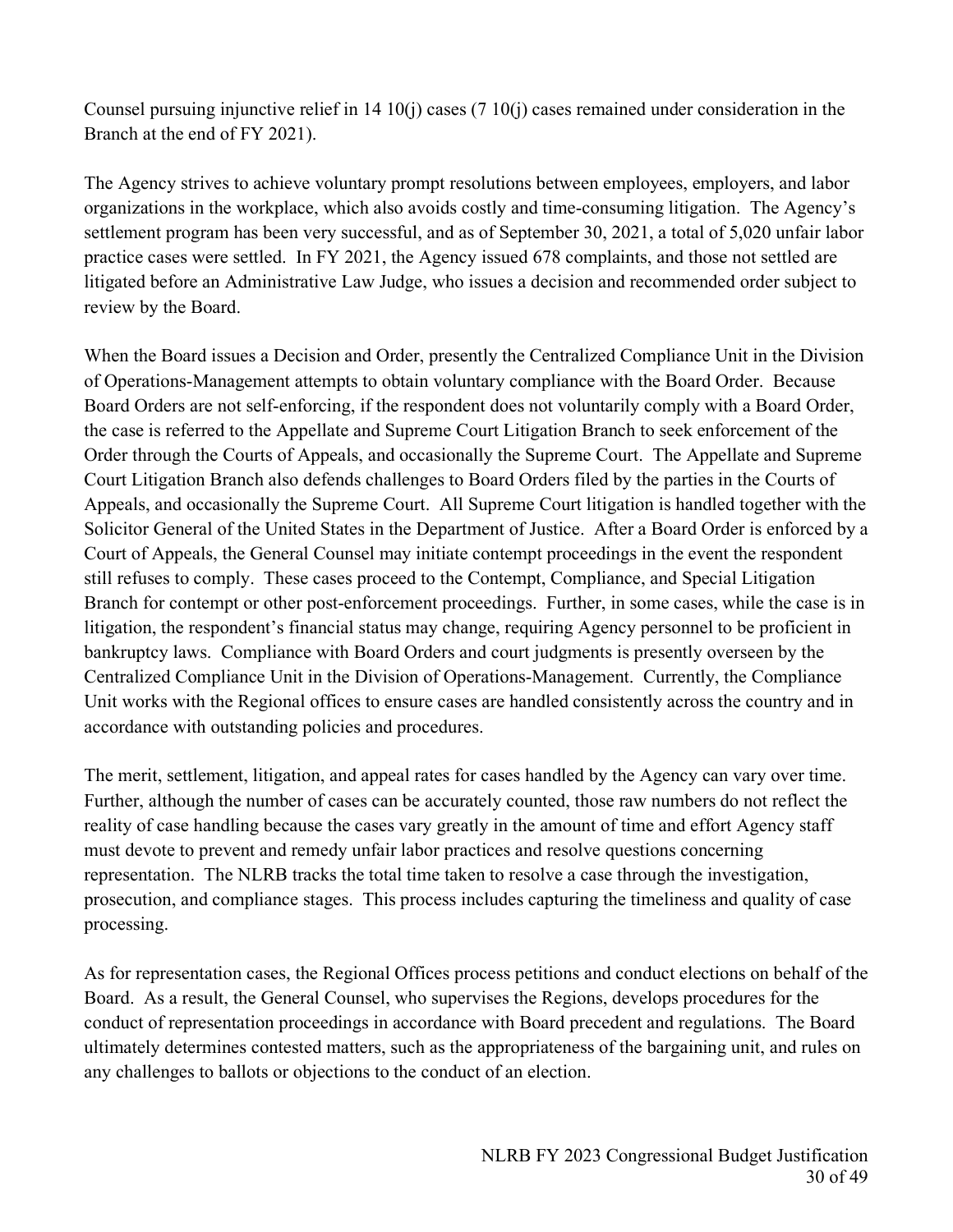Counsel pursuing injunctive relief in 14 10(j) cases (7 10(j) cases remained under consideration in the Branch at the end of FY 2021).

The Agency strives to achieve voluntary prompt resolutions between employees, employers, and labor organizations in the workplace, which also avoids costly and time-consuming litigation. The Agency's settlement program has been very successful, and as of September 30, 2021, a total of 5,020 unfair labor practice cases were settled. In FY 2021, the Agency issued 678 complaints, and those not settled are litigated before an Administrative Law Judge, who issues a decision and recommended order subject to review by the Board.

When the Board issues a Decision and Order, presently the Centralized Compliance Unit in the Division of Operations-Management attempts to obtain voluntary compliance with the Board Order. Because Board Orders are not self-enforcing, if the respondent does not voluntarily comply with a Board Order, the case is referred to the Appellate and Supreme Court Litigation Branch to seek enforcement of the Order through the Courts of Appeals, and occasionally the Supreme Court. The Appellate and Supreme Court Litigation Branch also defends challenges to Board Orders filed by the parties in the Courts of Appeals, and occasionally the Supreme Court. All Supreme Court litigation is handled together with the Solicitor General of the United States in the Department of Justice. After a Board Order is enforced by a Court of Appeals, the General Counsel may initiate contempt proceedings in the event the respondent still refuses to comply. These cases proceed to the Contempt, Compliance, and Special Litigation Branch for contempt or other post-enforcement proceedings. Further, in some cases, while the case is in litigation, the respondent's financial status may change, requiring Agency personnel to be proficient in bankruptcy laws. Compliance with Board Orders and court judgments is presently overseen by the Centralized Compliance Unit in the Division of Operations-Management. Currently, the Compliance Unit works with the Regional offices to ensure cases are handled consistently across the country and in accordance with outstanding policies and procedures.

The merit, settlement, litigation, and appeal rates for cases handled by the Agency can vary over time. Further, although the number of cases can be accurately counted, those raw numbers do not reflect the reality of case handling because the cases vary greatly in the amount of time and effort Agency staff must devote to prevent and remedy unfair labor practices and resolve questions concerning representation. The NLRB tracks the total time taken to resolve a case through the investigation, prosecution, and compliance stages. This process includes capturing the timeliness and quality of case processing.

As for representation cases, the Regional Offices process petitions and conduct elections on behalf of the Board. As a result, the General Counsel, who supervises the Regions, develops procedures for the conduct of representation proceedings in accordance with Board precedent and regulations. The Board ultimately determines contested matters, such as the appropriateness of the bargaining unit, and rules on any challenges to ballots or objections to the conduct of an election.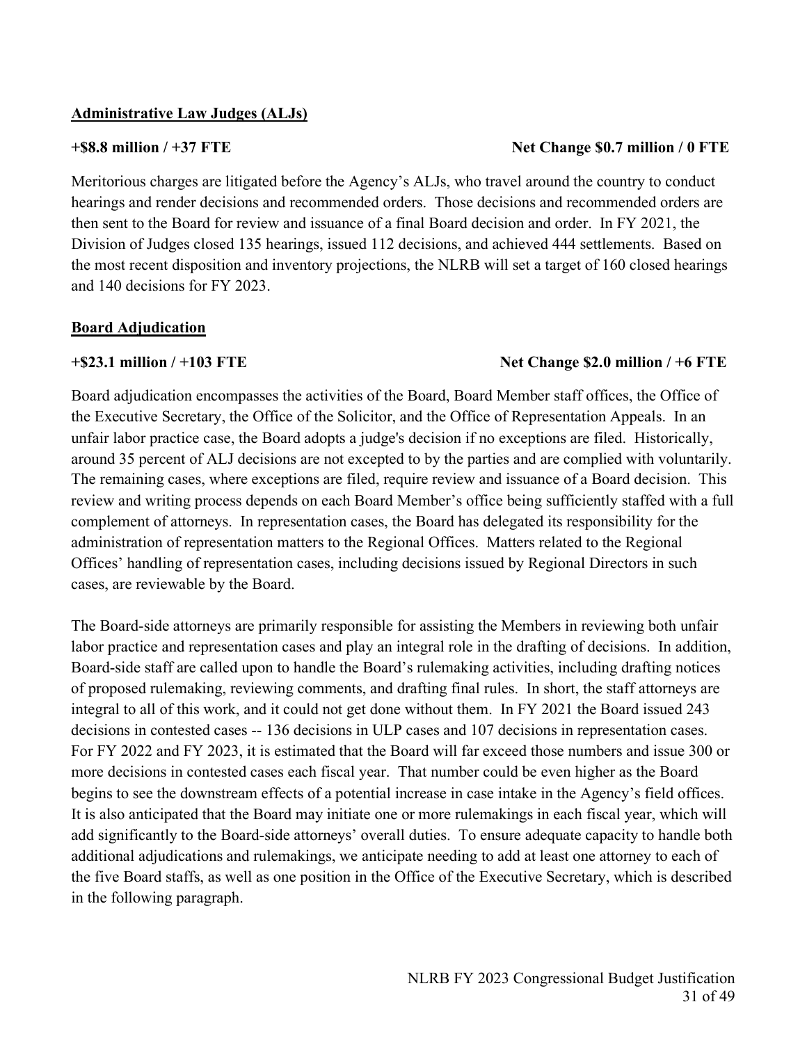**Administrative Law Judges (ALJs)**

**+$8.8 million / +37 FTE** **Net Change $0.7 million / 0 FTE**

Meritorious charges are litigated before the Agency's ALJs, who travel around the country to conduct hearings and render decisions and recommended orders. Those decisions and recommended orders are then sent to the Board for review and issuance of a final Board decision and order. In FY 2021, the Division of Judges closed 135 hearings, issued 112 decisions, and achieved 444 settlements. Based on the most recent disposition and inventory projections, the NLRB will set a target of 160 closed hearings and 140 decisions for FY 2023.

**Board Adjudication**

**+$23.1 million / +103 FTE** **Net Change $2.0 million / +6 FTE**

Board adjudication encompasses the activities of the Board, Board Member staff offices, the Office of the Executive Secretary, the Office of the Solicitor, and the Office of Representation Appeals. In an unfair labor practice case, the Board adopts a judge's decision if no exceptions are filed. Historically, around 35 percent of ALJ decisions are not excepted to by the parties and are complied with voluntarily. The remaining cases, where exceptions are filed, require review and issuance of a Board decision. This review and writing process depends on each Board Member's office being sufficiently staffed with a full complement of attorneys. In representation cases, the Board has delegated its responsibility for the administration of representation matters to the Regional Offices. Matters related to the Regional Offices' handling of representation cases, including decisions issued by Regional Directors in such cases, are reviewable by the Board.

The Board-side attorneys are primarily responsible for assisting the Members in reviewing both unfair labor practice and representation cases and play an integral role in the drafting of decisions. In addition, Board-side staff are called upon to handle the Board's rulemaking activities, including drafting notices of proposed rulemaking, reviewing comments, and drafting final rules. In short, the staff attorneys are integral to all of this work, and it could not get done without them. In FY 2021 the Board issued 243 decisions in contested cases -- 136 decisions in ULP cases and 107 decisions in representation cases. For FY 2022 and FY 2023, it is estimated that the Board will far exceed those numbers and issue 300 or more decisions in contested cases each fiscal year. That number could be even higher as the Board begins to see the downstream effects of a potential increase in case intake in the Agency's field offices. It is also anticipated that the Board may initiate one or more rulemakings in each fiscal year, which will add significantly to the Board-side attorneys' overall duties. To ensure adequate capacity to handle both additional adjudications and rulemakings, we anticipate needing to add at least one attorney to each of the five Board staffs, as well as one position in the Office of the Executive Secretary, which is described in the following paragraph.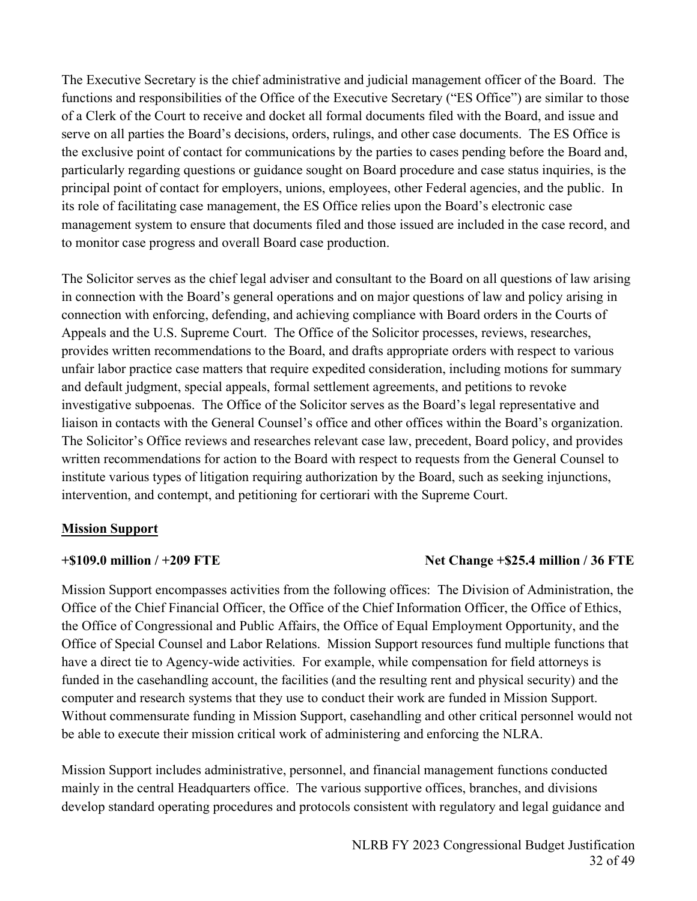The Executive Secretary is the chief administrative and judicial management officer of the Board. The functions and responsibilities of the Office of the Executive Secretary ("ES Office") are similar to those of a Clerk of the Court to receive and docket all formal documents filed with the Board, and issue and serve on all parties the Board's decisions, orders, rulings, and other case documents. The ES Office is the exclusive point of contact for communications by the parties to cases pending before the Board and, particularly regarding questions or guidance sought on Board procedure and case status inquiries, is the principal point of contact for employers, unions, employees, other Federal agencies, and the public. In its role of facilitating case management, the ES Office relies upon the Board's electronic case management system to ensure that documents filed and those issued are included in the case record, and to monitor case progress and overall Board case production.

The Solicitor serves as the chief legal adviser and consultant to the Board on all questions of law arising in connection with the Board's general operations and on major questions of law and policy arising in connection with enforcing, defending, and achieving compliance with Board orders in the Courts of Appeals and the U.S. Supreme Court. The Office of the Solicitor processes, reviews, researches, provides written recommendations to the Board, and drafts appropriate orders with respect to various unfair labor practice case matters that require expedited consideration, including motions for summary and default judgment, special appeals, formal settlement agreements, and petitions to revoke investigative subpoenas. The Office of the Solicitor serves as the Board's legal representative and liaison in contacts with the General Counsel's office and other offices within the Board's organization. The Solicitor's Office reviews and researches relevant case law, precedent, Board policy, and provides written recommendations for action to the Board with respect to requests from the General Counsel to institute various types of litigation requiring authorization by the Board, such as seeking injunctions, intervention, and contempt, and petitioning for certiorari with the Supreme Court.

## Mission Support

**+$109.0 million / +209 FTE** **Net Change +$25.4 million / 36 FTE**

Mission Support encompasses activities from the following offices: The Division of Administration, the Office of the Chief Financial Officer, the Office of the Chief Information Officer, the Office of Ethics, the Office of Congressional and Public Affairs, the Office of Equal Employment Opportunity, and the Office of Special Counsel and Labor Relations. Mission Support resources fund multiple functions that have a direct tie to Agency-wide activities. For example, while compensation for field attorneys is funded in the casehandling account, the facilities (and the resulting rent and physical security) and the computer and research systems that they use to conduct their work are funded in Mission Support. Without commensurate funding in Mission Support, casehandling and other critical personnel would not be able to execute their mission critical work of administering and enforcing the NLRA.

Mission Support includes administrative, personnel, and financial management functions conducted mainly in the central Headquarters office. The various supportive offices, branches, and divisions develop standard operating procedures and protocols consistent with regulatory and legal guidance and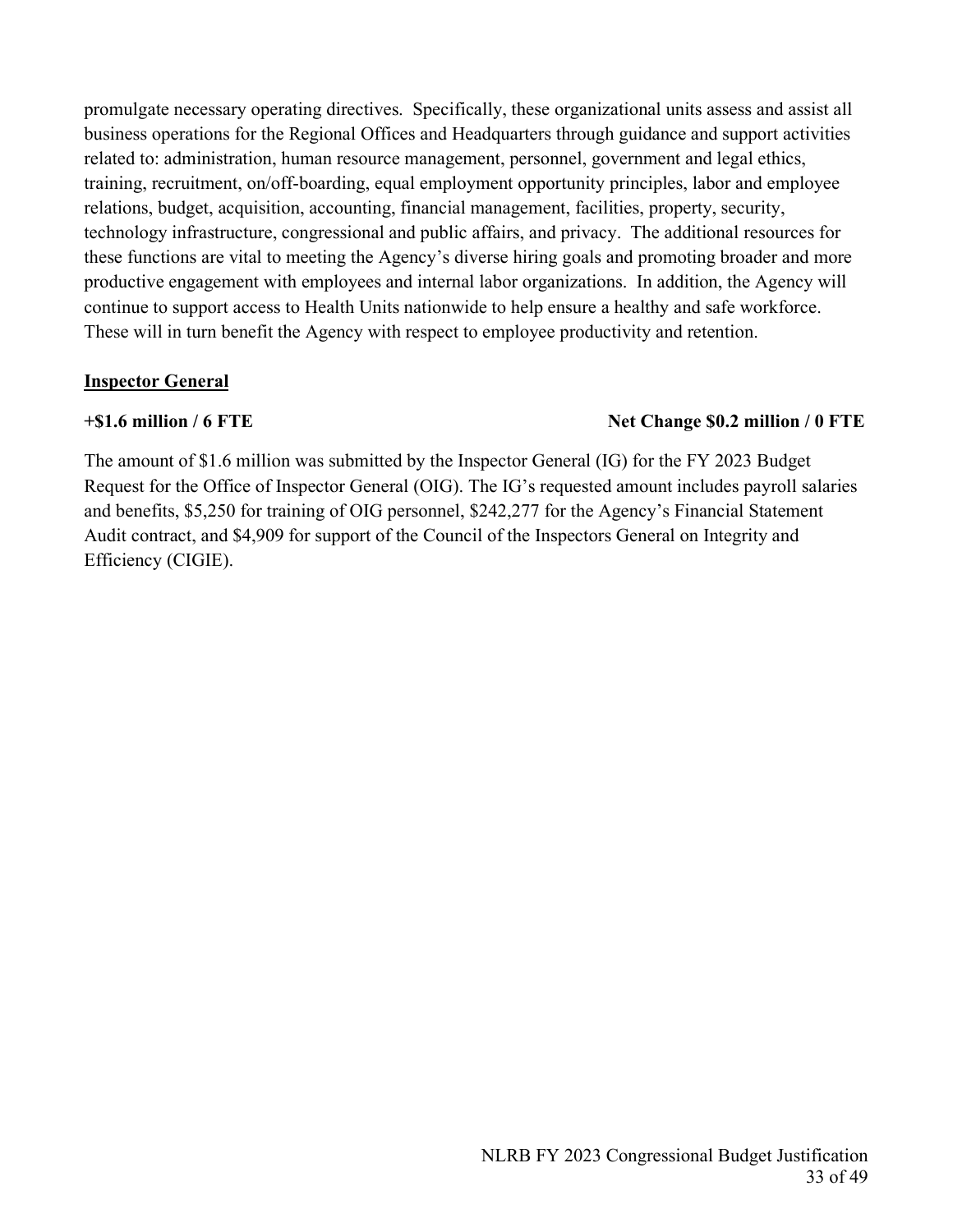promulgate necessary operating directives. Specifically, these organizational units assess and assist all business operations for the Regional Offices and Headquarters through guidance and support activities related to: administration, human resource management, personnel, government and legal ethics, training, recruitment, on/off-boarding, equal employment opportunity principles, labor and employee relations, budget, acquisition, accounting, financial management, facilities, property, security, technology infrastructure, congressional and public affairs, and privacy. The additional resources for these functions are vital to meeting the Agency's diverse hiring goals and promoting broader and more productive engagement with employees and internal labor organizations. In addition, the Agency will continue to support access to Health Units nationwide to help ensure a healthy and safe workforce. These will in turn benefit the Agency with respect to employee productivity and retention.

**Inspector General**

**+$1.6 million / 6 FTE** **Net Change $0.2 million / 0 FTE**

The amount of $1.6 million was submitted by the Inspector General (IG) for the FY 2023 Budget Request for the Office of Inspector General (OIG). The IG's requested amount includes payroll salaries and benefits, $5,250 for training of OIG personnel, $242,277 for the Agency's Financial Statement Audit contract, and $4,909 for support of the Council of the Inspectors General on Integrity and Efficiency (CIGIE).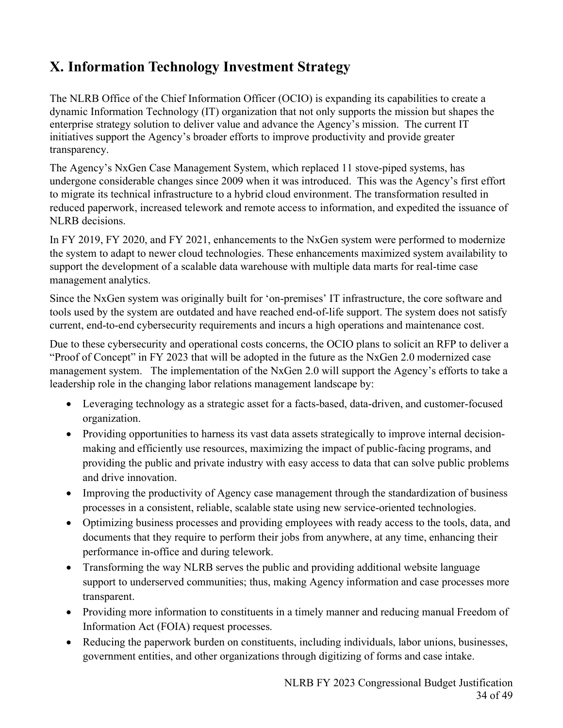# X. Information Technology Investment Strategy

The NLRB Office of the Chief Information Officer (OCIO) is expanding its capabilities to create a dynamic Information Technology (IT) organization that not only supports the mission but shapes the enterprise strategy solution to deliver value and advance the Agency's mission. The current IT initiatives support the Agency's broader efforts to improve productivity and provide greater transparency.

The Agency's NxGen Case Management System, which replaced 11 stove-piped systems, has undergone considerable changes since 2009 when it was introduced. This was the Agency's first effort to migrate its technical infrastructure to a hybrid cloud environment. The transformation resulted in reduced paperwork, increased telework and remote access to information, and expedited the issuance of NLRB decisions.

In FY 2019, FY 2020, and FY 2021, enhancements to the NxGen system were performed to modernize the system to adapt to newer cloud technologies. These enhancements maximized system availability to support the development of a scalable data warehouse with multiple data marts for real-time case management analytics.

Since the NxGen system was originally built for 'on-premises' IT infrastructure, the core software and tools used by the system are outdated and have reached end-of-life support. The system does not satisfy current, end-to-end cybersecurity requirements and incurs a high operations and maintenance cost.

Due to these cybersecurity and operational costs concerns, the OCIO plans to solicit an RFP to deliver a "Proof of Concept" in FY 2023 that will be adopted in the future as the NxGen 2.0 modernized case management system. The implementation of the NxGen 2.0 will support the Agency's efforts to take a leadership role in the changing labor relations management landscape by:

- Leveraging technology as a strategic asset for a facts-based, data-driven, and customer-focused organization.
- Providing opportunities to harness its vast data assets strategically to improve internal decision-making and efficiently use resources, maximizing the impact of public-facing programs, and providing the public and private industry with easy access to data that can solve public problems and drive innovation.
- Improving the productivity of Agency case management through the standardization of business processes in a consistent, reliable, scalable state using new service-oriented technologies.
- Optimizing business processes and providing employees with ready access to the tools, data, and documents that they require to perform their jobs from anywhere, at any time, enhancing their performance in-office and during telework.
- Transforming the way NLRB serves the public and providing additional website language support to underserved communities; thus, making Agency information and case processes more transparent.
- Providing more information to constituents in a timely manner and reducing manual Freedom of Information Act (FOIA) request processes.
- Reducing the paperwork burden on constituents, including individuals, labor unions, businesses, government entities, and other organizations through digitizing of forms and case intake.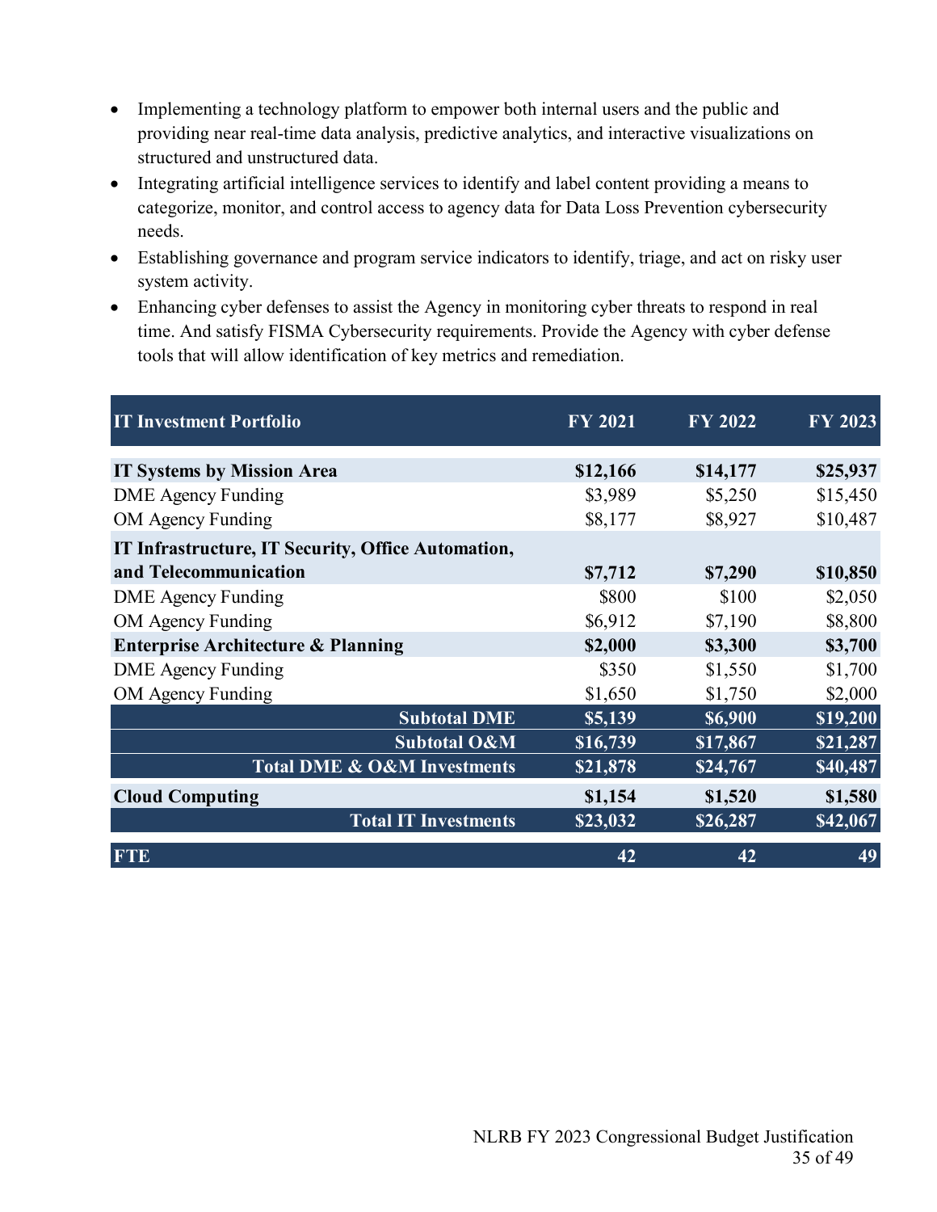- Implementing a technology platform to empower both internal users and the public and providing near real-time data analysis, predictive analytics, and interactive visualizations on structured and unstructured data.
- Integrating artificial intelligence services to identify and label content providing a means to categorize, monitor, and control access to agency data for Data Loss Prevention cybersecurity needs.
- Establishing governance and program service indicators to identify, triage, and act on risky user system activity.
- Enhancing cyber defenses to assist the Agency in monitoring cyber threats to respond in real time. And satisfy FISMA Cybersecurity requirements. Provide the Agency with cyber defense tools that will allow identification of key metrics and remediation.

| IT Investment Portfolio | FY 2021 | FY 2022 | FY 2023 |
|---|---|---|---|
| **IT Systems by Mission Area** | **$12,166** | **$14,177** | **$25,937** |
| DME Agency Funding | $3,989 | $5,250 | $15,450 |
| OM Agency Funding | $8,177 | $8,927 | $10,487 |
| **IT Infrastructure, IT Security, Office Automation, and Telecommunication** | **$7,712** | **$7,290** | **$10,850** |
| DME Agency Funding | $800 | $100 | $2,050 |
| OM Agency Funding | $6,912 | $7,190 | $8,800 |
| **Enterprise Architecture & Planning** | **$2,000** | **$3,300** | **$3,700** |
| DME Agency Funding | $350 | $1,550 | $1,700 |
| OM Agency Funding | $1,650 | $1,750 | $2,000 |
| **Subtotal DME** | **$5,139** | **$6,900** | **$19,200** |
| **Subtotal O&M** | **$16,739** | **$17,867** | **$21,287** |
| **Total DME & O&M Investments** | **$21,878** | **$24,767** | **$40,487** |
| **Cloud Computing** | **$1,154** | **$1,520** | **$1,580** |
| **Total IT Investments** | **$23,032** | **$26,287** | **$42,067** |
| **FTE** | **42** | **42** | **49** |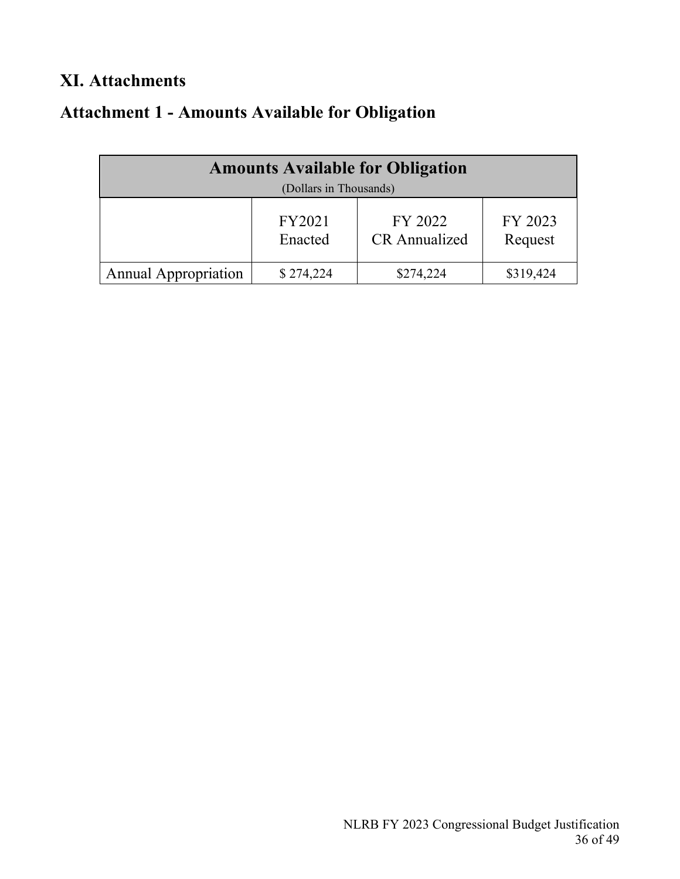## XI. Attachments

## Attachment 1 - Amounts Available for Obligation

| Amounts Available for Obligation (Dollars in Thousands) | | | |
|---|---|---|---|
| | FY2021 Enacted | FY 2022 CR Annualized | FY 2023 Request |
| Annual Appropriation | $ 274,224 | $274,224 | $319,424 |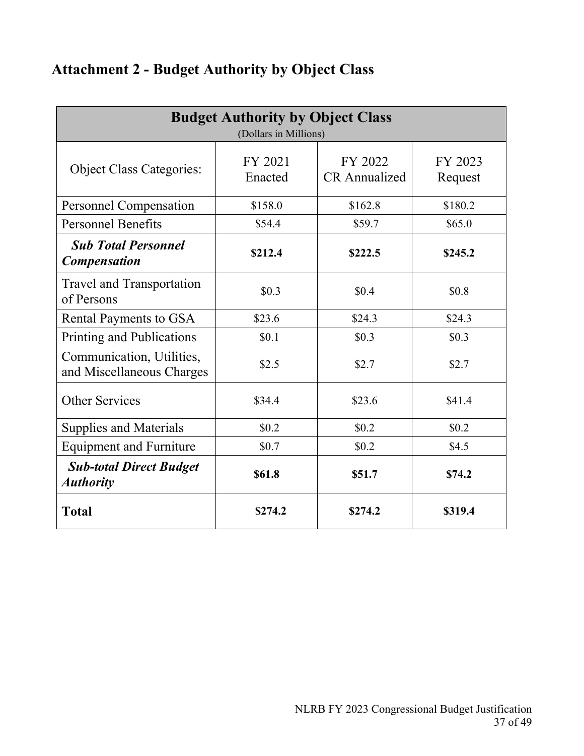# Attachment 2 - Budget Authority by Object Class

| **Budget Authority by Object Class** (Dollars in Millions) | | | |
|---|---|---|---|
| Object Class Categories: | FY 2021 Enacted | FY 2022 CR Annualized | FY 2023 Request |
| Personnel Compensation | $158.0 | $162.8 | $180.2 |
| Personnel Benefits | $54.4 | $59.7 | $65.0 |
| ***Sub Total Personnel Compensation*** | **$212.4** | **$222.5** | **$245.2** |
| Travel and Transportation of Persons | $0.3 | $0.4 | $0.8 |
| Rental Payments to GSA | $23.6 | $24.3 | $24.3 |
| Printing and Publications | $0.1 | $0.3 | $0.3 |
| Communication, Utilities, and Miscellaneous Charges | $2.5 | $2.7 | $2.7 |
| Other Services | $34.4 | $23.6 | $41.4 |
| Supplies and Materials | $0.2 | $0.2 | $0.2 |
| Equipment and Furniture | $0.7 | $0.2 | $4.5 |
| ***Sub-total Direct Budget Authority*** | **$61.8** | **$51.7** | **$74.2** |
| **Total** | **$274.2** | **$274.2** | **$319.4** |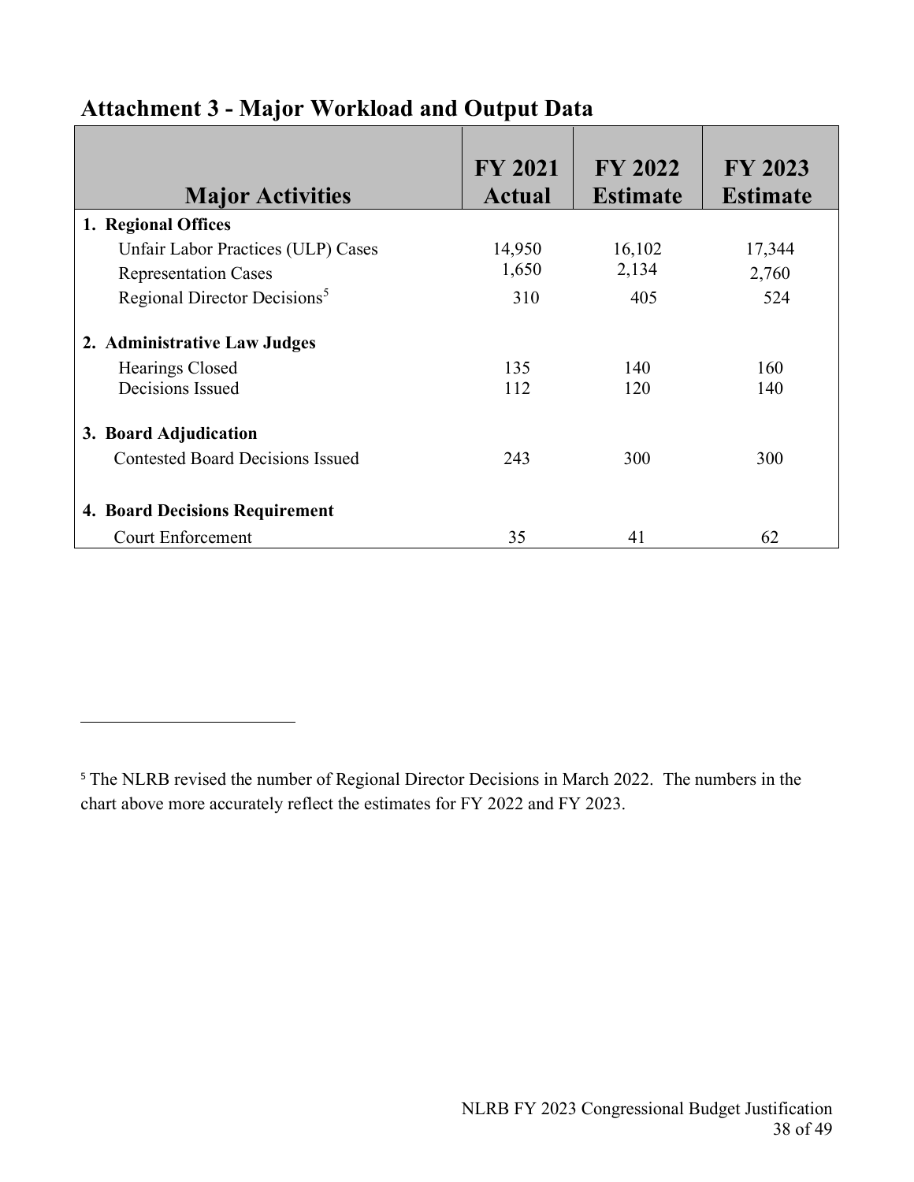## Attachment 3 - Major Workload and Output Data

| Major Activities | FY 2021 Actual | FY 2022 Estimate | FY 2023 Estimate |
|---|---|---|---|
| **1. Regional Offices** | | | |
| Unfair Labor Practices (ULP) Cases | 14,950 | 16,102 | 17,344 |
| Representation Cases | 1,650 | 2,134 | 2,760 |
| Regional Director Decisions[5] | 310 | 405 | 524 |
| **2. Administrative Law Judges** | | | |
| Hearings Closed | 135 | 140 | 160 |
| Decisions Issued | 112 | 120 | 140 |
| **3. Board Adjudication** | | | |
| Contested Board Decisions Issued | 243 | 300 | 300 |
| **4. Board Decisions Requirement** | | | |
| Court Enforcement | 35 | 41 | 62 |

---

[5] The NLRB revised the number of Regional Director Decisions in March 2022. The numbers in the chart above more accurately reflect the estimates for FY 2022 and FY 2023.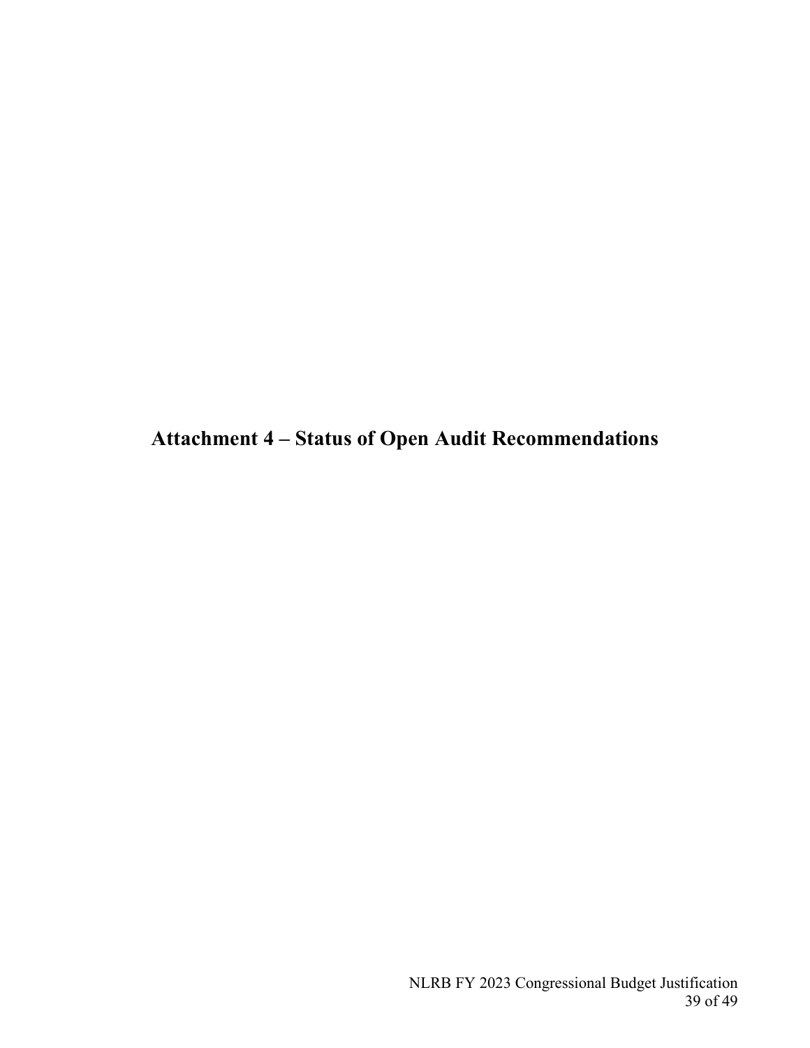# Attachment 4 – Status of Open Audit Recommendations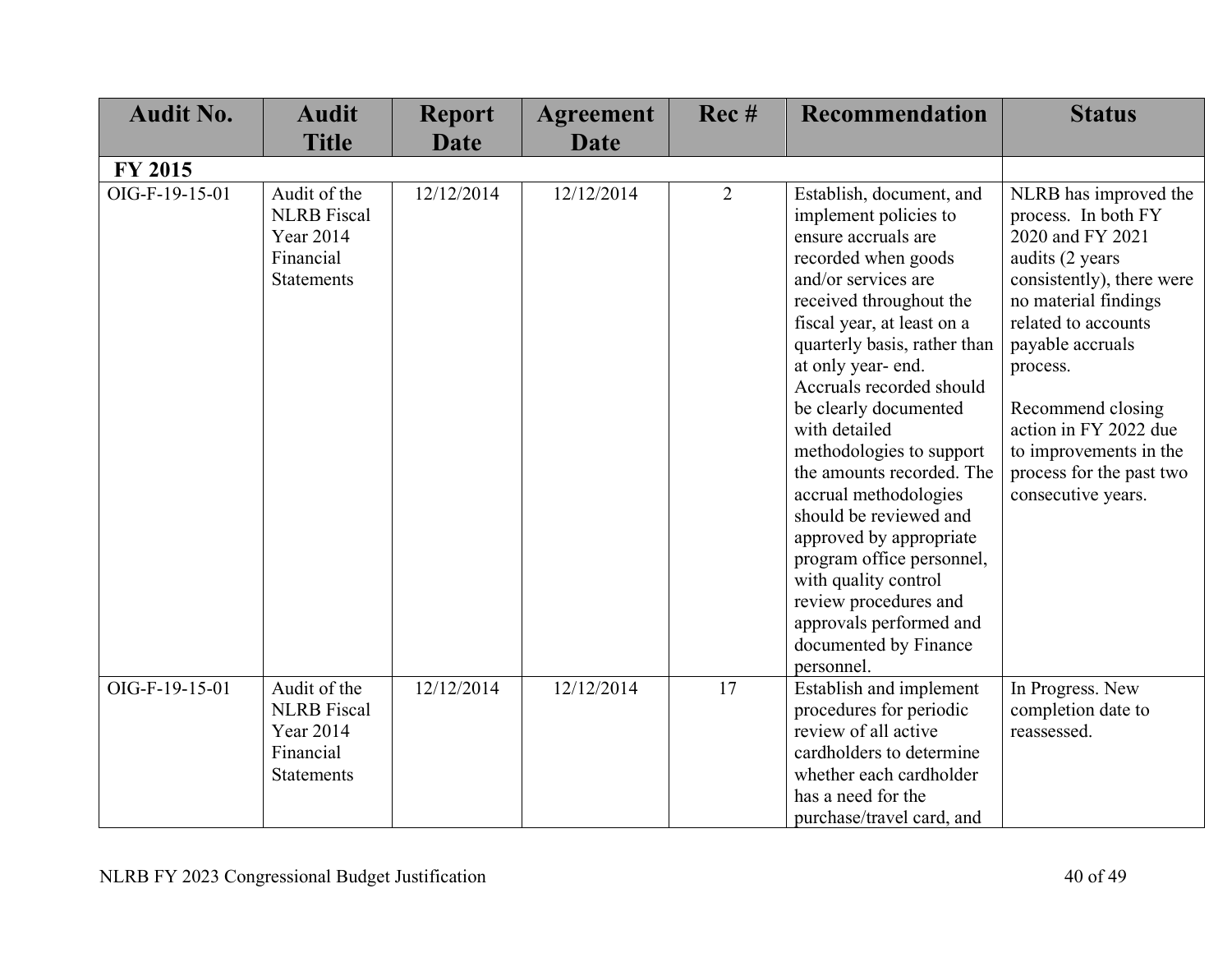| Audit No. | Audit Title | Report Date | Agreement Date | Rec # | Recommendation | Status |
|---|---|---|---|---|---|---|
| **FY 2015** | | | | | | |
| OIG-F-19-15-01 | Audit of the NLRB Fiscal Year 2014 Financial Statements | 12/12/2014 | 12/12/2014 | 2 | Establish, document, and implement policies to ensure accruals are recorded when goods and/or services are received throughout the fiscal year, at least on a quarterly basis, rather than at only year- end. Accruals recorded should be clearly documented with detailed methodologies to support the amounts recorded. The accrual methodologies should be reviewed and approved by appropriate program office personnel, with quality control review procedures and approvals performed and documented by Finance personnel. | NLRB has improved the process. In both FY 2020 and FY 2021 audits (2 years consistently), there were no material findings related to accounts payable accruals process.<br><br>Recommend closing action in FY 2022 due to improvements in the process for the past two consecutive years. |
| OIG-F-19-15-01 | Audit of the NLRB Fiscal Year 2014 Financial Statements | 12/12/2014 | 12/12/2014 | 17 | Establish and implement procedures for periodic review of all active cardholders to determine whether each cardholder has a need for the purchase/travel card, and | In Progress. New completion date to reassessed. |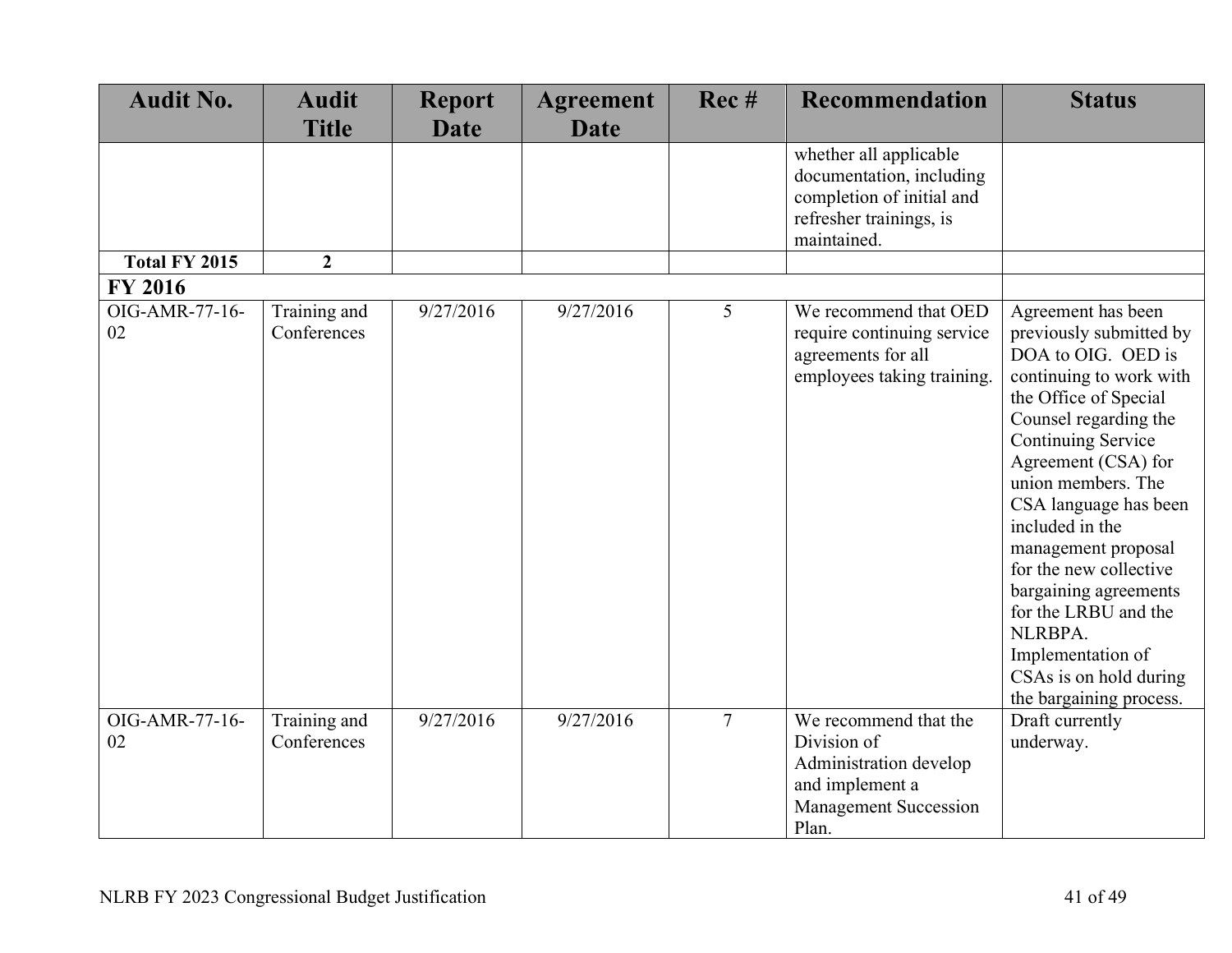| Audit No. | Audit Title | Report Date | Agreement Date | Rec # | Recommendation | Status |
|---|---|---|---|---|---|---|
| | | | | | whether all applicable documentation, including completion of initial and refresher trainings, is maintained. | |
| **Total FY 2015** | **2** | | | | | |
| **FY 2016** | | | | | | |
| OIG-AMR-77-16-02 | Training and Conferences | 9/27/2016 | 9/27/2016 | 5 | We recommend that OED require continuing service agreements for all employees taking training. | Agreement has been previously submitted by DOA to OIG. OED is continuing to work with the Office of Special Counsel regarding the Continuing Service Agreement (CSA) for union members. The CSA language has been included in the management proposal for the new collective bargaining agreements for the LRBU and the NLRBPA. Implementation of CSAs is on hold during the bargaining process. |
| OIG-AMR-77-16-02 | Training and Conferences | 9/27/2016 | 9/27/2016 | 7 | We recommend that the Division of Administration develop and implement a Management Succession Plan. | Draft currently underway. |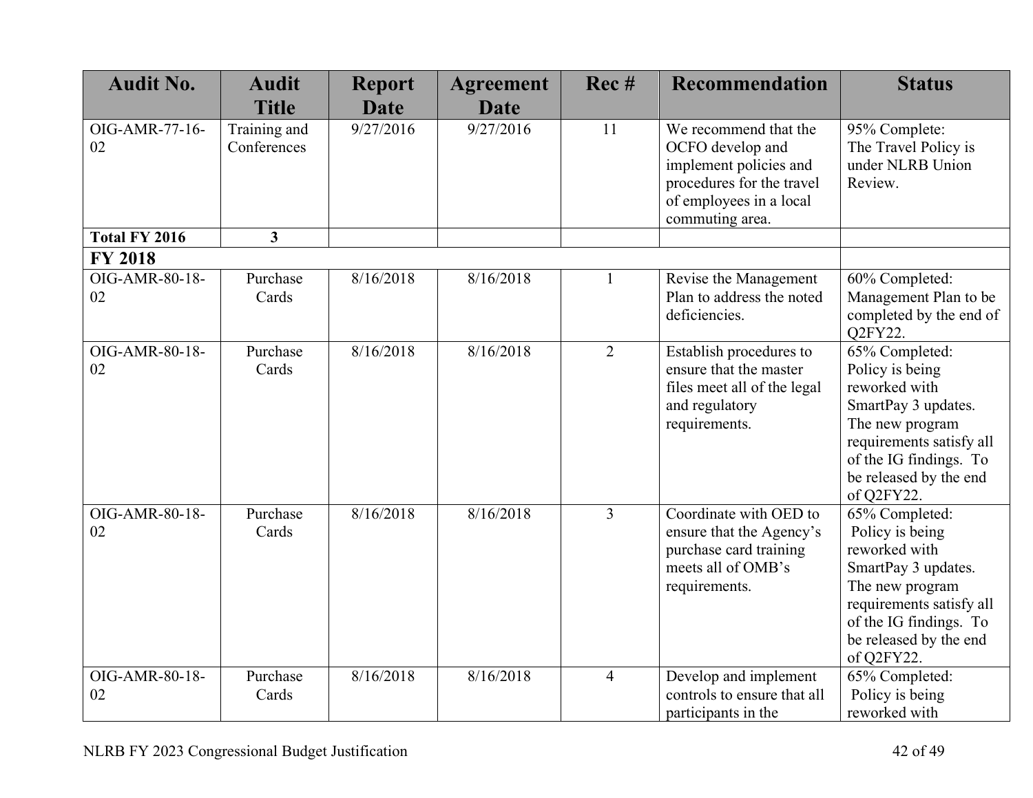| Audit No. | Audit Title | Report Date | Agreement Date | Rec # | Recommendation | Status |
|---|---|---|---|---|---|---|
| OIG-AMR-77-16-02 | Training and Conferences | 9/27/2016 | 9/27/2016 | 11 | We recommend that the OCFO develop and implement policies and procedures for the travel of employees in a local commuting area. | 95% Complete: The Travel Policy is under NLRB Union Review. |
| **Total FY 2016** | **3** | | | | | |
| **FY 2018** | | | | | | |
| OIG-AMR-80-18-02 | Purchase Cards | 8/16/2018 | 8/16/2018 | 1 | Revise the Management Plan to address the noted deficiencies. | 60% Completed: Management Plan to be completed by the end of Q2FY22. |
| OIG-AMR-80-18-02 | Purchase Cards | 8/16/2018 | 8/16/2018 | 2 | Establish procedures to ensure that the master files meet all of the legal and regulatory requirements. | 65% Completed: Policy is being reworked with SmartPay 3 updates. The new program requirements satisfy all of the IG findings. To be released by the end of Q2FY22. |
| OIG-AMR-80-18-02 | Purchase Cards | 8/16/2018 | 8/16/2018 | 3 | Coordinate with OED to ensure that the Agency's purchase card training meets all of OMB's requirements. | 65% Completed: Policy is being reworked with SmartPay 3 updates. The new program requirements satisfy all of the IG findings. To be released by the end of Q2FY22. |
| OIG-AMR-80-18-02 | Purchase Cards | 8/16/2018 | 8/16/2018 | 4 | Develop and implement controls to ensure that all participants in the | 65% Completed: Policy is being reworked with |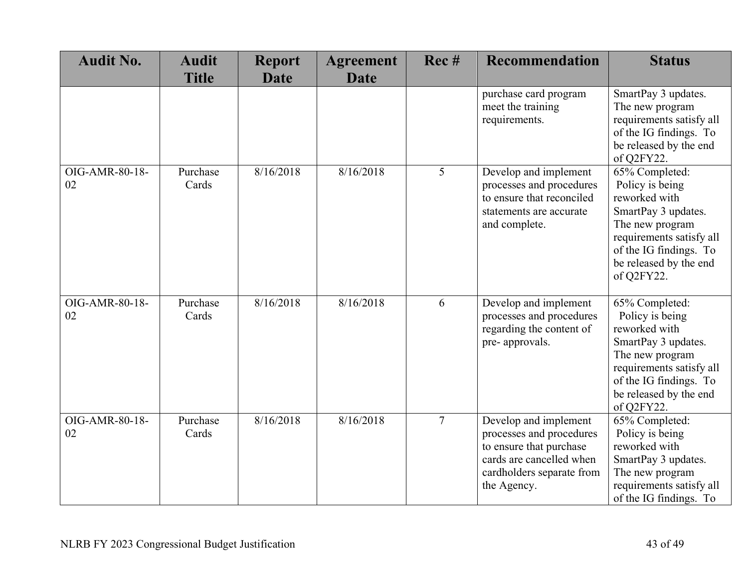| Audit No. | Audit Title | Report Date | Agreement Date | Rec # | Recommendation | Status |
|---|---|---|---|---|---|---|
| | | | | | purchase card program meet the training requirements. | SmartPay 3 updates. The new program requirements satisfy all of the IG findings. To be released by the end of Q2FY22. |
| OIG-AMR-80-18-02 | Purchase Cards | 8/16/2018 | 8/16/2018 | 5 | Develop and implement processes and procedures to ensure that reconciled statements are accurate and complete. | 65% Completed: Policy is being reworked with SmartPay 3 updates. The new program requirements satisfy all of the IG findings. To be released by the end of Q2FY22. |
| OIG-AMR-80-18-02 | Purchase Cards | 8/16/2018 | 8/16/2018 | 6 | Develop and implement processes and procedures regarding the content of pre- approvals. | 65% Completed: Policy is being reworked with SmartPay 3 updates. The new program requirements satisfy all of the IG findings. To be released by the end of Q2FY22. |
| OIG-AMR-80-18-02 | Purchase Cards | 8/16/2018 | 8/16/2018 | 7 | Develop and implement processes and procedures to ensure that purchase cards are cancelled when cardholders separate from the Agency. | 65% Completed: Policy is being reworked with SmartPay 3 updates. The new program requirements satisfy all of the IG findings. To |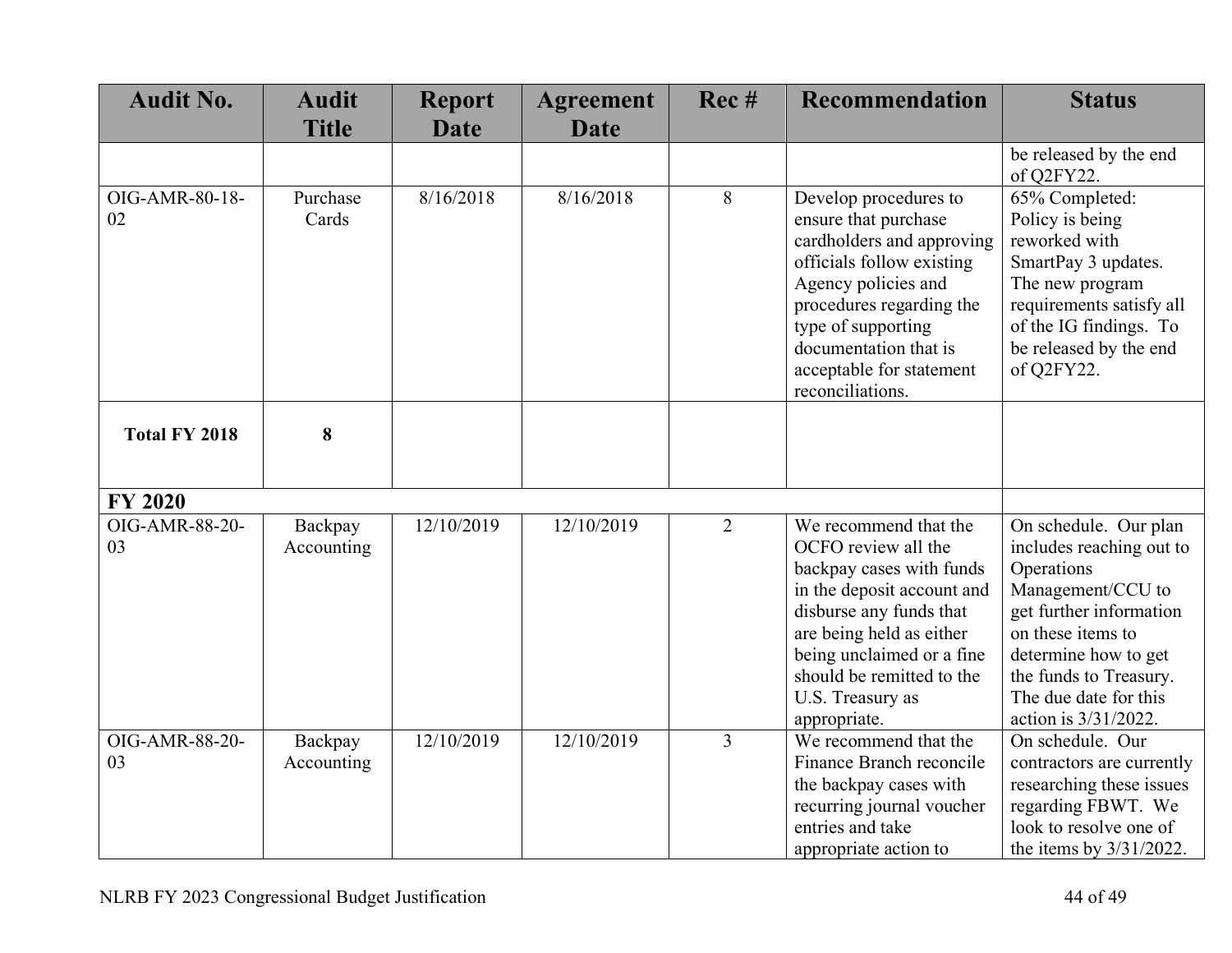| Audit No. | Audit Title | Report Date | Agreement Date | Rec # | Recommendation | Status |
|---|---|---|---|---|---|---|
| | | | | | | be released by the end of Q2FY22. |
| OIG-AMR-80-18-02 | Purchase Cards | 8/16/2018 | 8/16/2018 | 8 | Develop procedures to ensure that purchase cardholders and approving officials follow existing Agency policies and procedures regarding the type of supporting documentation that is acceptable for statement reconciliations. | 65% Completed: Policy is being reworked with SmartPay 3 updates. The new program requirements satisfy all of the IG findings. To be released by the end of Q2FY22. |
| **Total FY 2018** | **8** | | | | | |
| **FY 2020** | | | | | | |
| OIG-AMR-88-20-03 | Backpay Accounting | 12/10/2019 | 12/10/2019 | 2 | We recommend that the OCFO review all the backpay cases with funds in the deposit account and disburse any funds that are being held as either being unclaimed or a fine should be remitted to the U.S. Treasury as appropriate. | On schedule. Our plan includes reaching out to Operations Management/CCU to get further information on these items to determine how to get the funds to Treasury. The due date for this action is 3/31/2022. |
| OIG-AMR-88-20-03 | Backpay Accounting | 12/10/2019 | 12/10/2019 | 3 | We recommend that the Finance Branch reconcile the backpay cases with recurring journal voucher entries and take appropriate action to | On schedule. Our contractors are currently researching these issues regarding FBWT. We look to resolve one of the items by 3/31/2022. |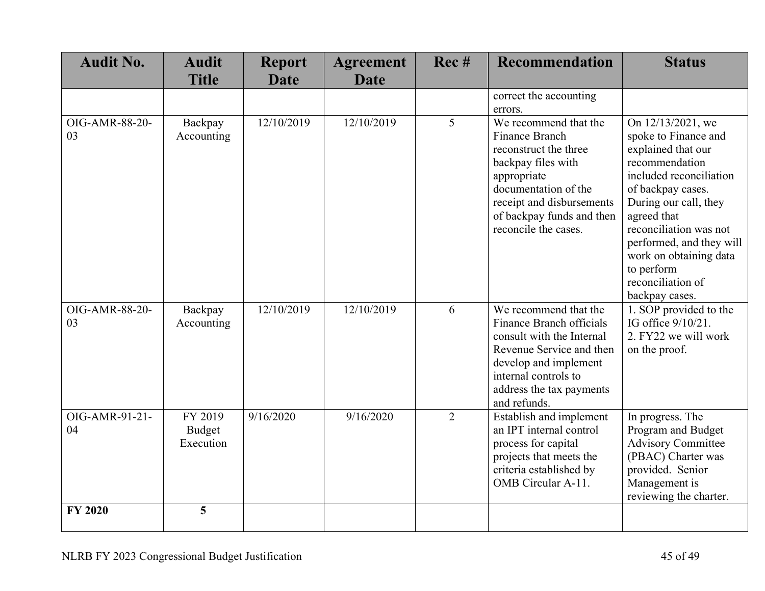| Audit No. | Audit Title | Report Date | Agreement Date | Rec # | Recommendation | Status |
| --- | --- | --- | --- | --- | --- | --- |
| | | | | | correct the accounting errors. | |
| OIG-AMR-88-20-03 | Backpay Accounting | 12/10/2019 | 12/10/2019 | 5 | We recommend that the Finance Branch reconstruct the three backpay files with appropriate documentation of the receipt and disbursements of backpay funds and then reconcile the cases. | On 12/13/2021, we spoke to Finance and explained that our recommendation included reconciliation of backpay cases. During our call, they agreed that reconciliation was not performed, and they will work on obtaining data to perform reconciliation of backpay cases. |
| OIG-AMR-88-20-03 | Backpay Accounting | 12/10/2019 | 12/10/2019 | 6 | We recommend that the Finance Branch officials consult with the Internal Revenue Service and then develop and implement internal controls to address the tax payments and refunds. | 1. SOP provided to the IG office 9/10/21.<br>2. FY22 we will work on the proof. |
| OIG-AMR-91-21-04 | FY 2019 Budget Execution | 9/16/2020 | 9/16/2020 | 2 | Establish and implement an IPT internal control process for capital projects that meets the criteria established by OMB Circular A-11. | In progress. The Program and Budget Advisory Committee (PBAC) Charter was provided. Senior Management is reviewing the charter. |
| **FY 2020** | **5** | | | | | |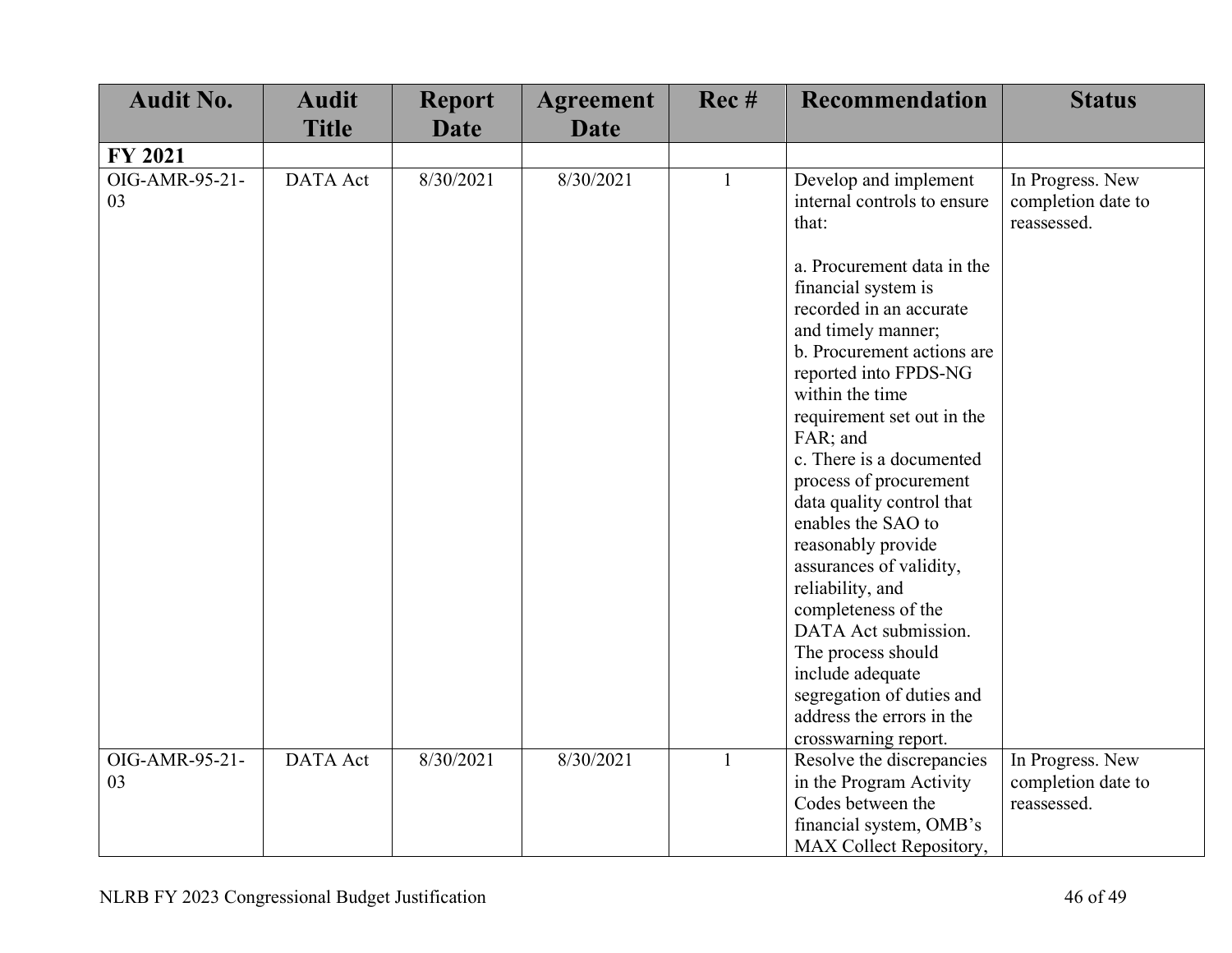| Audit No. | Audit Title | Report Date | Agreement Date | Rec # | Recommendation | Status |
|---|---|---|---|---|---|---|
| **FY 2021** | | | | | | |
| OIG-AMR-95-21-03 | DATA Act | 8/30/2021 | 8/30/2021 | 1 | Develop and implement internal controls to ensure that:<br><br>a. Procurement data in the financial system is recorded in an accurate and timely manner;<br>b. Procurement actions are reported into FPDS-NG within the time requirement set out in the FAR; and<br>c. There is a documented process of procurement data quality control that enables the SAO to reasonably provide assurances of validity, reliability, and completeness of the DATA Act submission. The process should include adequate segregation of duties and address the errors in the crosswarning report. | In Progress. New completion date to reassessed. |
| OIG-AMR-95-21-03 | DATA Act | 8/30/2021 | 8/30/2021 | 1 | Resolve the discrepancies in the Program Activity Codes between the financial system, OMB's MAX Collect Repository, | In Progress. New completion date to reassessed. |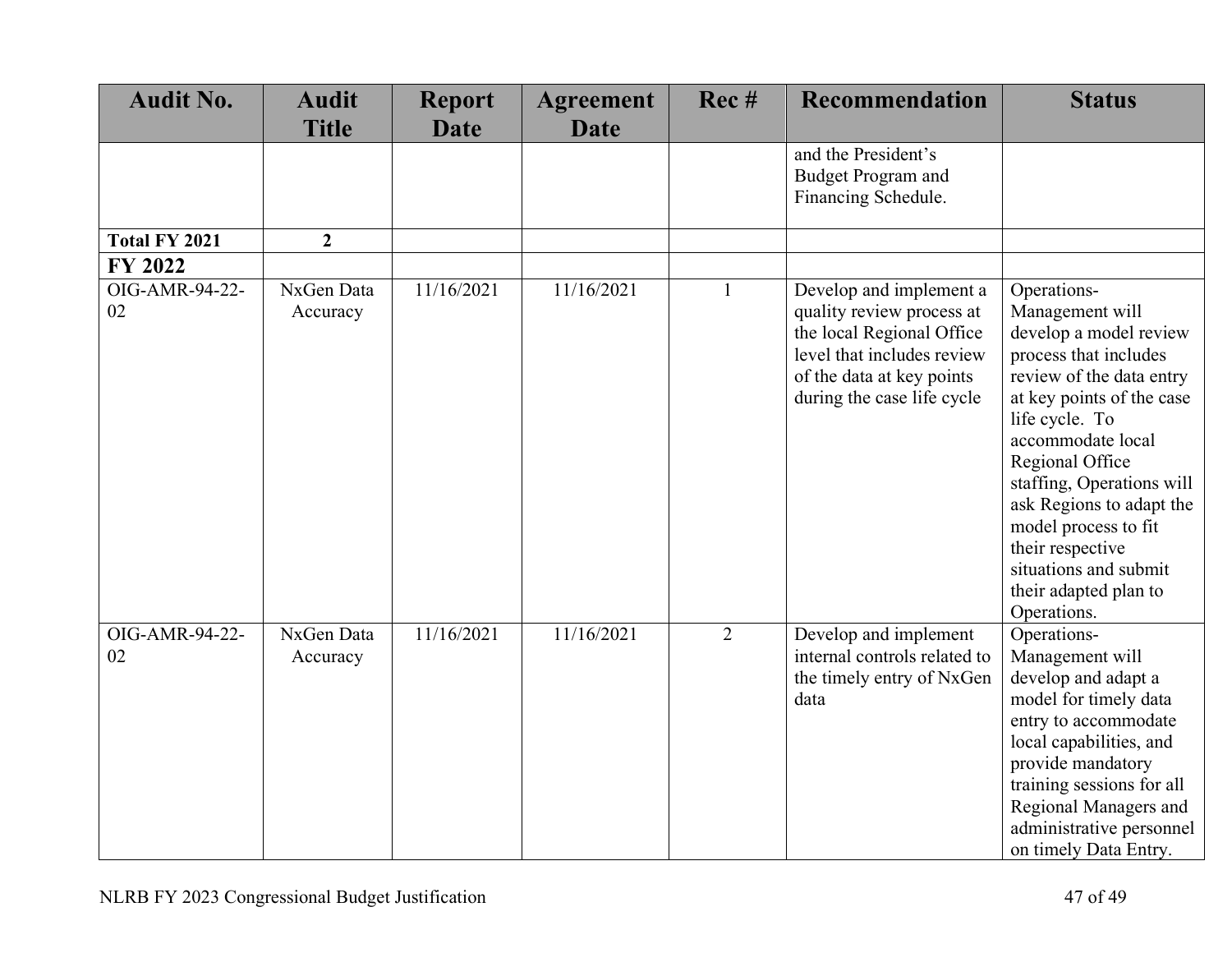| Audit No. | Audit Title | Report Date | Agreement Date | Rec # | Recommendation | Status |
|---|---|---|---|---|---|---|
| | | | | | and the President's Budget Program and Financing Schedule. | |
| **Total FY 2021** | **2** | | | | | |
| **FY 2022** | | | | | | |
| OIG-AMR-94-22-02 | NxGen Data Accuracy | 11/16/2021 | 11/16/2021 | 1 | Develop and implement a quality review process at the local Regional Office level that includes review of the data at key points during the case life cycle | Operations-Management will develop a model review process that includes review of the data entry at key points of the case life cycle. To accommodate local Regional Office staffing, Operations will ask Regions to adapt the model process to fit their respective situations and submit their adapted plan to Operations. |
| OIG-AMR-94-22-02 | NxGen Data Accuracy | 11/16/2021 | 11/16/2021 | 2 | Develop and implement internal controls related to the timely entry of NxGen data | Operations-Management will develop and adapt a model for timely data entry to accommodate local capabilities, and provide mandatory training sessions for all Regional Managers and administrative personnel on timely Data Entry. |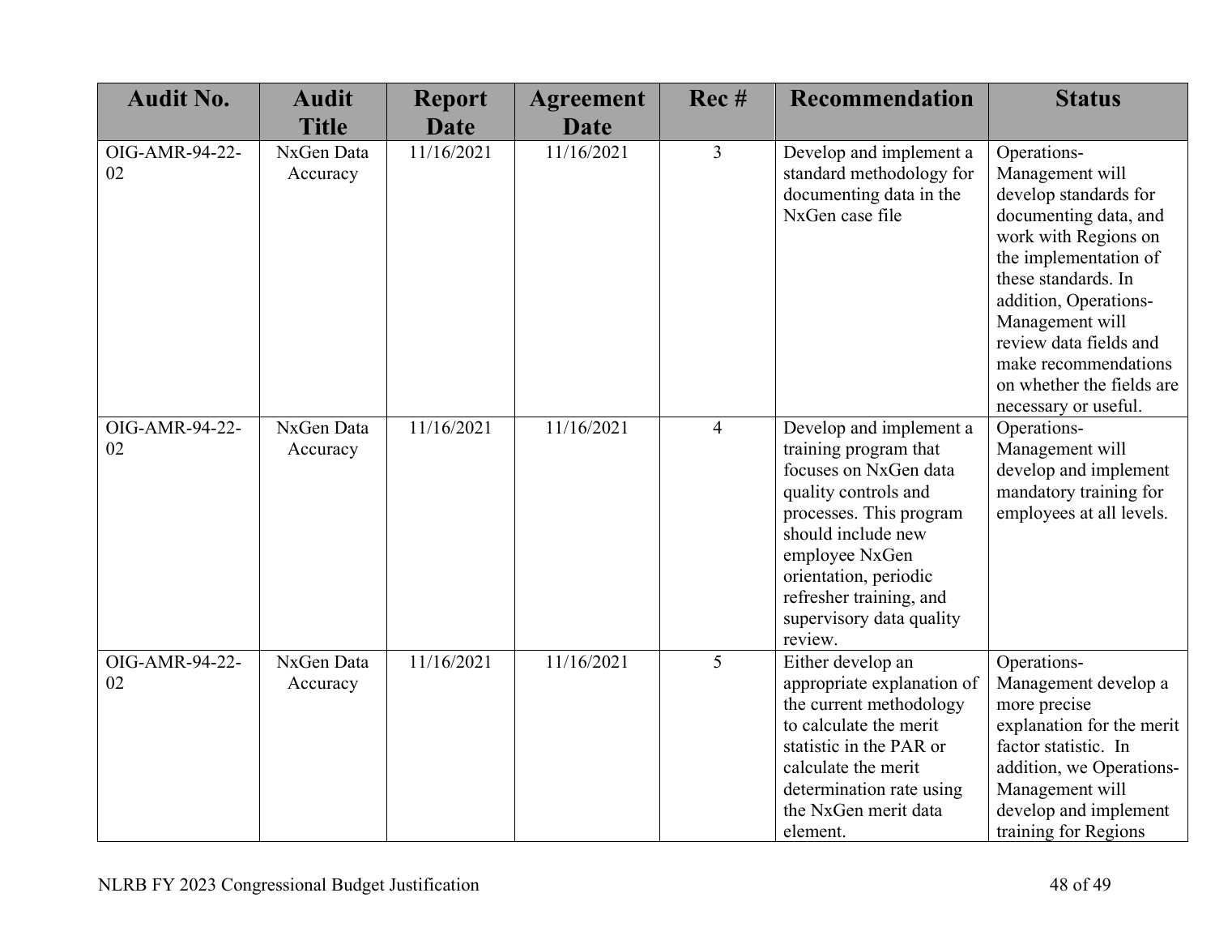| Audit No. | Audit Title | Report Date | Agreement Date | Rec # | Recommendation | Status |
|---|---|---|---|---|---|---|
| OIG-AMR-94-22-02 | NxGen Data Accuracy | 11/16/2021 | 11/16/2021 | 3 | Develop and implement a standard methodology for documenting data in the NxGen case file | Operations-Management will develop standards for documenting data, and work with Regions on the implementation of these standards. In addition, Operations-Management will review data fields and make recommendations on whether the fields are necessary or useful. |
| OIG-AMR-94-22-02 | NxGen Data Accuracy | 11/16/2021 | 11/16/2021 | 4 | Develop and implement a training program that focuses on NxGen data quality controls and processes. This program should include new employee NxGen orientation, periodic refresher training, and supervisory data quality review. | Operations-Management will develop and implement mandatory training for employees at all levels. |
| OIG-AMR-94-22-02 | NxGen Data Accuracy | 11/16/2021 | 11/16/2021 | 5 | Either develop an appropriate explanation of the current methodology to calculate the merit statistic in the PAR or calculate the merit determination rate using the NxGen merit data element. | Operations-Management develop a more precise explanation for the merit factor statistic. In addition, we Operations-Management will develop and implement training for Regions |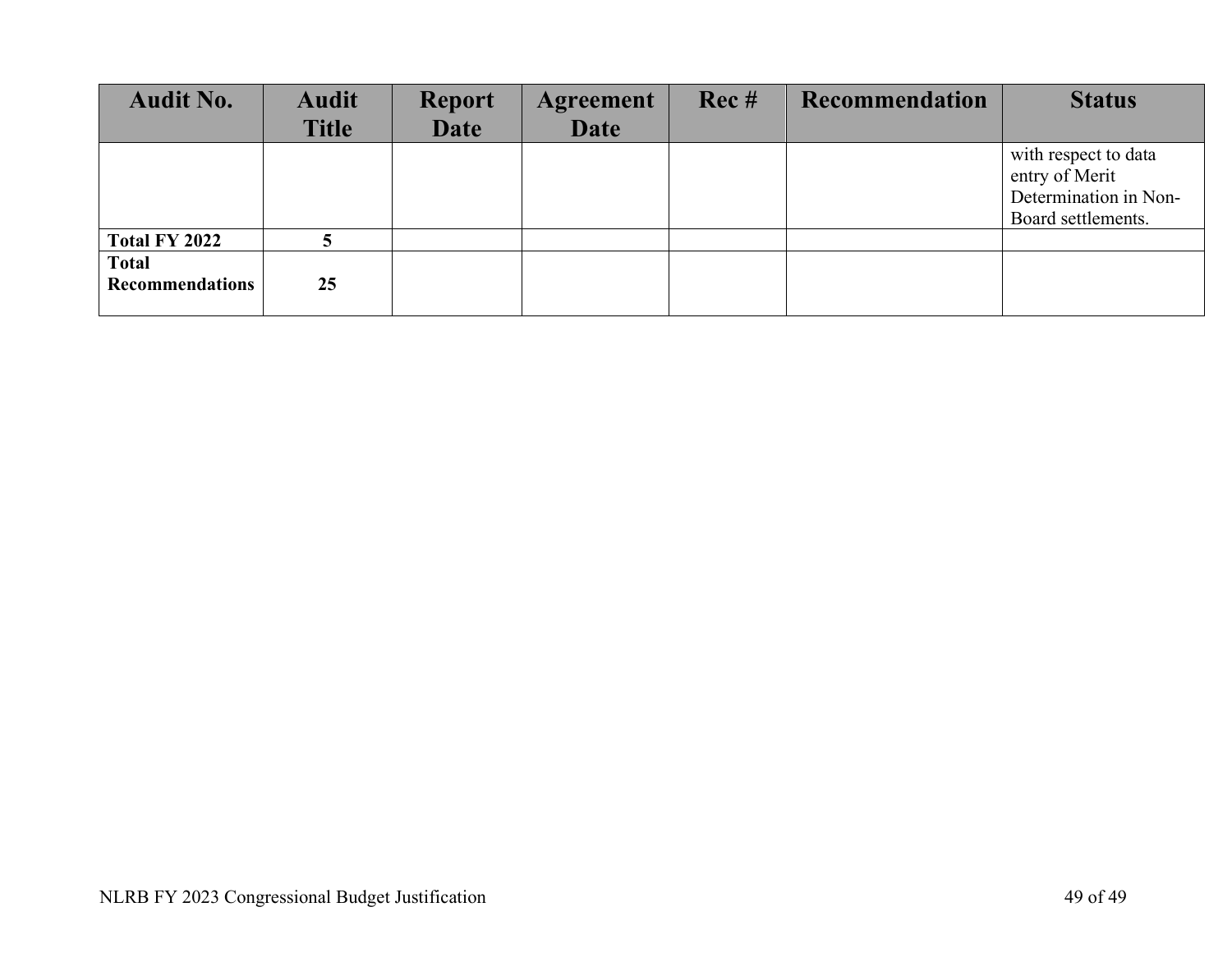| Audit No. | Audit Title | Report Date | Agreement Date | Rec # | Recommendation | Status |
|---|---|---|---|---|---|---|
| | | | | | | with respect to data entry of Merit Determination in Non-Board settlements. |
| **Total FY 2022** | **5** | | | | | |
| **Total Recommendations** | **25** | | | | | |